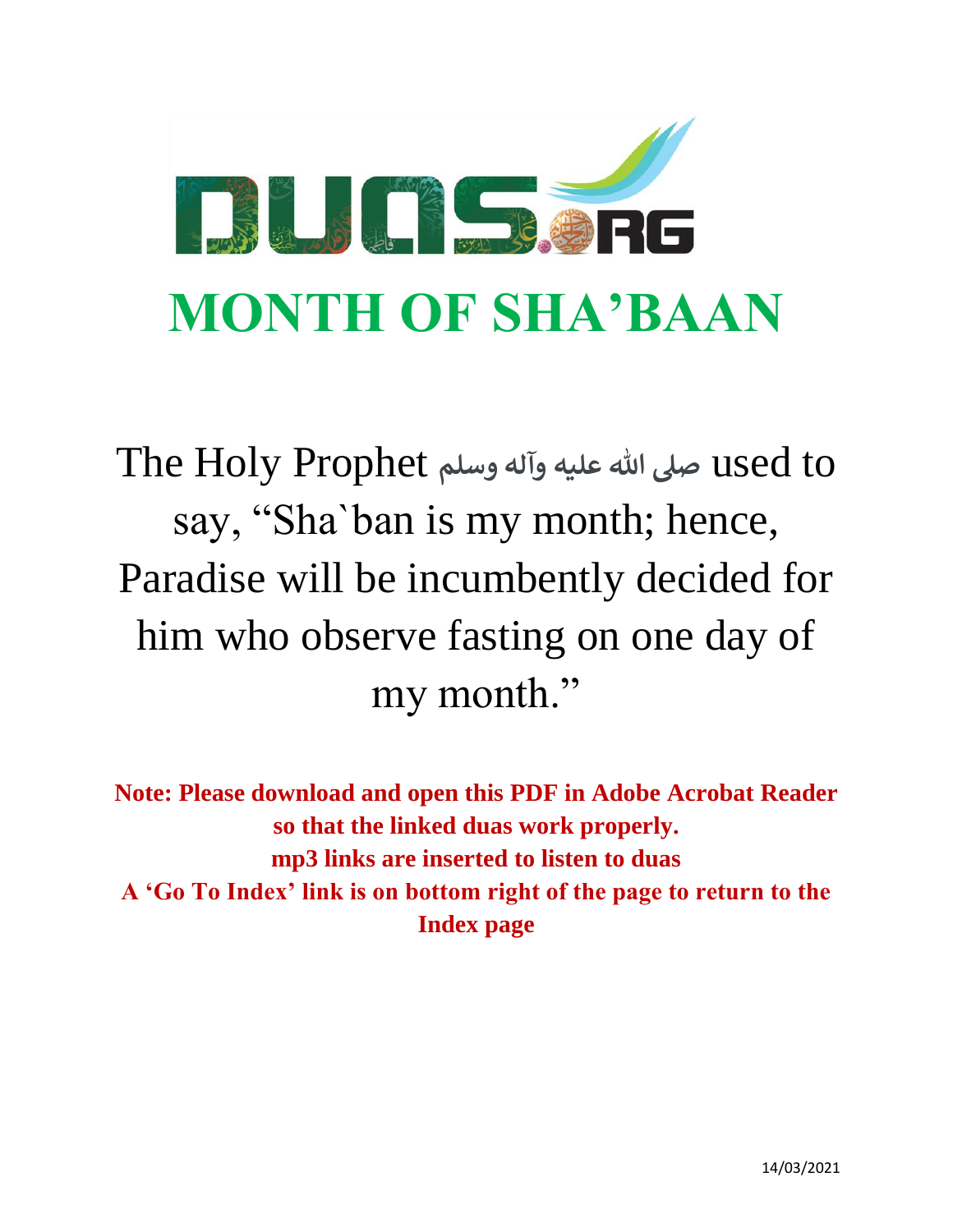DUAS.ORG

# MONTH OF SHA'BAAN

The Holy Prophet صلى الله عليه وآله وسلم used to say, "Sha`ban is my month; hence, Paradise will be incumbently decided for him who observe fasting on one day of my month."

**Note: Please download and open this PDF in Adobe Acrobat Reader so that the linked duas work properly.**
**mp3 links are inserted to listen to duas**
**A 'Go To Index' link is on bottom right of the page to return to the Index page**

14/03/2021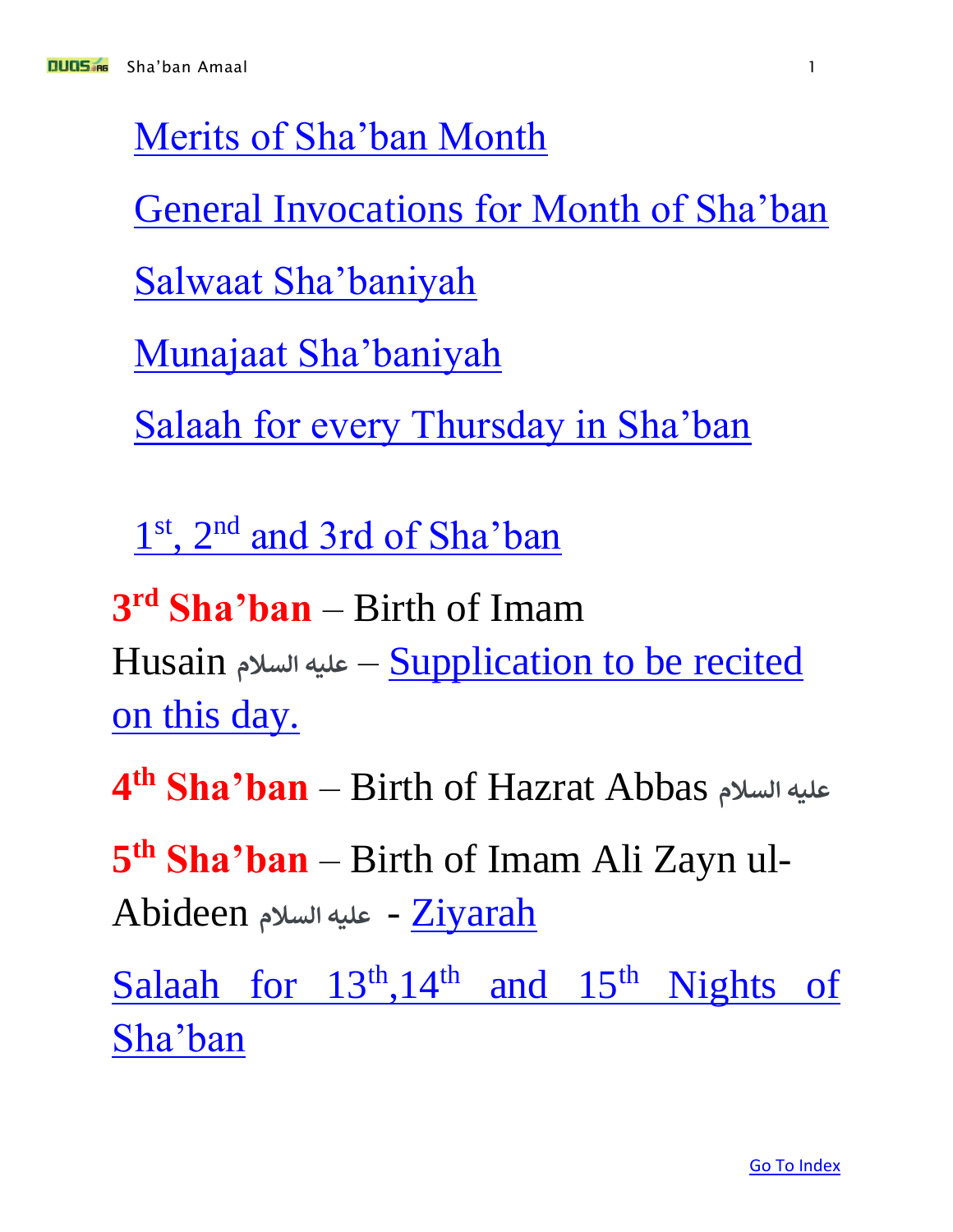Merits of Sha'ban Month

General Invocations for Month of Sha'ban

Salwaat Sha'baniyah

Munajaat Sha'baniyah

Salaah for every Thursday in Sha'ban

1st, 2nd and 3rd of Sha'ban

**3rd Sha'ban** – Birth of Imam Husain عليه السلام – Supplication to be recited on this day.

**4th Sha'ban** – Birth of Hazrat Abbas عليه السلام

**5th Sha'ban** – Birth of Imam Ali Zayn ul-Abideen عليه السلام - Ziyarah

Salaah for 13th,14th and 15th Nights of Sha'ban

Go To Index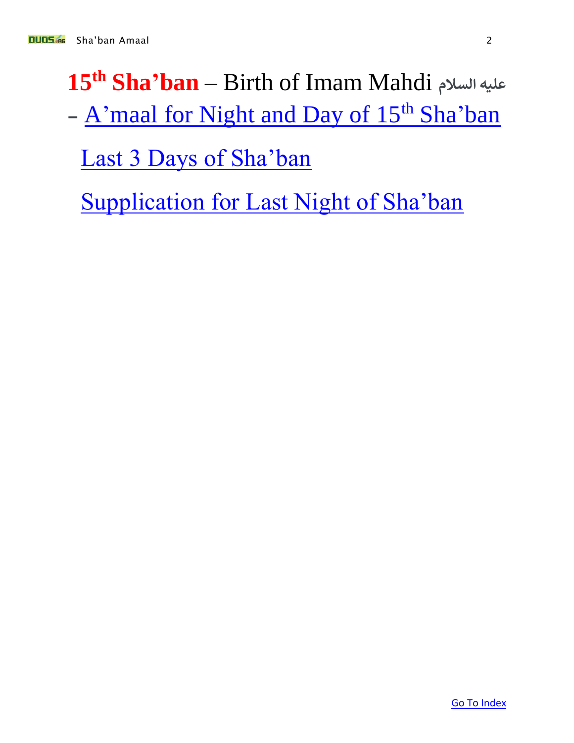**15th Sha'ban** – Birth of Imam Mahdi عليه السلام

- A'maal for Night and Day of 15th Sha'ban

Last 3 Days of Sha'ban

Supplication for Last Night of Sha'ban

Go To Index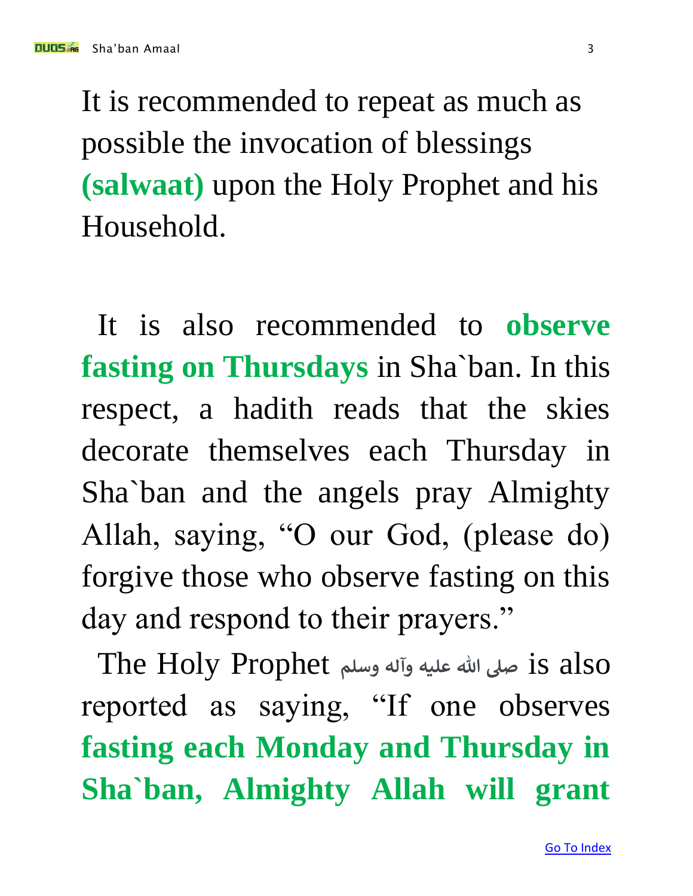It is recommended to repeat as much as possible the invocation of blessings **(salwaat)** upon the Holy Prophet and his Household.

It is also recommended to **observe fasting on Thursdays** in Sha`ban. In this respect, a hadith reads that the skies decorate themselves each Thursday in Sha`ban and the angels pray Almighty Allah, saying, "O our God, (please do) forgive those who observe fasting on this day and respond to their prayers."

The Holy Prophet صلى الله عليه وآله وسلم is also reported as saying, "If one observes **fasting each Monday and Thursday in Sha`ban, Almighty Allah will grant**

[Go To Index]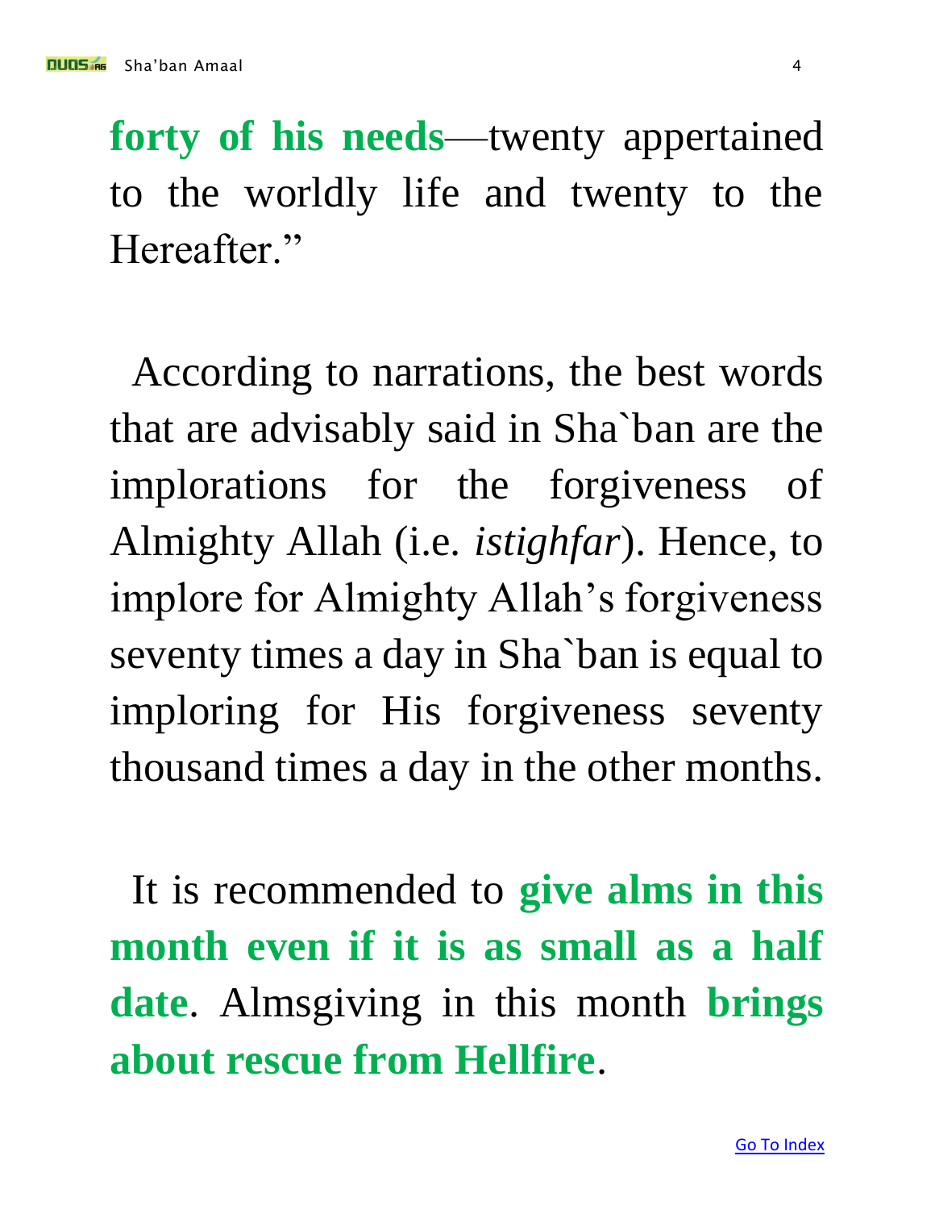**forty of his needs**—twenty appertained to the worldly life and twenty to the Hereafter."

According to narrations, the best words that are advisably said in Sha`ban are the implorations for the forgiveness of Almighty Allah (i.e. *istighfar*). Hence, to implore for Almighty Allah's forgiveness seventy times a day in Sha`ban is equal to imploring for His forgiveness seventy thousand times a day in the other months.

It is recommended to **give alms in this month even if it is as small as a half date**. Almsgiving in this month **brings about rescue from Hellfire**.

Go To Index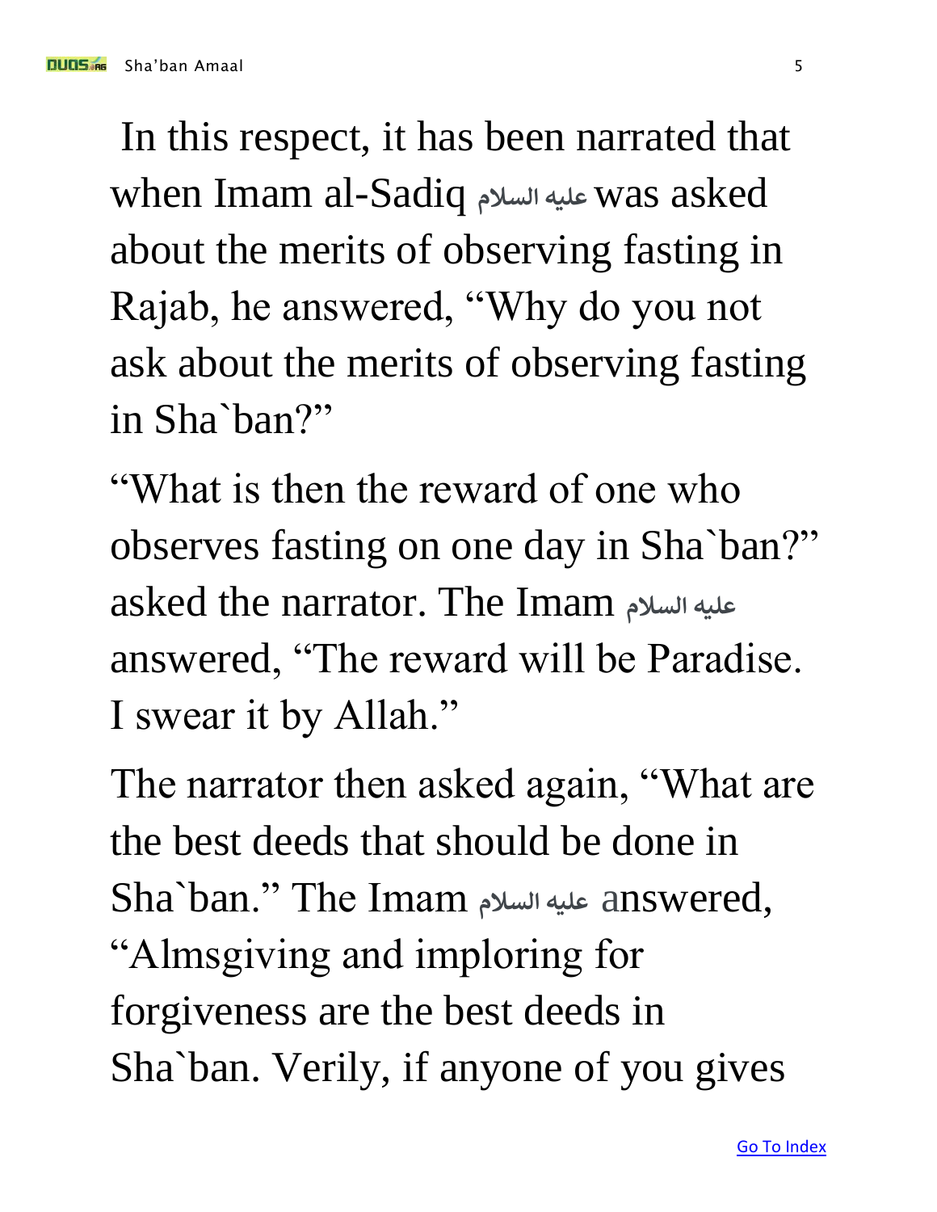In this respect, it has been narrated that when Imam al-Sadiq عليه السلام was asked about the merits of observing fasting in Rajab, he answered, “Why do you not ask about the merits of observing fasting in Sha`ban?”

“What is then the reward of one who observes fasting on one day in Sha`ban?” asked the narrator. The Imam عليه السلام answered, “The reward will be Paradise. I swear it by Allah.”

The narrator then asked again, “What are the best deeds that should be done in Sha`ban.” The Imam عليه السلام answered, “Almsgiving and imploring for forgiveness are the best deeds in Sha`ban. Verily, if anyone of you gives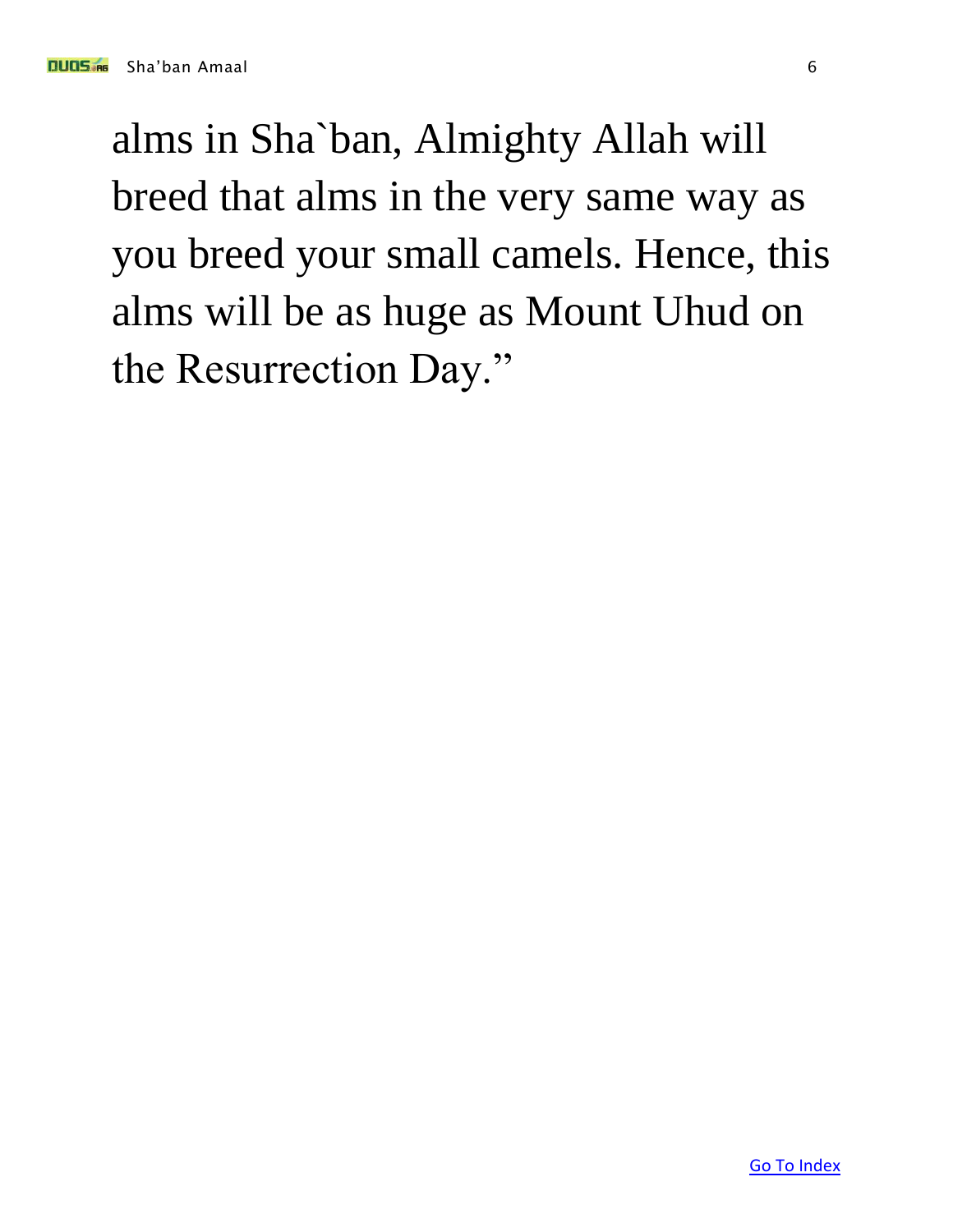alms in Sha`ban, Almighty Allah will breed that alms in the very same way as you breed your small camels. Hence, this alms will be as huge as Mount Uhud on the Resurrection Day."

Go To Index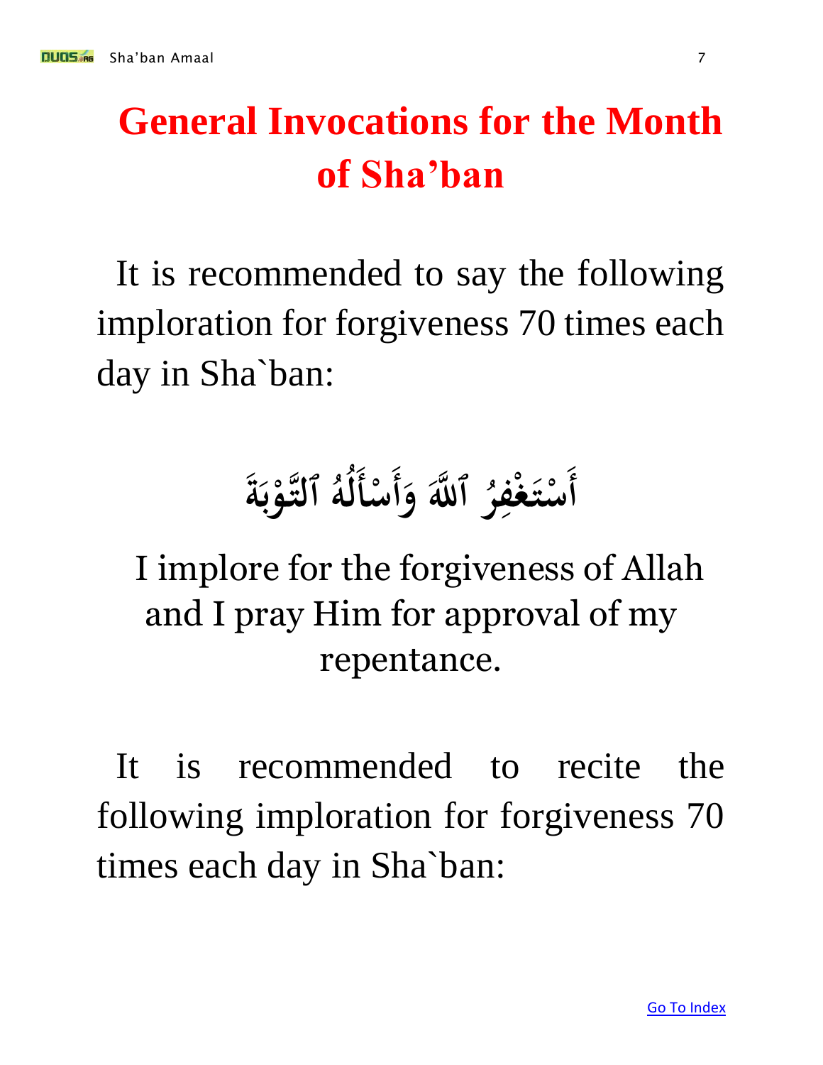# General Invocations for the Month of Sha'ban

It is recommended to say the following imploration for forgiveness 70 times each day in Sha`ban:

أَسْتَغْفِرُ ٱللَّهَ وَأَسْأَلُهُ ٱلتَّوْبَةَ

I implore for the forgiveness of Allah and I pray Him for approval of my repentance.

It is recommended to recite the following imploration for forgiveness 70 times each day in Sha`ban: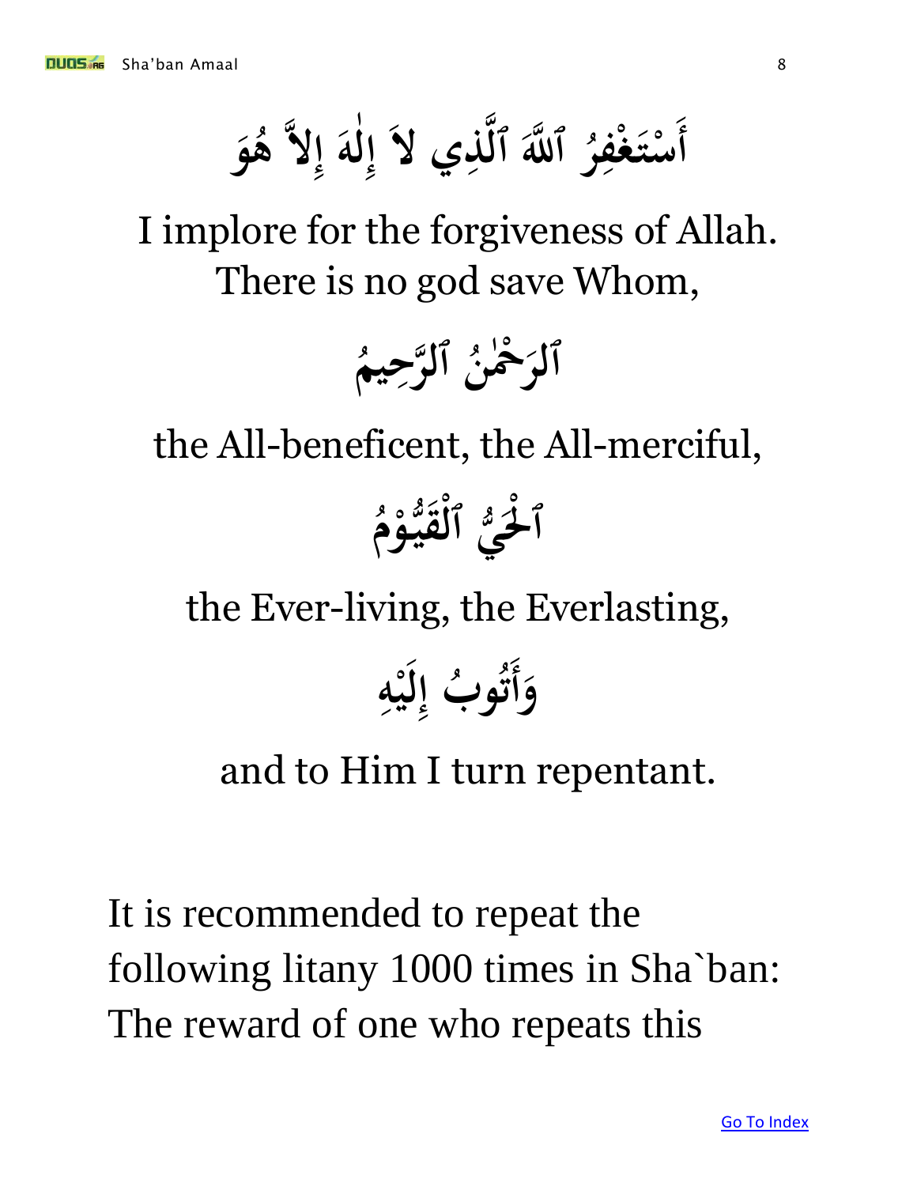أَسْتَغْفِرُ ٱللَّهَ ٱلَّذِي لاَ إِلٰهَ إِلاَّ هُوَ

I implore for the forgiveness of Allah. There is no god save Whom,

ٱلرَّحْمٰنُ ٱلرَّحِيمُ

the All-beneficent, the All-merciful,

ٱلْحَيُّ ٱلْقَيُّوْمُ

the Ever-living, the Everlasting,

وَأَتُوبُ إِلَيْهِ

and to Him I turn repentant.

It is recommended to repeat the following litany 1000 times in Sha`ban: The reward of one who repeats this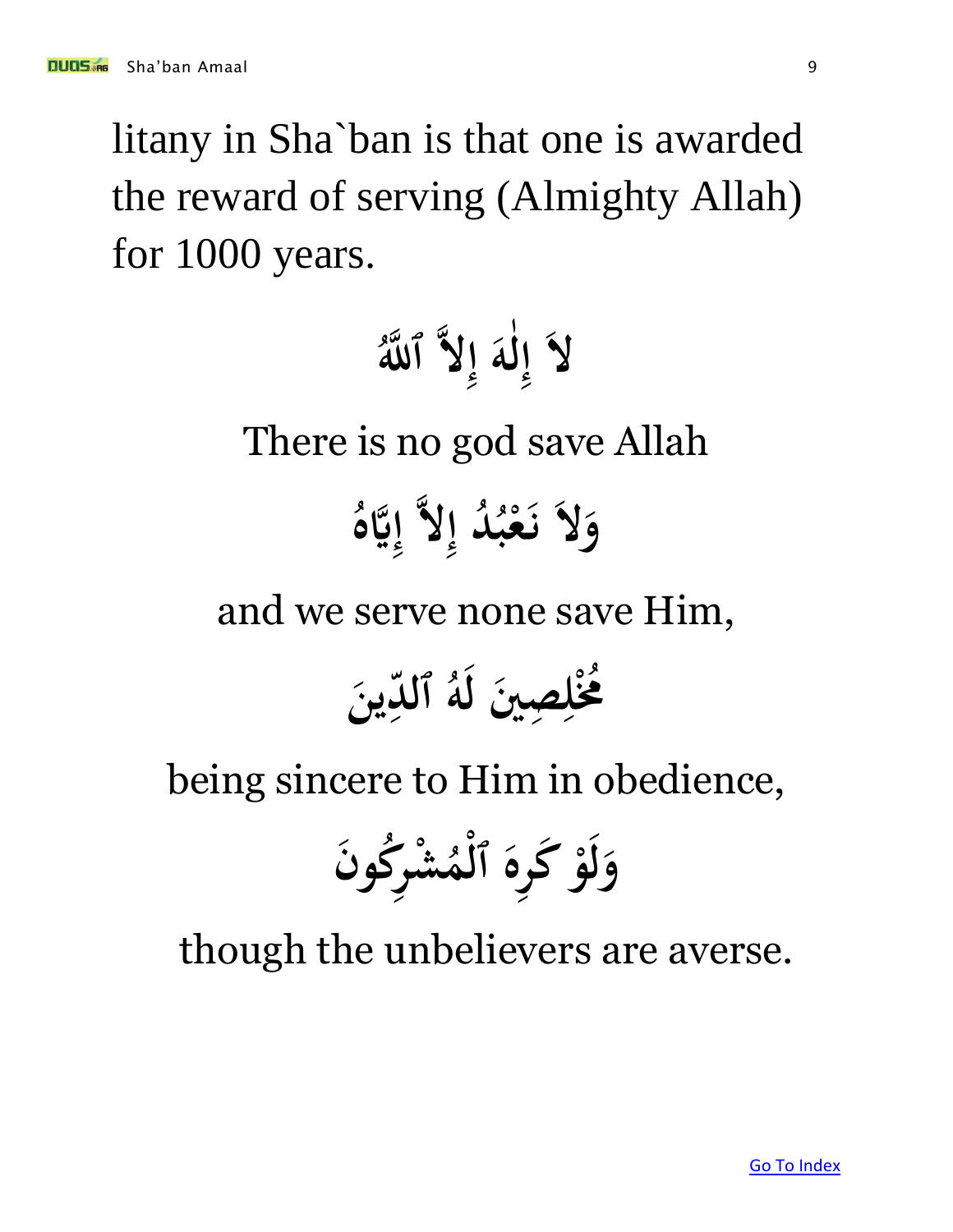litany in Sha`ban is that one is awarded the reward of serving (Almighty Allah) for 1000 years.

لاَ إِلٰهَ إِلاَّ ٱللَّهُ

There is no god save Allah

وَلاَ نَعْبُدُ إِلاَّ إِيَّاهُ

and we serve none save Him,

مُخْلِصِينَ لَهُ ٱلدِّينَ

being sincere to Him in obedience,

وَلَوْ كَرِهَ ٱلْمُشْرِكُونَ

though the unbelievers are averse.

Go To Index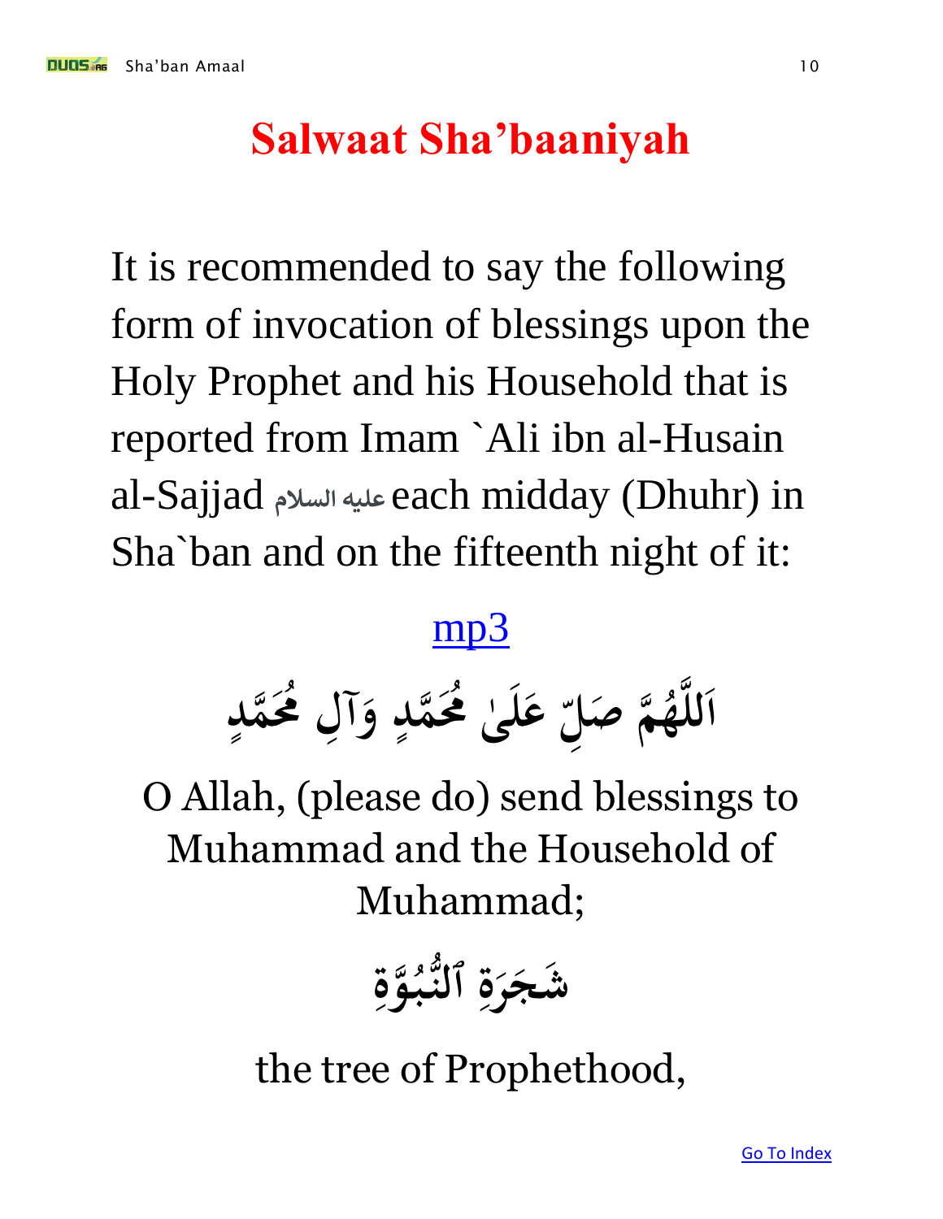# Salwaat Sha'baaniyah

It is recommended to say the following form of invocation of blessings upon the Holy Prophet and his Household that is reported from Imam `Ali ibn al-Husain al-Sajjad عليه السلام each midday (Dhuhr) in Sha`ban and on the fifteenth night of it:

mp3

اَللَّهُمَّ صَلِّ عَلَىٰ مُحَمَّدٍ وَآلِ مُحَمَّدٍ

O Allah, (please do) send blessings to Muhammad and the Household of Muhammad;

شَجَرَةِ ٱلنُّبُوَّةِ

the tree of Prophethood,

Go To Index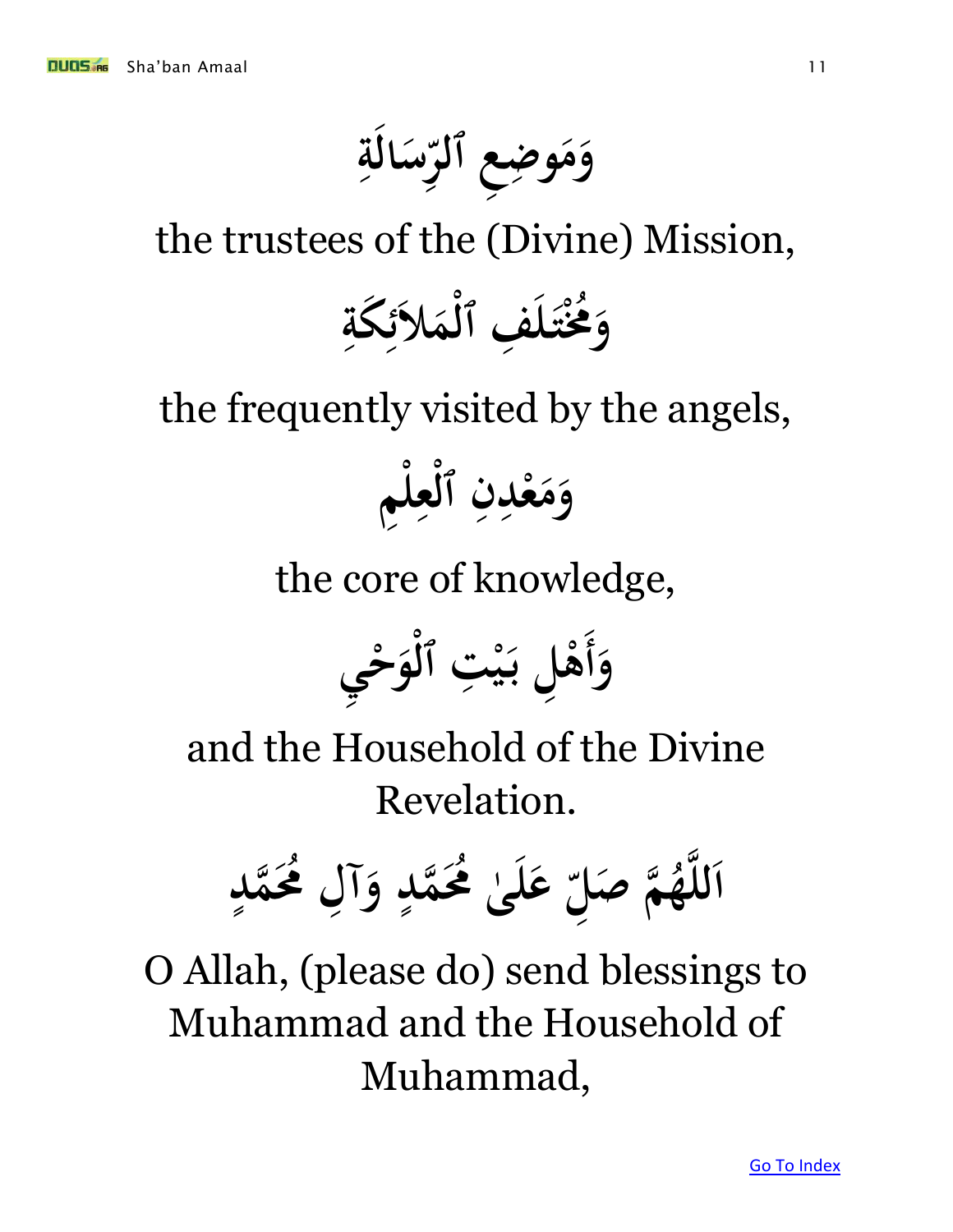وَمَوضِعِ ٱلرِّسَالَةِ

the trustees of the (Divine) Mission,

وَمُخْتَلَفِ ٱلْمَلاَئِكَةِ

the frequently visited by the angels,

وَمَعْدِنِ ٱلْعِلْمِ

the core of knowledge,

وَأَهْلِ بَيْتِ ٱلْوَحْيِ

and the Household of the Divine Revelation.

اَللَّهُمَّ صَلِّ عَلَىٰ مُحَمَّدٍ وَآلِ مُحَمَّدٍ

O Allah, (please do) send blessings to Muhammad and the Household of Muhammad,

Go To Index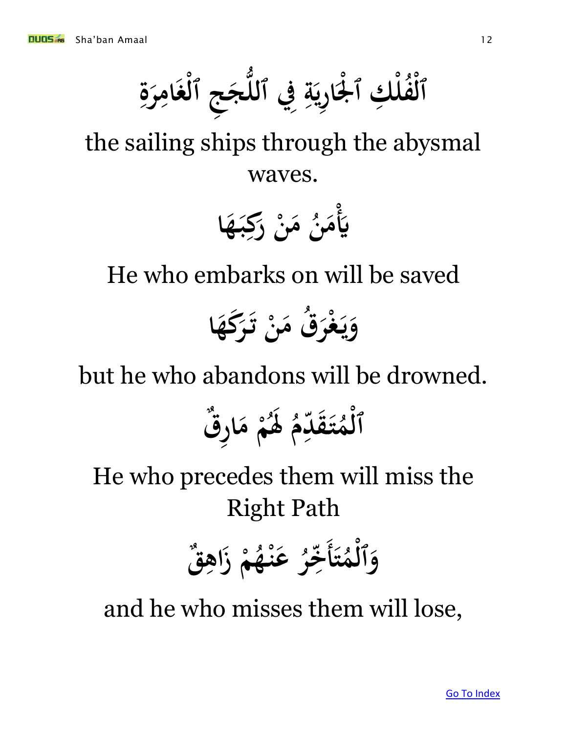ٱلْفُلْكِ ٱلْجَارِيَةِ فِي ٱللُّجَجِ ٱلْغَامِرَةِ

the sailing ships through the abysmal waves.

يَأْمَنُ مَنْ رَكِبَهَا

He who embarks on will be saved

وَيَغْرَقُ مَنْ تَرَكَهَا

but he who abandons will be drowned.

ٱلْمُتَقَدِّمُ لَهُمْ مَارِقٌ

He who precedes them will miss the Right Path

وَٱلْمُتَأَخِّرُ عَنْهُمْ زَاهِقٌ

and he who misses them will lose,

[Go To Index]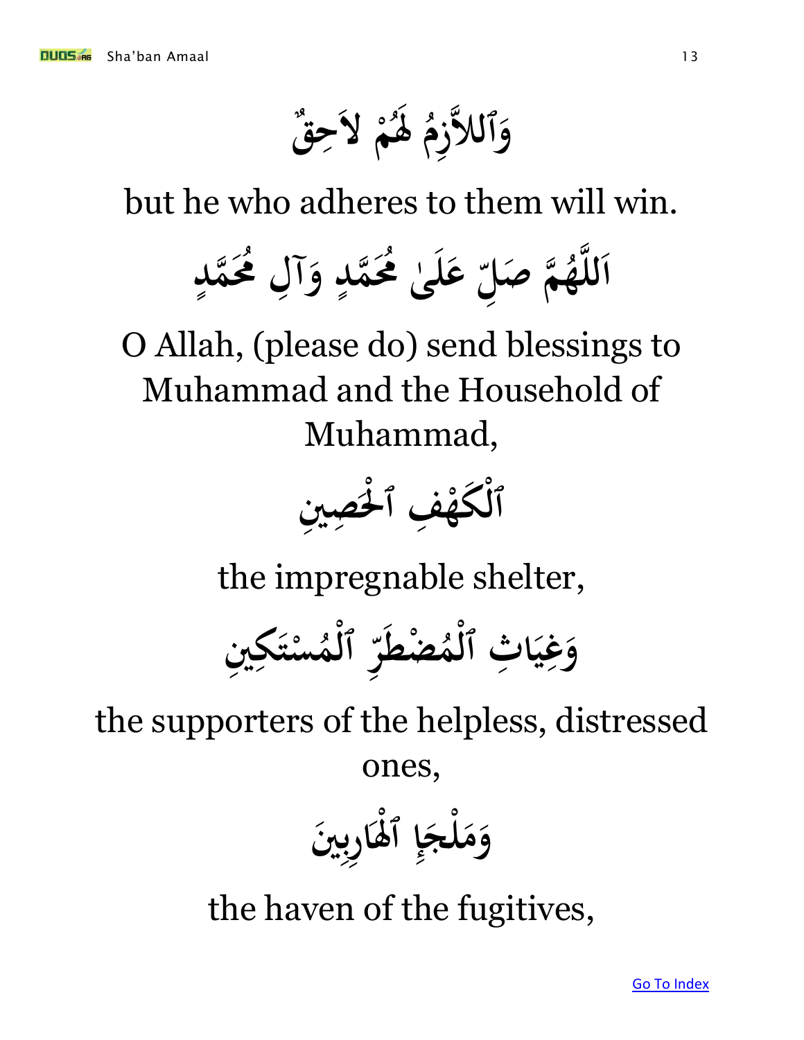وَٱللاَّزِمُ لَهُمْ لاَحِقٌ

but he who adheres to them will win.

اَللَّهُمَّ صَلِّ عَلَىٰ مُحَمَّدٍ وَآلِ مُحَمَّدٍ

O Allah, (please do) send blessings to Muhammad and the Household of Muhammad,

ٱلْكَهْفِ ٱلْحَصِينِ

the impregnable shelter,

وَغِيَاثِ ٱلْمُضْطَرِّ ٱلْمُسْتَكِينِ

the supporters of the helpless, distressed ones,

وَمَلْجَإِ ٱلْهَارِبِينَ

the haven of the fugitives,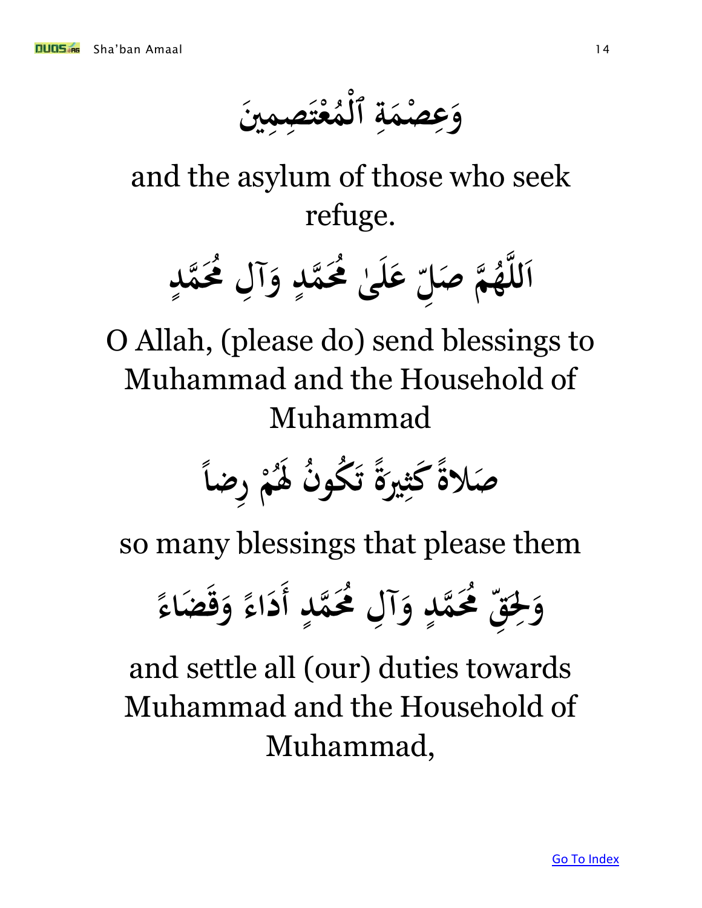وَعِصْمَةِ ٱلْمُعْتَصِمِينَ

and the asylum of those who seek refuge.

اَللَّهُمَّ صَلِّ عَلَىٰ مُحَمَّدٍ وَآلِ مُحَمَّدٍ

O Allah, (please do) send blessings to Muhammad and the Household of Muhammad

صَلاةً كَثِيرَةً تَكُونُ لَهُمْ رِضاً

so many blessings that please them

وَلِحَقِّ مُحَمَّدٍ وَآلِ مُحَمَّدٍ أَدَاءً وَقَضَاءً

and settle all (our) duties towards Muhammad and the Household of Muhammad,

Go To Index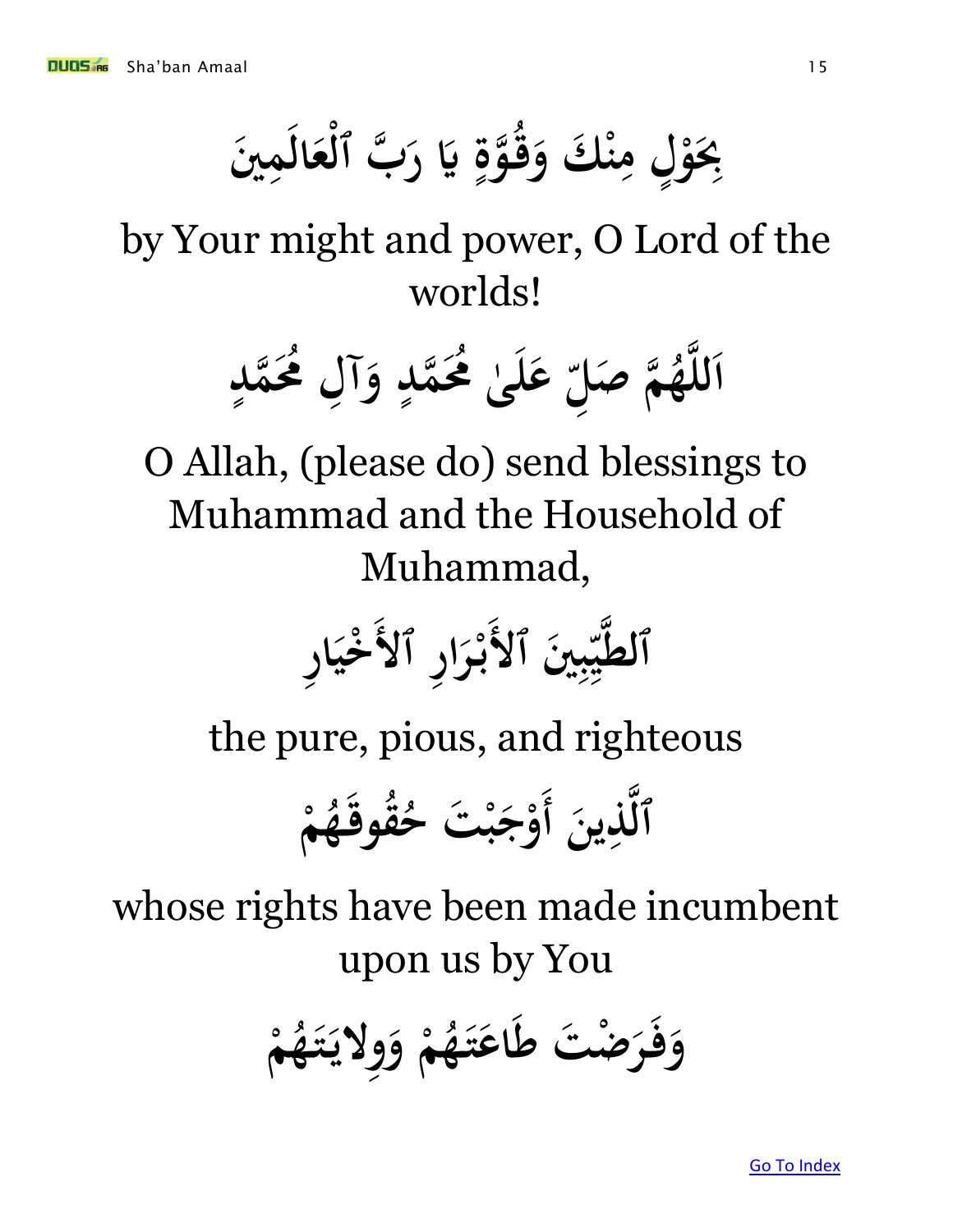بِحَوْلٍ مِنْكَ وَقُوَّةٍ يَا رَبَّ ٱلْعَالَمِينَ

by Your might and power, O Lord of the worlds!

اَللَّهُمَّ صَلِّ عَلَىٰ مُحَمَّدٍ وَآلِ مُحَمَّدٍ

O Allah, (please do) send blessings to Muhammad and the Household of Muhammad,

ٱلطَّيِّبِينَ ٱلأَبْرَارِ ٱلأَخْيَارِ

the pure, pious, and righteous

ٱلَّذِينَ أَوْجَبْتَ حُقُوقَهُمْ

whose rights have been made incumbent upon us by You

وَفَرَضْتَ طَاعَتَهُمْ وَوِلايَتَهُمْ

Go To Index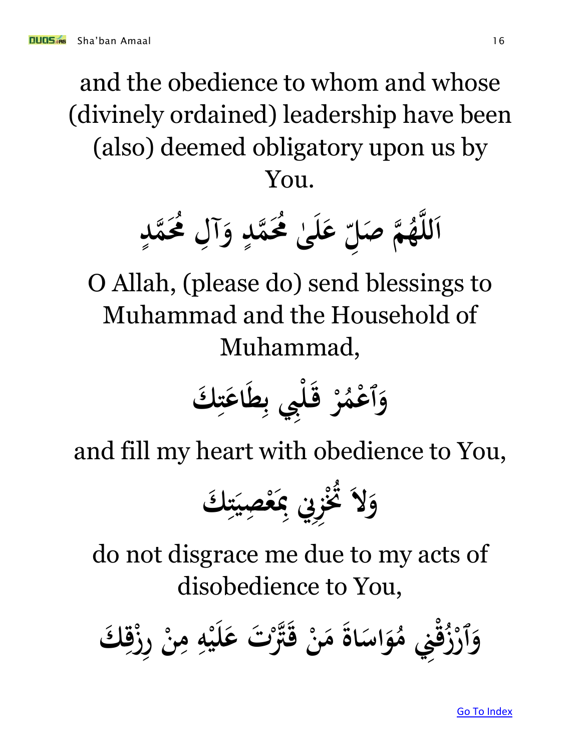and the obedience to whom and whose (divinely ordained) leadership have been (also) deemed obligatory upon us by You.

اَللَّهُمَّ صَلِّ عَلَىٰ مُحَمَّدٍ وَآلِ مُحَمَّدٍ

O Allah, (please do) send blessings to Muhammad and the Household of Muhammad,

وَٱعْمُرْ قَلْبِي بِطَاعَتِكَ

and fill my heart with obedience to You,

وَلاَ تُخْزِنِي بِمَعْصِيَتِكَ

do not disgrace me due to my acts of disobedience to You,

وَٱرْزُقْنِي مُوَاسَاةَ مَنْ قَتَّرْتَ عَلَيْهِ مِنْ رِزْقِكَ

Go To Index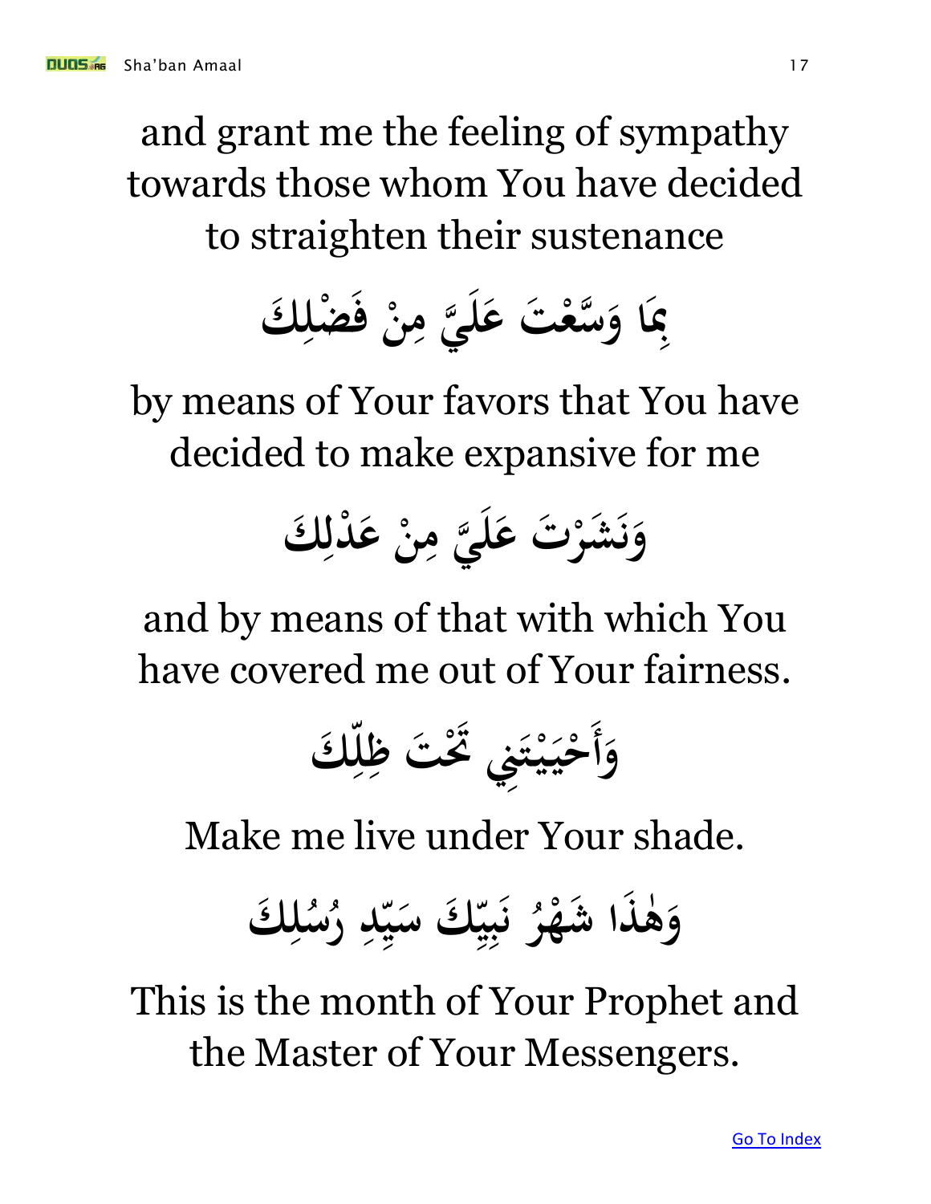and grant me the feeling of sympathy towards those whom You have decided to straighten their sustenance

بِمَا وَسَّعْتَ عَلَيَّ مِنْ فَضْلِكَ

by means of Your favors that You have decided to make expansive for me

وَنَشَرْتَ عَلَيَّ مِنْ عَدْلِكَ

and by means of that with which You have covered me out of Your fairness.

وَأَحْيَيْتَنِي تَحْتَ ظِلِّكَ

Make me live under Your shade.

وَهٰذَا شَهْرُ نَبِيِّكَ سَيِّدِ رُسُلِكَ

This is the month of Your Prophet and the Master of Your Messengers.

Go To Index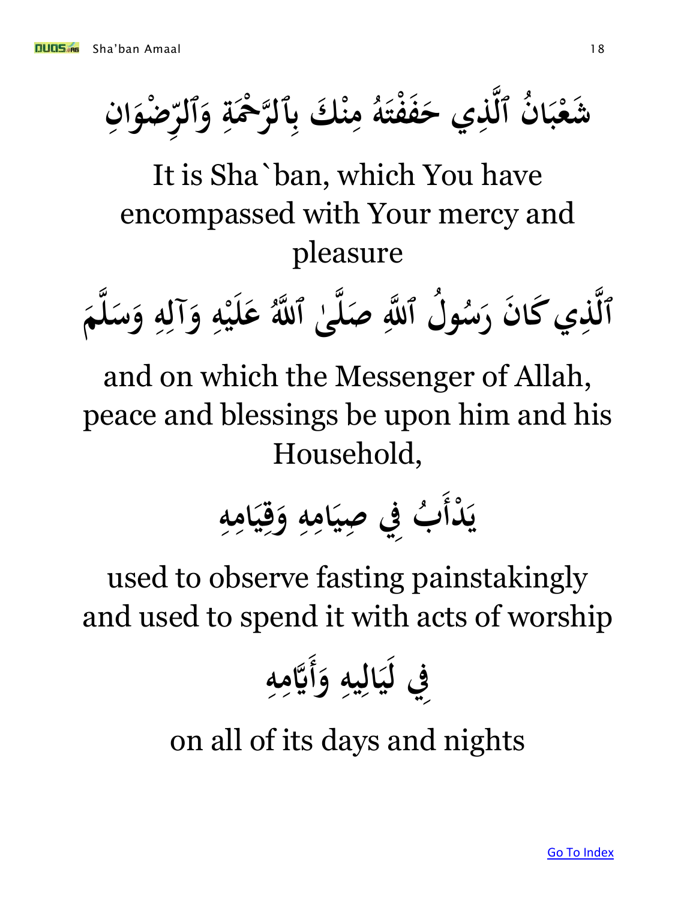شَعْبَانُ ٱلَّذِي حَفَفْتَهُ مِنْكَ بِٱلرَّحْمَةِ وَٱلرِّضْوَانِ

It is Sha`ban, which You have encompassed with Your mercy and pleasure

ٱلَّذِي كَانَ رَسُولُ ٱللَّهِ صَلَّىٰ ٱللَّهُ عَلَيْهِ وَآلِهِ وَسَلَّمَ

and on which the Messenger of Allah, peace and blessings be upon him and his Household,

يَدْأَبُ فِي صِيَامِهِ وَقِيَامِهِ

used to observe fasting painstakingly and used to spend it with acts of worship

فِي لَيَالِيهِ وَأَيَّامِهِ

on all of its days and nights

Go To Index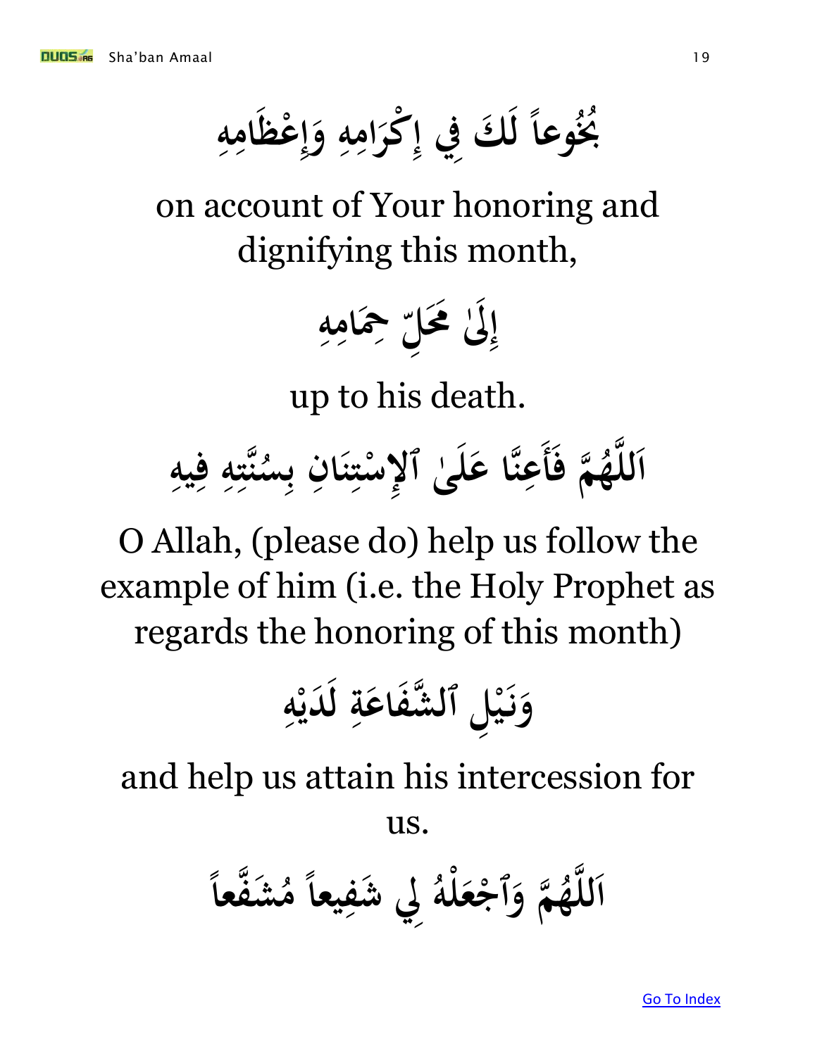بُخُوعاً لَكَ فِي إِكْرَامِهِ وَإِعْظَامِهِ

on account of Your honoring and dignifying this month,

إِلَىٰ مَحَلِّ حِمَامِهِ

up to his death.

اَللَّهُمَّ فَأَعِنَّا عَلَىٰ ٱلإِسْتِنَانِ بِسُنَّتِهِ فِيهِ

O Allah, (please do) help us follow the example of him (i.e. the Holy Prophet as regards the honoring of this month)

وَنَيْلِ ٱلشَّفَاعَةِ لَدَيْهِ

and help us attain his intercession for us.

اَللَّهُمَّ وَٱجْعَلْهُ لِي شَفِيعاً مُشَفَّعاً

[Go To Index]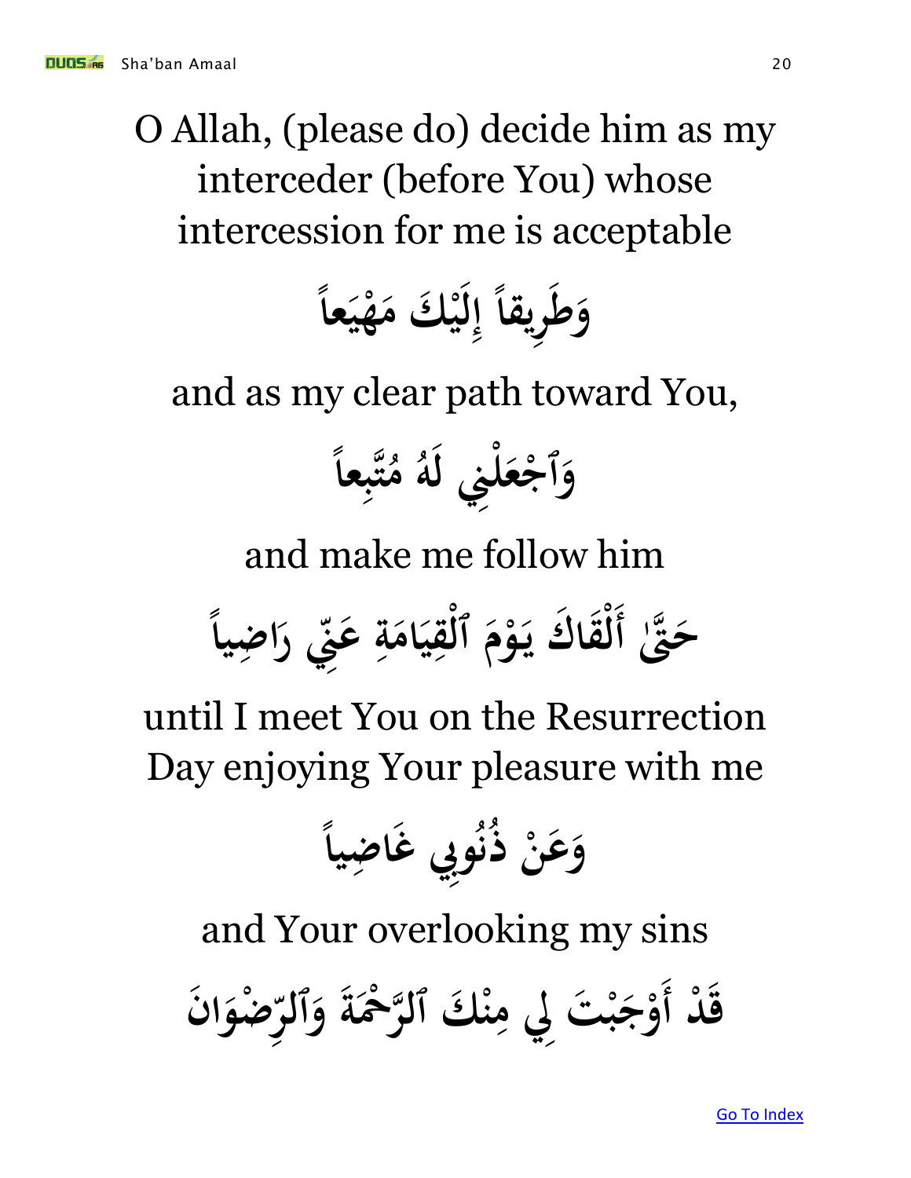O Allah, (please do) decide him as my interceder (before You) whose intercession for me is acceptable

وَطَرِيقاً إِلَيْكَ مَهْيَعاً

and as my clear path toward You,

وَٱجْعَلْنِي لَهُ مُتَّبِعاً

and make me follow him

حَتَّىٰ أَلْقَاكَ يَوْمَ ٱلْقِيَامَةِ عَنِّي رَاضِياً

until I meet You on the Resurrection Day enjoying Your pleasure with me

وَعَنْ ذُنُوبِي غَاضِياً

and Your overlooking my sins

قَدْ أَوْجَبْتَ لِي مِنْكَ ٱلرَّحْمَةَ وَٱلرِّضْوَانَ

Go To Index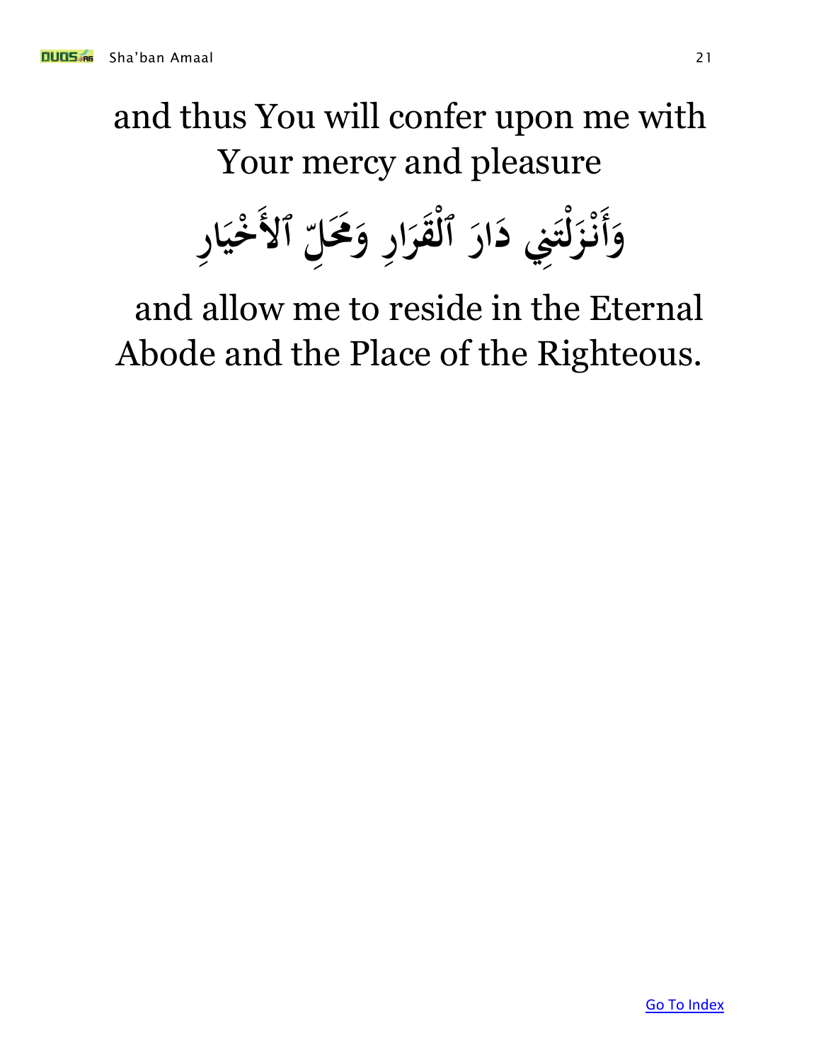and thus You will confer upon me with Your mercy and pleasure

وَأَنْزَلْتَنِي دَارَ ٱلْقَرَارِ وَمَحَلِّ ٱلأَخْيَارِ

and allow me to reside in the Eternal Abode and the Place of the Righteous.

Go To Index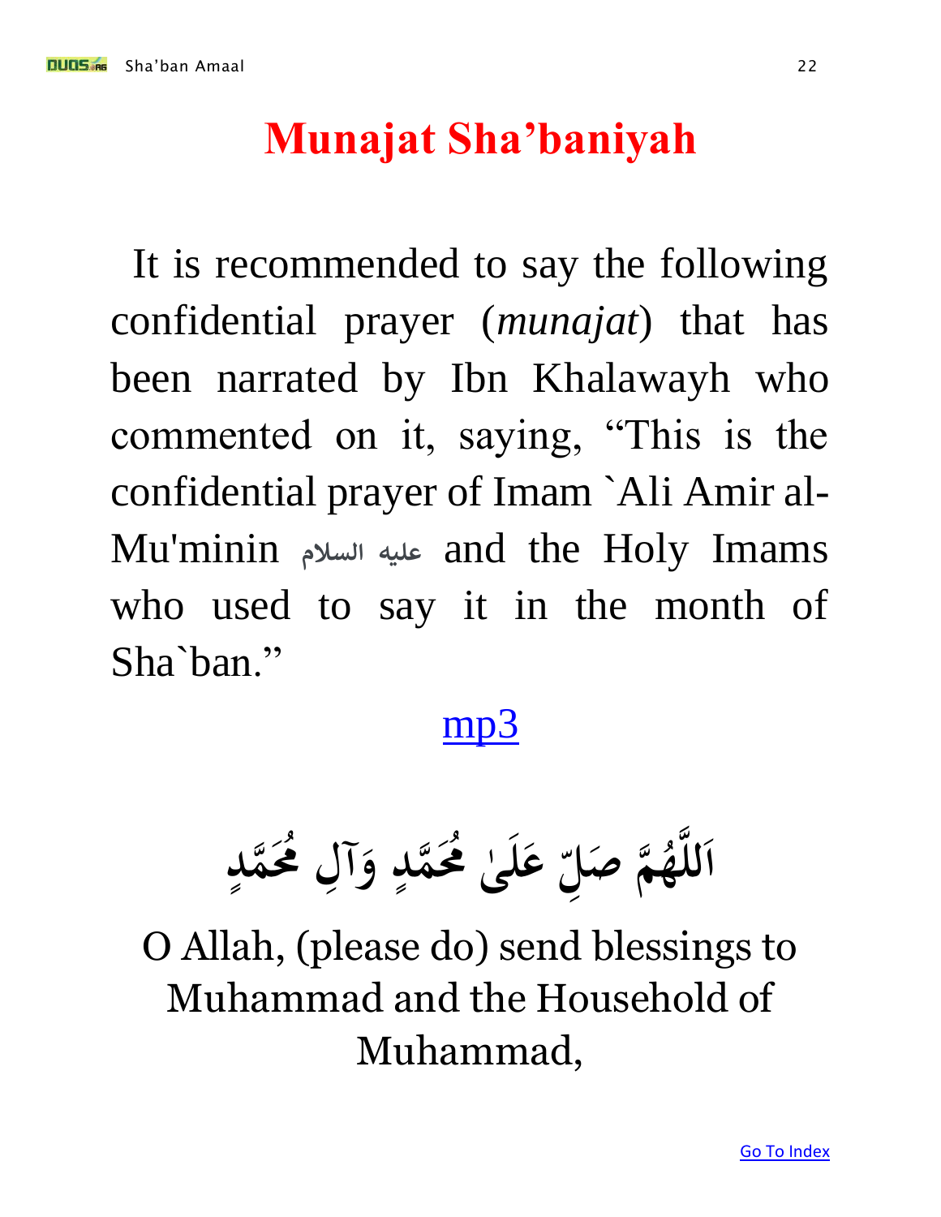# Munajat Sha'baniyah

It is recommended to say the following confidential prayer (*munajat*) that has been narrated by Ibn Khalawayh who commented on it, saying, "This is the confidential prayer of Imam `Ali Amir al-Mu'minin عليه السلام and the Holy Imams who used to say it in the month of Sha`ban."

mp3

اَللَّهُمَّ صَلِّ عَلَىٰ مُحَمَّدٍ وَآلِ مُحَمَّدٍ

O Allah, (please do) send blessings to Muhammad and the Household of Muhammad,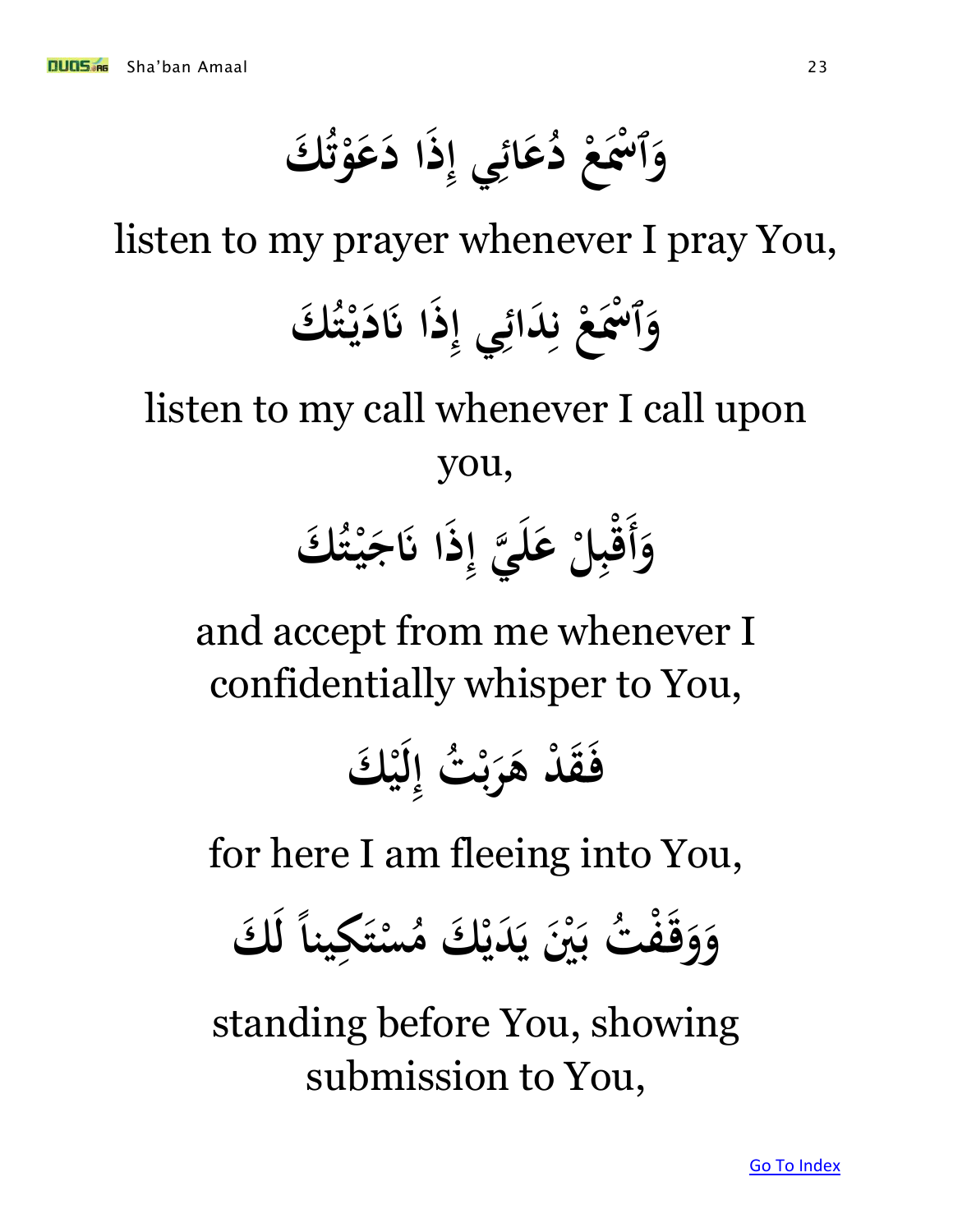وَٱسْمَعْ دُعَائِي إِذَا دَعَوْتُكَ

listen to my prayer whenever I pray You,

وَٱسْمَعْ نِدَائِي إِذَا نَادَيْتُكَ

listen to my call whenever I call upon you,

وَأَقْبِلْ عَلَيَّ إِذَا نَاجَيْتُكَ

and accept from me whenever I confidentially whisper to You,

فَقَدْ هَرَبْتُ إِلَيْكَ

for here I am fleeing into You,

وَوَقَفْتُ بَيْنَ يَدَيْكَ مُسْتَكِيناً لَكَ

standing before You, showing submission to You,

Go To Index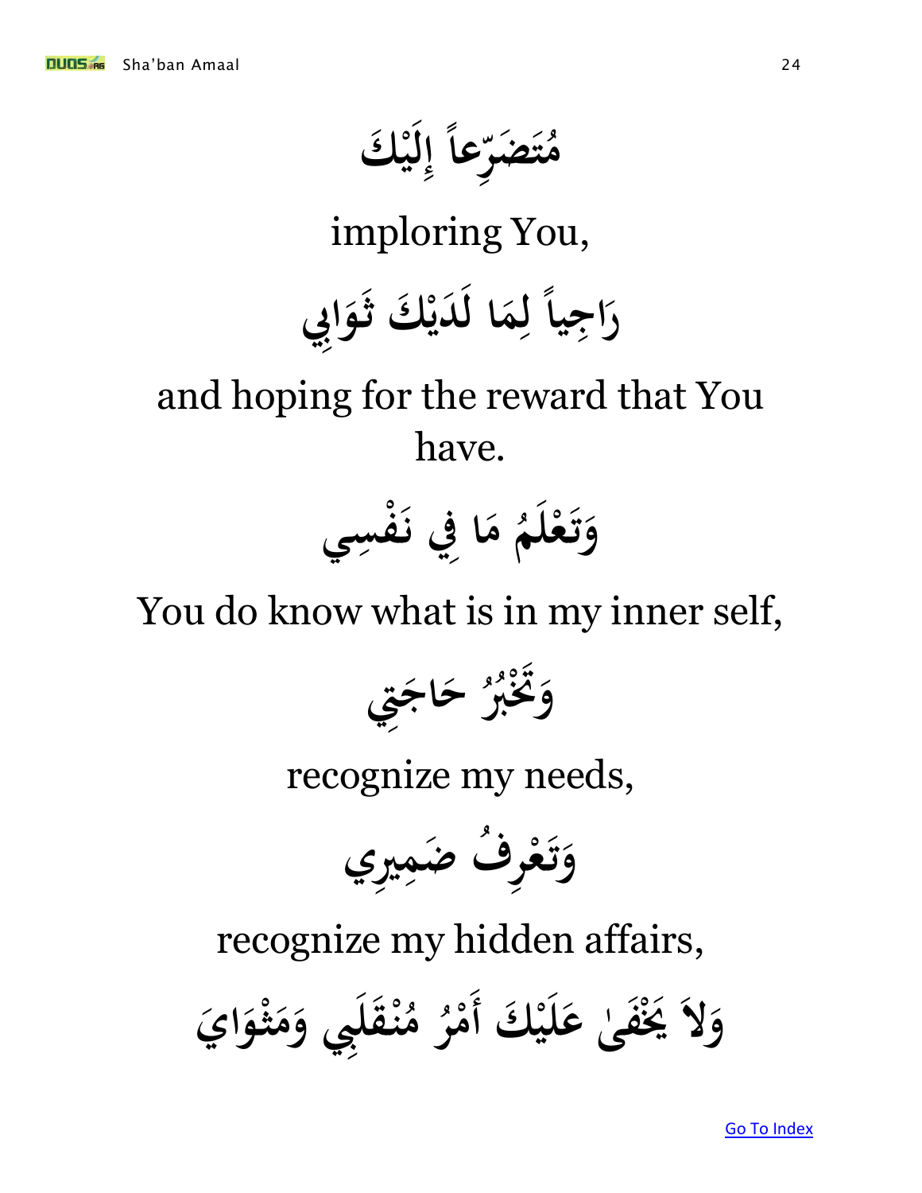مُتَضَرِّعاً إِلَيْكَ

imploring You,

رَاجِياً لِمَا لَدَيْكَ ثَوَابِي

and hoping for the reward that You have.

وَتَعْلَمُ مَا فِي نَفْسِي

You do know what is in my inner self,

وَتَخْبُرُ حَاجَتِي

recognize my needs,

وَتَعْرِفُ ضَمِيرِي

recognize my hidden affairs,

وَلاَ يَخْفَىٰ عَلَيْكَ أَمْرُ مُنْقَلَبِي وَمَثْوَايَ

[Go To Index]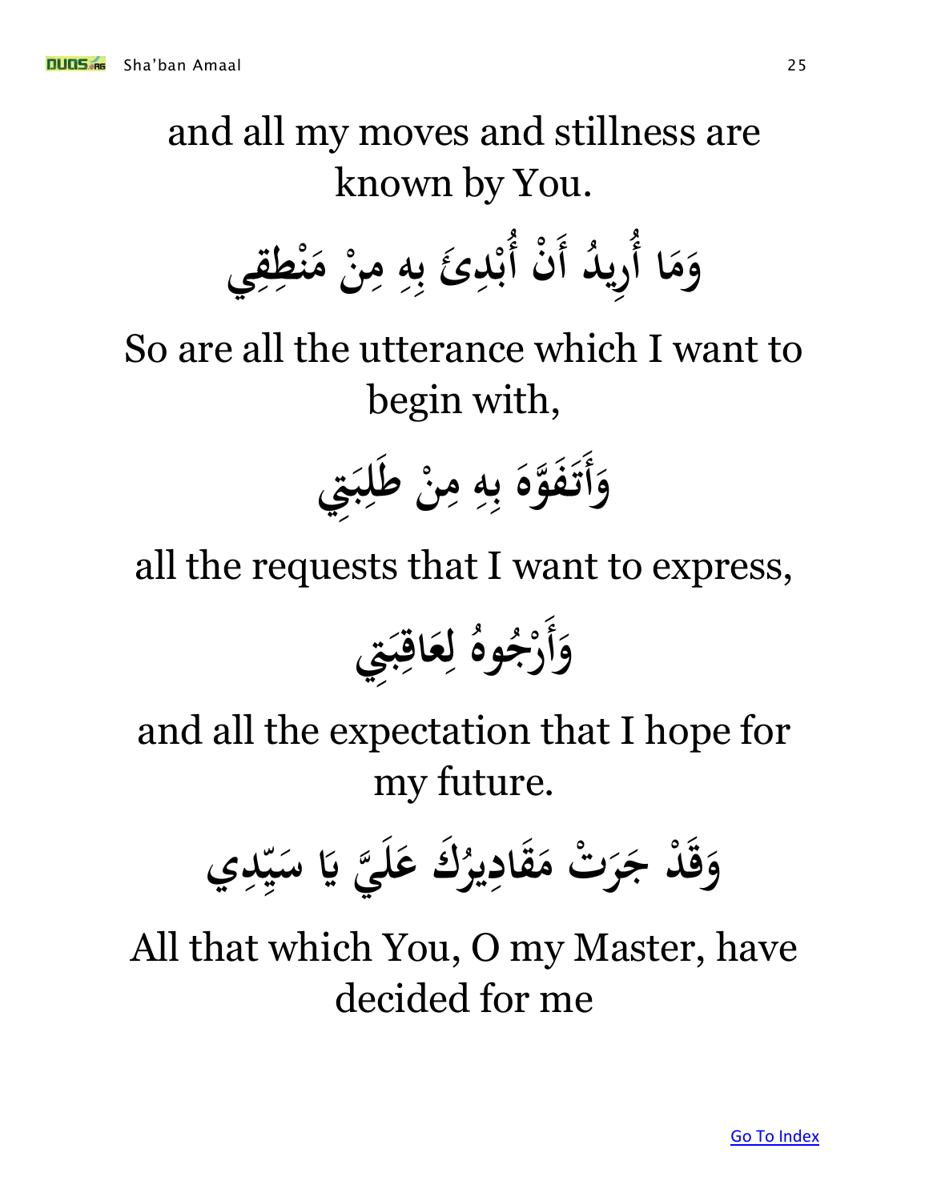and all my moves and stillness are known by You.

وَمَا أُرِيدُ أَنْ أُبْدِئَ بِهِ مِنْ مَنْطِقِي

So are all the utterance which I want to begin with,

وَأَتَفَوَّهَ بِهِ مِنْ طَلِبَتِي

all the requests that I want to express,

وَأَرْجُوهُ لِعَاقِبَتِي

and all the expectation that I hope for my future.

وَقَدْ جَرَتْ مَقَادِيرُكَ عَلَيَّ يَا سَيِّدِي

All that which You, O my Master, have decided for me

Go To Index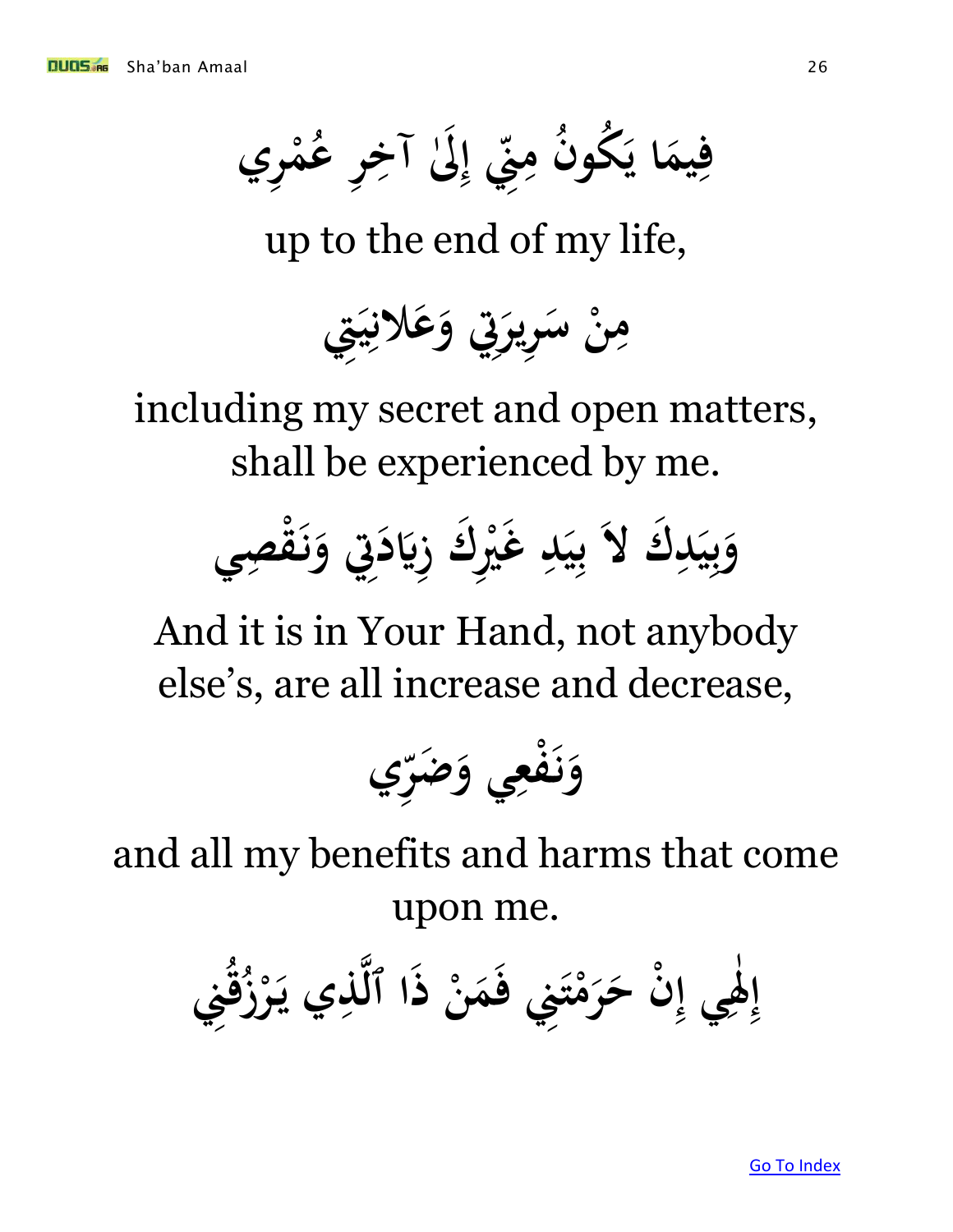فِيمَا يَكُونُ مِنِّي إِلَىٰ آخِرِ عُمْرِي

up to the end of my life,

مِنْ سَرِيرَتِي وَعَلانِيَتِي

including my secret and open matters, shall be experienced by me.

وَبِيَدِكَ لاَ بِيَدِ غَيْرِكَ زِيَادَتِي وَنَقْصِي

And it is in Your Hand, not anybody else's, are all increase and decrease,

وَنَفْعِي وَضَرِّي

and all my benefits and harms that come upon me.

إِلٰهِي إِنْ حَرَمْتَنِي فَمَنْ ذَا ٱلَّذِي يَرْزُقُنِي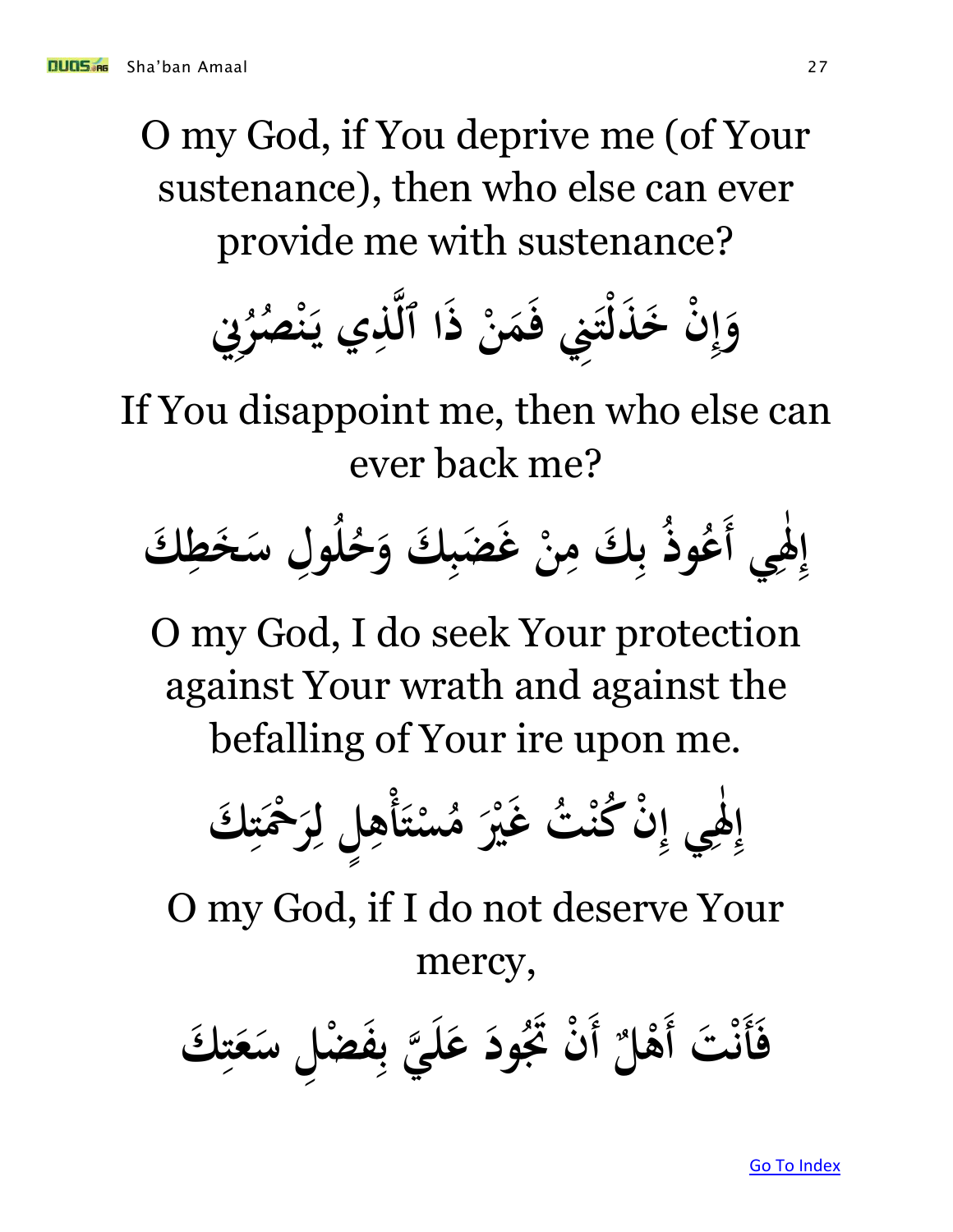O my God, if You deprive me (of Your sustenance), then who else can ever provide me with sustenance?

وَإِنْ خَذَلْتَنِي فَمَنْ ذَا ٱلَّذِي يَنْصُرُنِي

If You disappoint me, then who else can ever back me?

إِلٰهِي أَعُوذُ بِكَ مِنْ غَضَبِكَ وَحُلُولِ سَخَطِكَ

O my God, I do seek Your protection against Your wrath and against the befalling of Your ire upon me.

إِلٰهِي إِنْ كُنْتُ غَيْرَ مُسْتَأْهِلٍ لِرَحْمَتِكَ

O my God, if I do not deserve Your mercy,

فَأَنْتَ أَهْلٌ أَنْ تَجُودَ عَلَيَّ بِفَضْلِ سَعَتِكَ

Go To Index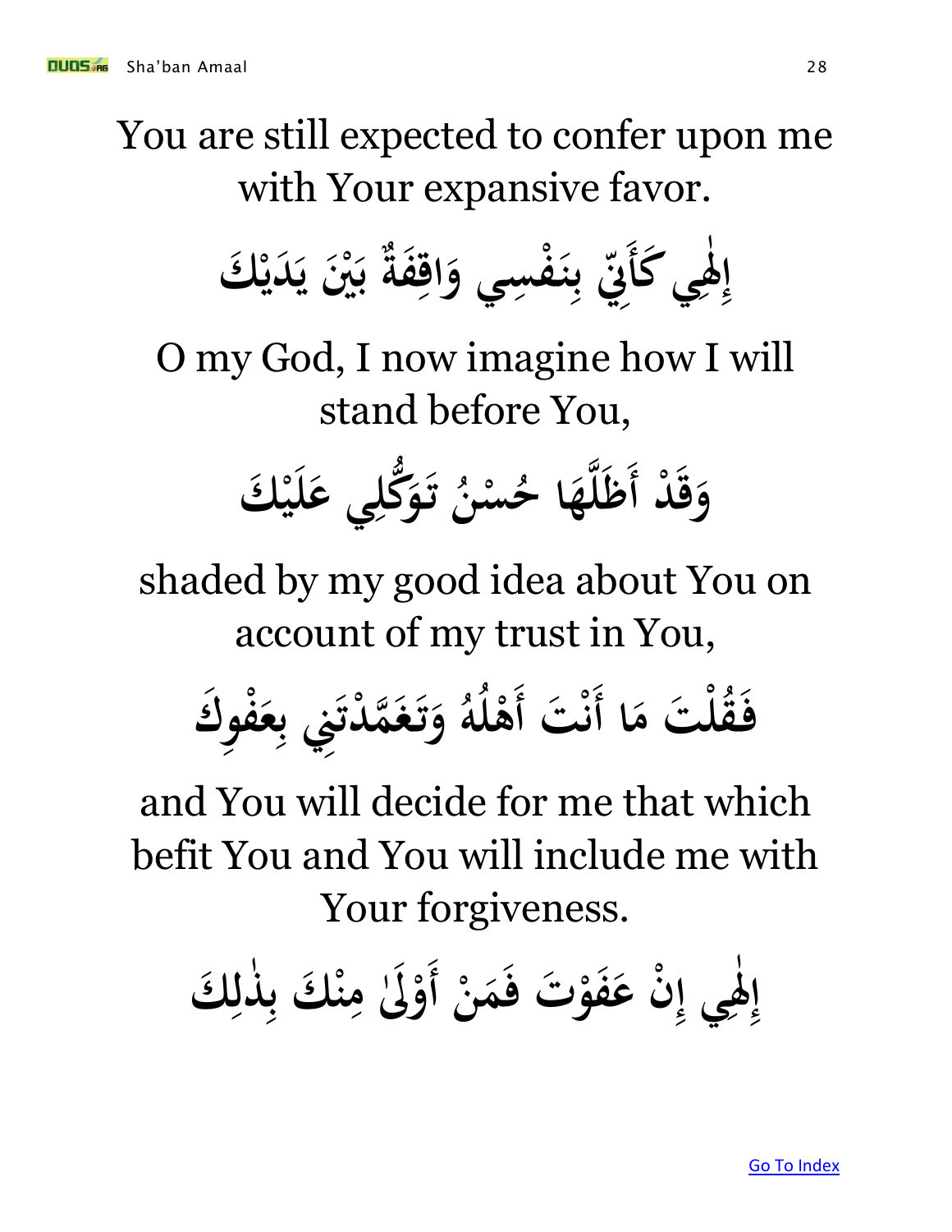You are still expected to confer upon me with Your expansive favor.

إِلٰهِي كَأَنِّي بِنَفْسِي وَاقِفَةٌ بَيْنَ يَدَيْكَ

O my God, I now imagine how I will stand before You,

وَقَدْ أَظَلَّهَا حُسْنُ تَوَكُّلِي عَلَيْكَ

shaded by my good idea about You on account of my trust in You,

فَقُلْتَ مَا أَنْتَ أَهْلُهُ وَتَغَمَّدْتَنِي بِعَفْوِكَ

and You will decide for me that which befit You and You will include me with Your forgiveness.

إِلٰهِي إِنْ عَفَوْتَ فَمَنْ أَوْلَىٰ مِنْكَ بِذٰلِكَ

Go To Index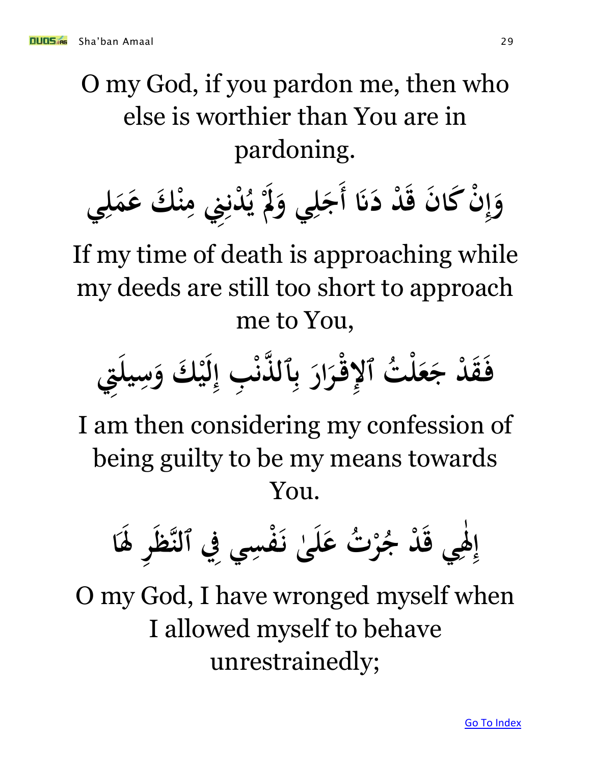O my God, if you pardon me, then who else is worthier than You are in pardoning.

وَإِنْ كَانَ قَدْ دَنَا أَجَلِي وَلَمْ يُدْنِنِي مِنْكَ عَمَلِي

If my time of death is approaching while my deeds are still too short to approach me to You,

فَقَدْ جَعَلْتُ ٱلإِقْرَارَ بِٱلذَّنْبِ إِلَيْكَ وَسِيلَتِي

I am then considering my confession of being guilty to be my means towards You.

إِلٰهِي قَدْ جُرْتُ عَلَىٰ نَفْسِي فِي ٱلنَّظَرِ لَهَا

O my God, I have wronged myself when I allowed myself to behave unrestrainedly;

Go To Index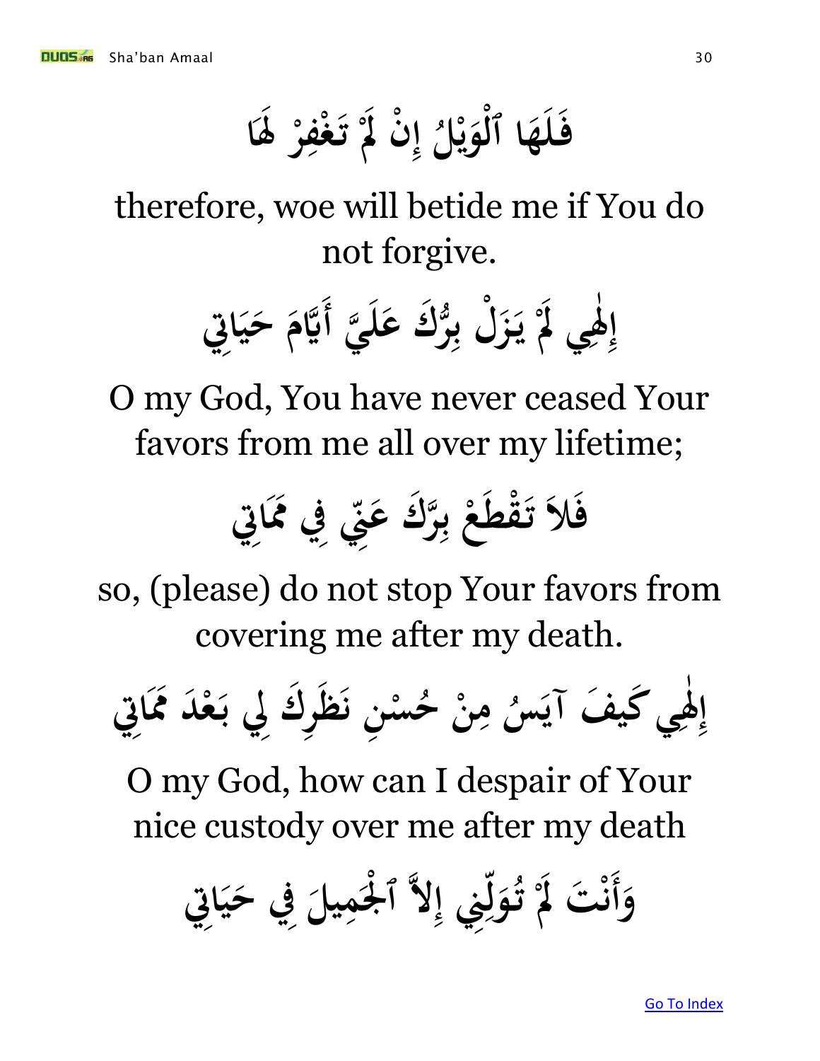فَلَهَا ٱلْوَيْلُ إِنْ لَمْ تَغْفِرْ لَهَا

therefore, woe will betide me if You do not forgive.

إِلٰهِي لَمْ يَزَلْ بِرُّكَ عَلَيَّ أَيَّامَ حَيَاتِي

O my God, You have never ceased Your favors from me all over my lifetime;

فَلاَ تَقْطَعْ بِرَّكَ عَنِّي فِي مَمَاتِي

so, (please) do not stop Your favors from covering me after my death.

إِلٰهِي كَيفَ آيَسُ مِنْ حُسْنِ نَظَرِكَ لِي بَعْدَ مَمَاتِي

O my God, how can I despair of Your nice custody over me after my death

وَأَنْتَ لَمْ تُوَلِّنِي إِلاَّ ٱلْجَمِيلَ فِي حَيَاتِي

Go To Index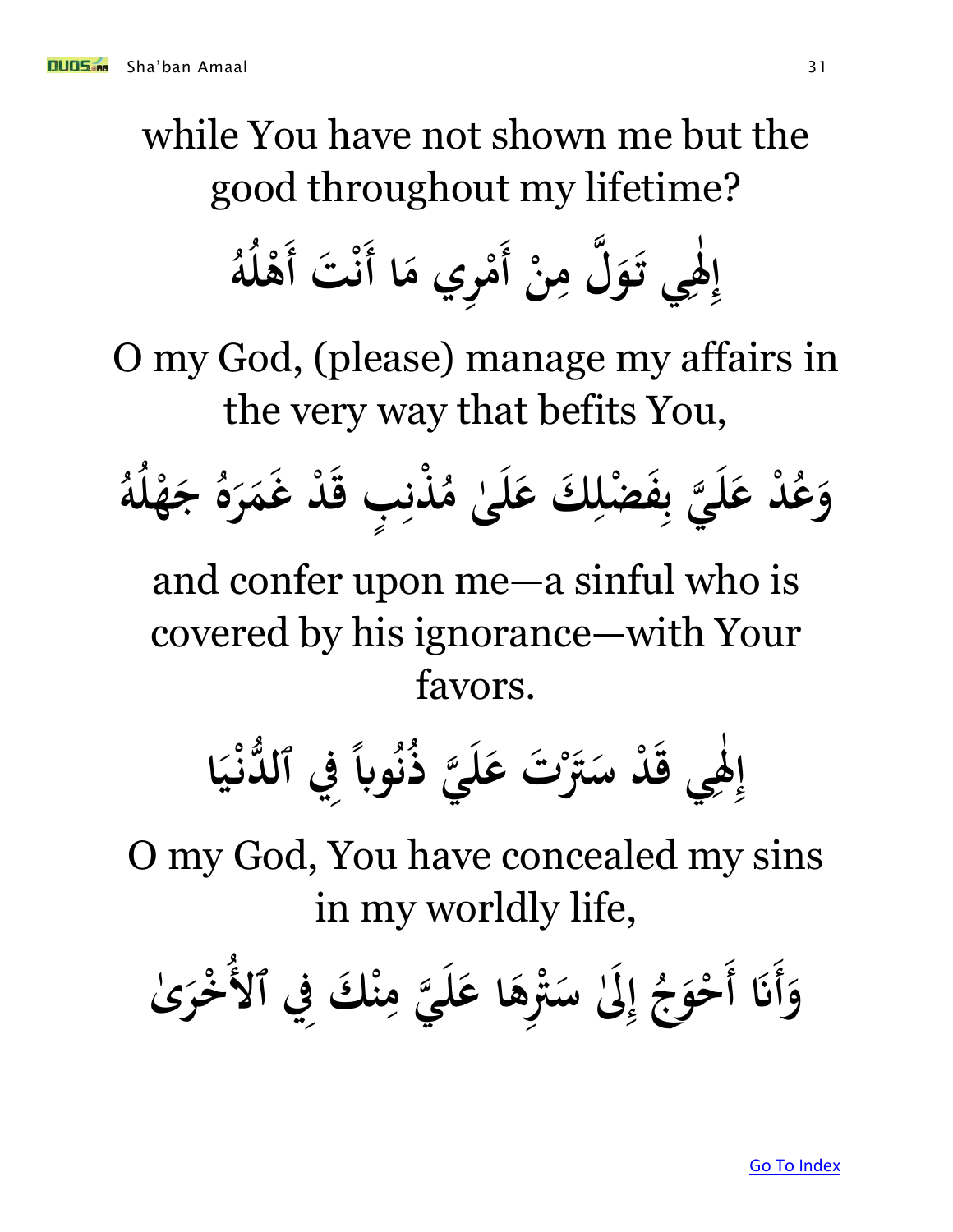while You have not shown me but the good throughout my lifetime?

إِلٰهِي تَوَلَّ مِنْ أَمْرِي مَا أَنْتَ أَهْلُهُ

O my God, (please) manage my affairs in the very way that befits You,

وَعُدْ عَلَيَّ بِفَضْلِكَ عَلَىٰ مُذْنِبٍ قَدْ غَمَرَهُ جَهْلُهُ

and confer upon me—a sinful who is covered by his ignorance—with Your favors.

إِلٰهِي قَدْ سَتَرْتَ عَلَيَّ ذُنُوباً فِي ٱلدُّنْيَا

O my God, You have concealed my sins in my worldly life,

وَأَنَا أَحْوَجُ إِلَىٰ سَتْرِهَا عَلَيَّ مِنْكَ فِي ٱلأُخْرَىٰ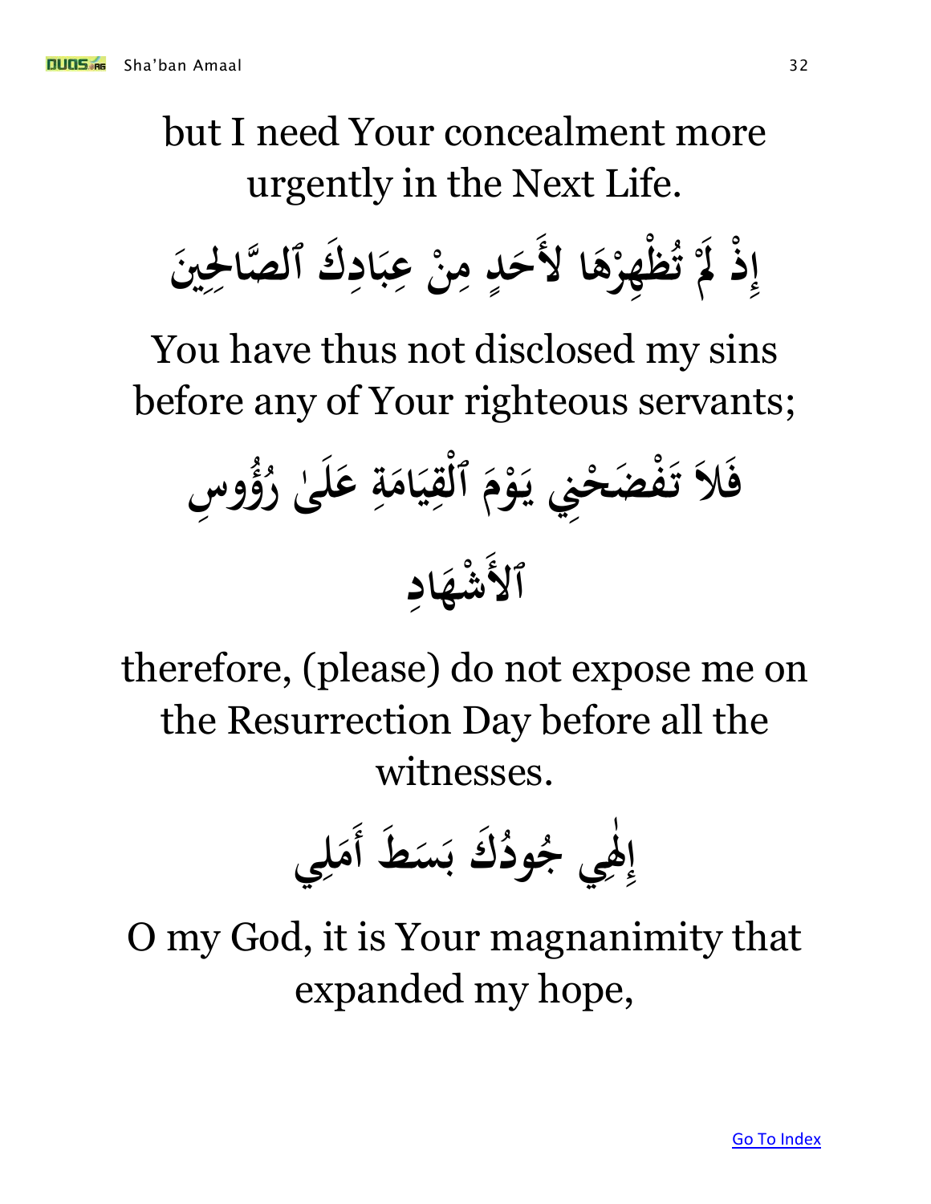but I need Your concealment more urgently in the Next Life.

إِذْ لَمْ تُظْهِرْهَا لأَحَدٍ مِنْ عِبَادِكَ ٱلصَّالِحِينَ

You have thus not disclosed my sins before any of Your righteous servants;

فَلاَ تَفْضَحْنِي يَوْمَ ٱلْقِيَامَةِ عَلَىٰ رُؤُوسِ ٱلأَشْهَادِ

therefore, (please) do not expose me on the Resurrection Day before all the witnesses.

إِلٰهِي جُودُكَ بَسَطَ أَمَلِي

O my God, it is Your magnanimity that expanded my hope,

[Go To Index]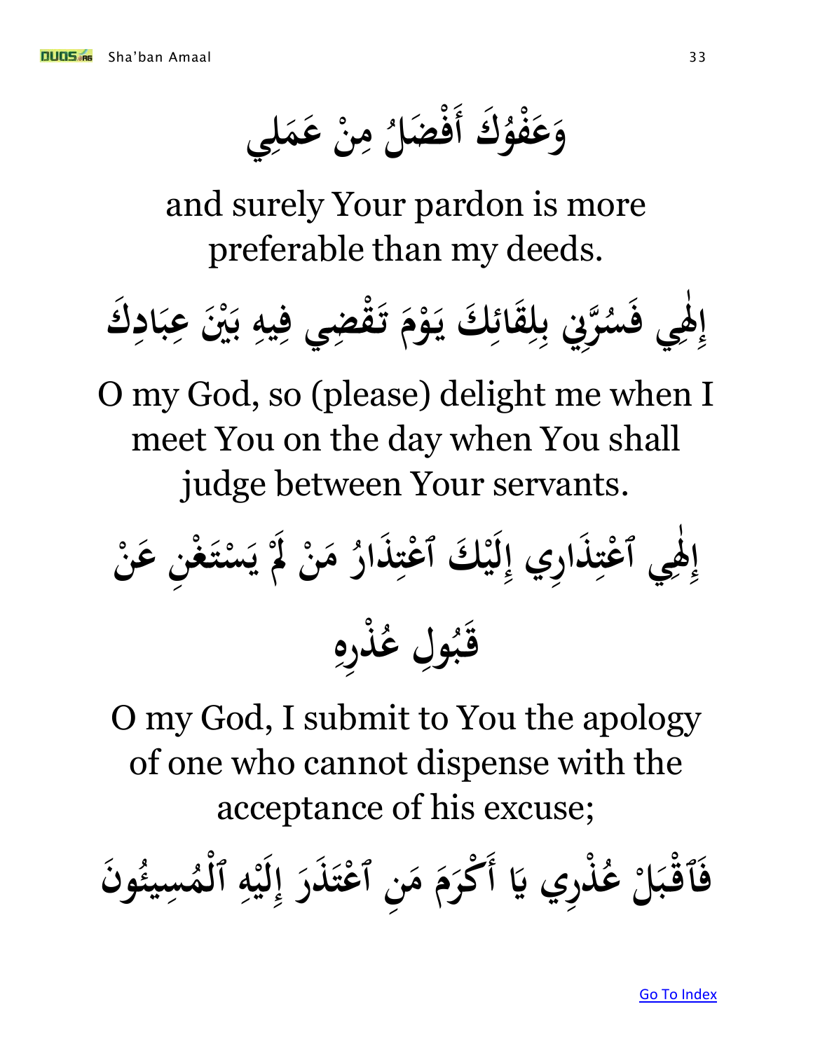وَعَفْوُكَ أَفْضَلُ مِنْ عَمَلِي

and surely Your pardon is more preferable than my deeds.

إِلٰهِي فَسُرَّنِي بِلِقَائِكَ يَوْمَ تَقْضِي فِيهِ بَيْنَ عِبَادِكَ

O my God, so (please) delight me when I meet You on the day when You shall judge between Your servants.

إِلٰهِي ٱعْتِذَارِي إِلَيْكَ ٱعْتِذَارُ مَنْ لَمْ يَسْتَغْنِ عَنْ قَبُولِ عُذْرِهِ

O my God, I submit to You the apology of one who cannot dispense with the acceptance of his excuse;

فَٱقْبَلْ عُذْرِي يَا أَكْرَمَ مَنِ ٱعْتَذَرَ إِلَيْهِ ٱلْمُسِيئُونَ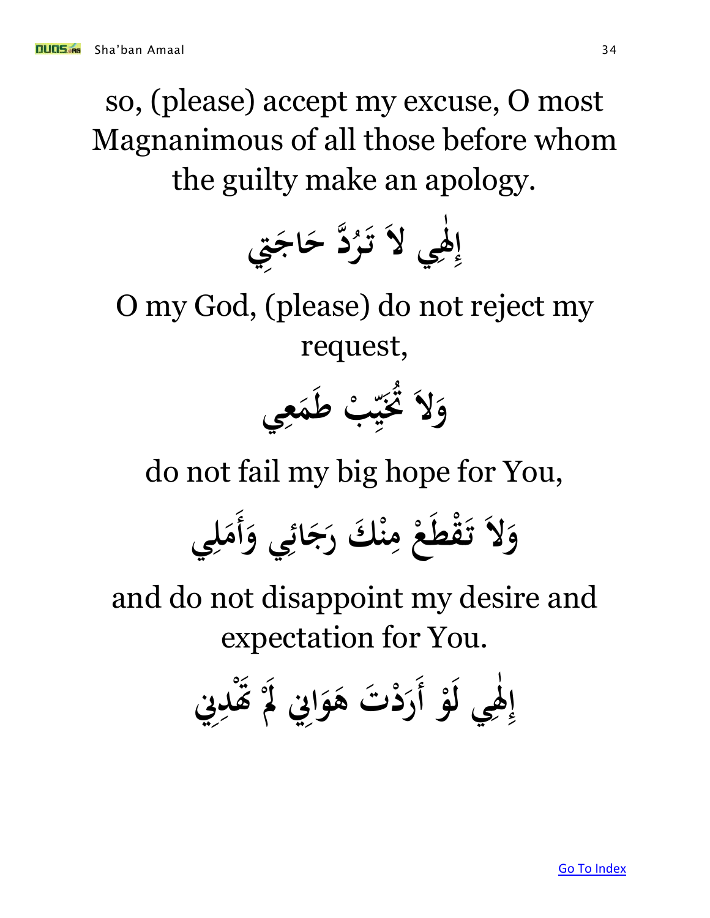so, (please) accept my excuse, O most Magnanimous of all those before whom the guilty make an apology.

إِلٰهِي لاَ تَرُدَّ حَاجَتِي

O my God, (please) do not reject my request,

وَلاَ تُخَيِّبْ طَمَعِي

do not fail my big hope for You,

وَلاَ تَقْطَعْ مِنْكَ رَجَائِي وَأَمَلِي

and do not disappoint my desire and expectation for You.

إِلٰهِي لَوْ أَرَدْتَ هَوَانِي لَمْ تَهْدِنِي

Go To Index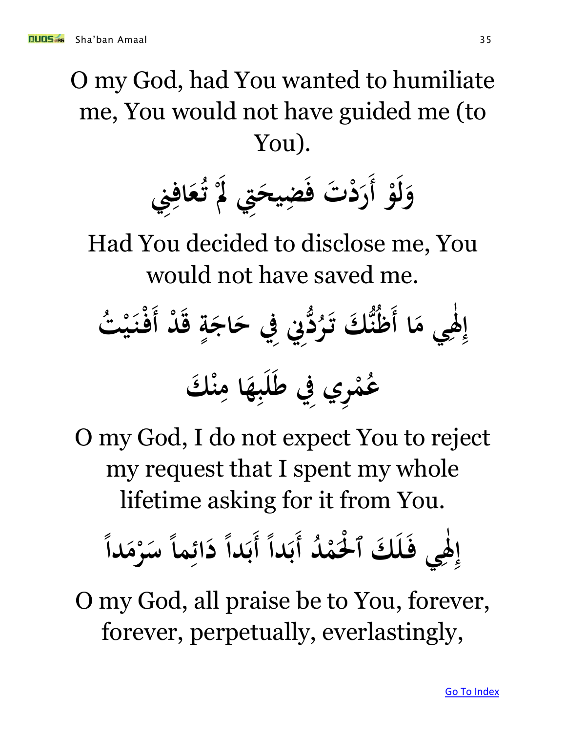O my God, had You wanted to humiliate me, You would not have guided me (to You).

وَلَوْ أَرَدْتَ فَضِيحَتِي لَمْ تُعَافِنِي

Had You decided to disclose me, You would not have saved me.

إِلٰهِي مَا أَظُنُّكَ تَرُدُّنِي فِي حَاجَةٍ قَدْ أَفْنَيْتُ عُمْرِي فِي طَلَبِهَا مِنْكَ

O my God, I do not expect You to reject my request that I spent my whole lifetime asking for it from You.

إِلٰهِي فَلَكَ ٱلْحَمْدُ أَبَداً أَبَداً دَائِماً سَرْمَداً

O my God, all praise be to You, forever, forever, perpetually, everlastingly,

Go To Index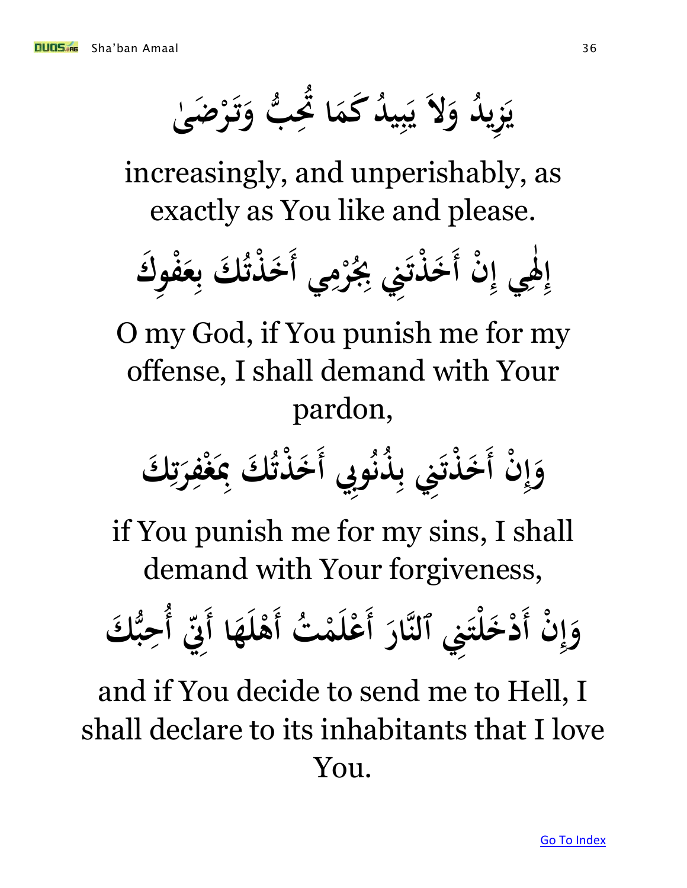يَزِيدُ وَلاَ يَبِيدُ كَمَا تُحِبُّ وَتَرْضَىٰ

increasingly, and unperishably, as exactly as You like and please.

إِلٰهِي إِنْ أَخَذْتَنِي بِجُرْمِي أَخَذْتُكَ بِعَفْوِكَ

O my God, if You punish me for my offense, I shall demand with Your pardon,

وَإِنْ أَخَذْتَنِي بِذُنُوبِي أَخَذْتُكَ بِمَغْفِرَتِكَ

if You punish me for my sins, I shall demand with Your forgiveness,

وَإِنْ أَدْخَلْتَنِي ٱلنَّارَ أَعْلَمْتُ أَهْلَهَا أَنِّي أُحِبُّكَ

and if You decide to send me to Hell, I shall declare to its inhabitants that I love You.

[Go To Index]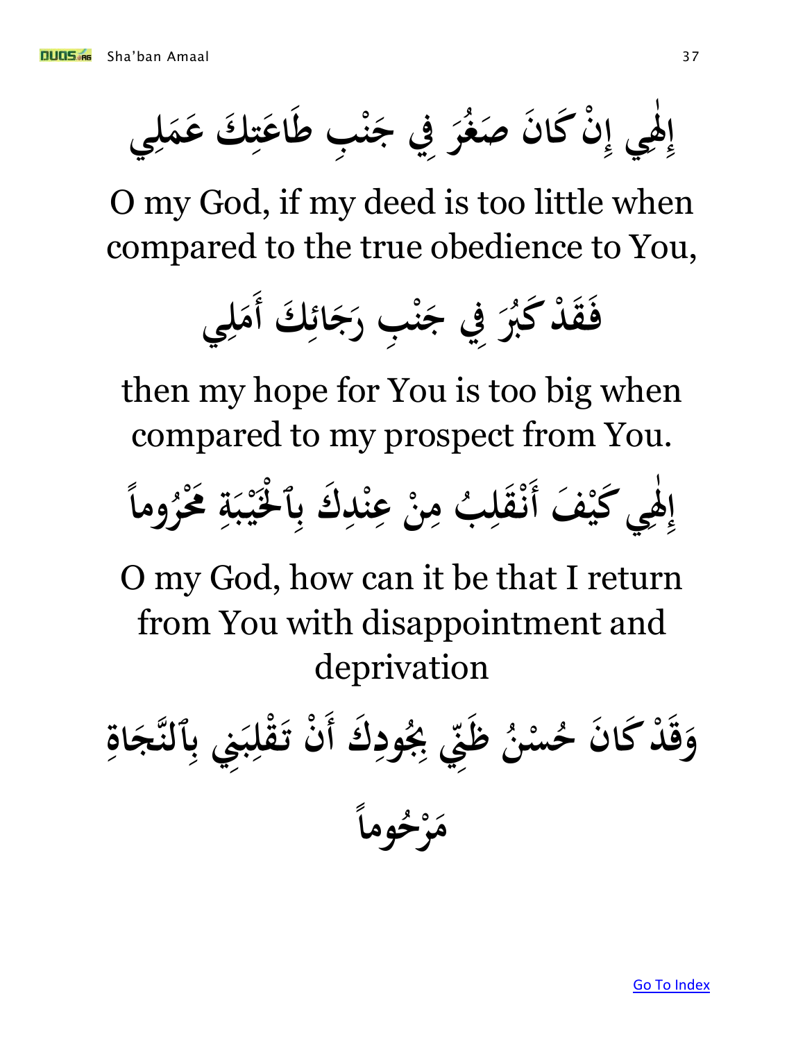إِلٰهِي إِنْ كَانَ صَغُرَ فِي جَنْبِ طَاعَتِكَ عَمَلِي

O my God, if my deed is too little when compared to the true obedience to You,

فَقَدْ كَبُرَ فِي جَنْبِ رَجَائِكَ أَمَلِي

then my hope for You is too big when compared to my prospect from You.

إِلٰهِي كَيْفَ أَنْقَلِبُ مِنْ عِنْدِكَ بِٱلْخَيْبَةِ مَحْرُوماً

O my God, how can it be that I return from You with disappointment and deprivation

وَقَدْ كَانَ حُسْنُ ظَنِّي بِجُودِكَ أَنْ تَقْلِبَنِي بِٱلنَّجَاةِ مَرْحُوماً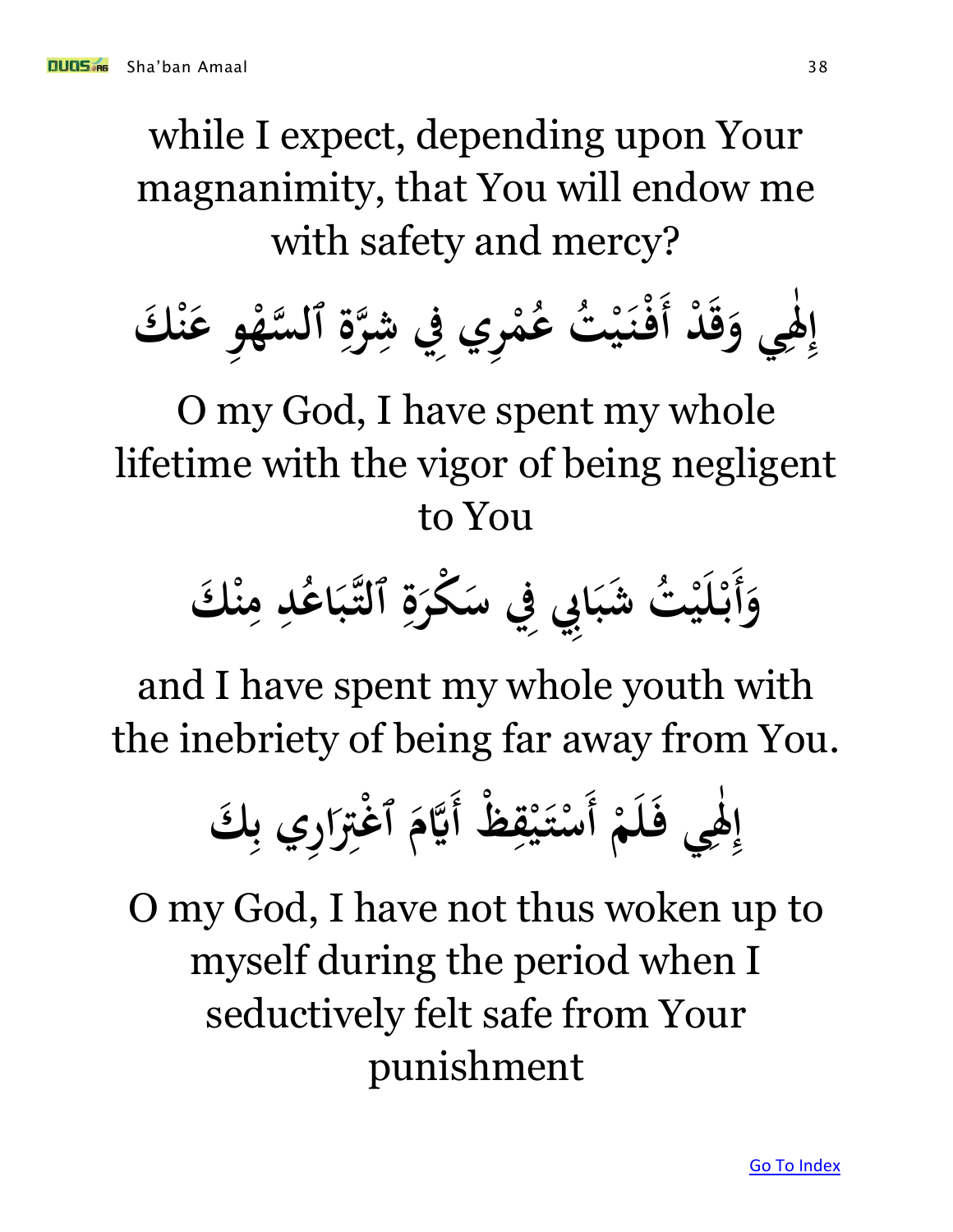while I expect, depending upon Your magnanimity, that You will endow me with safety and mercy?

إِلٰهِي وَقَدْ أَفْنَيْتُ عُمْرِي فِي شِرَّةِ ٱلسَّهْوِ عَنْكَ

O my God, I have spent my whole lifetime with the vigor of being negligent to You

وَأَبْلَيْتُ شَبَابِي فِي سَكْرَةِ ٱلتَّبَاعُدِ مِنْكَ

and I have spent my whole youth with the inebriety of being far away from You.

إِلٰهِي فَلَمْ أَسْتَيْقِظْ أَيَّامَ ٱغْتِرَارِي بِكَ

O my God, I have not thus woken up to myself during the period when I seductively felt safe from Your punishment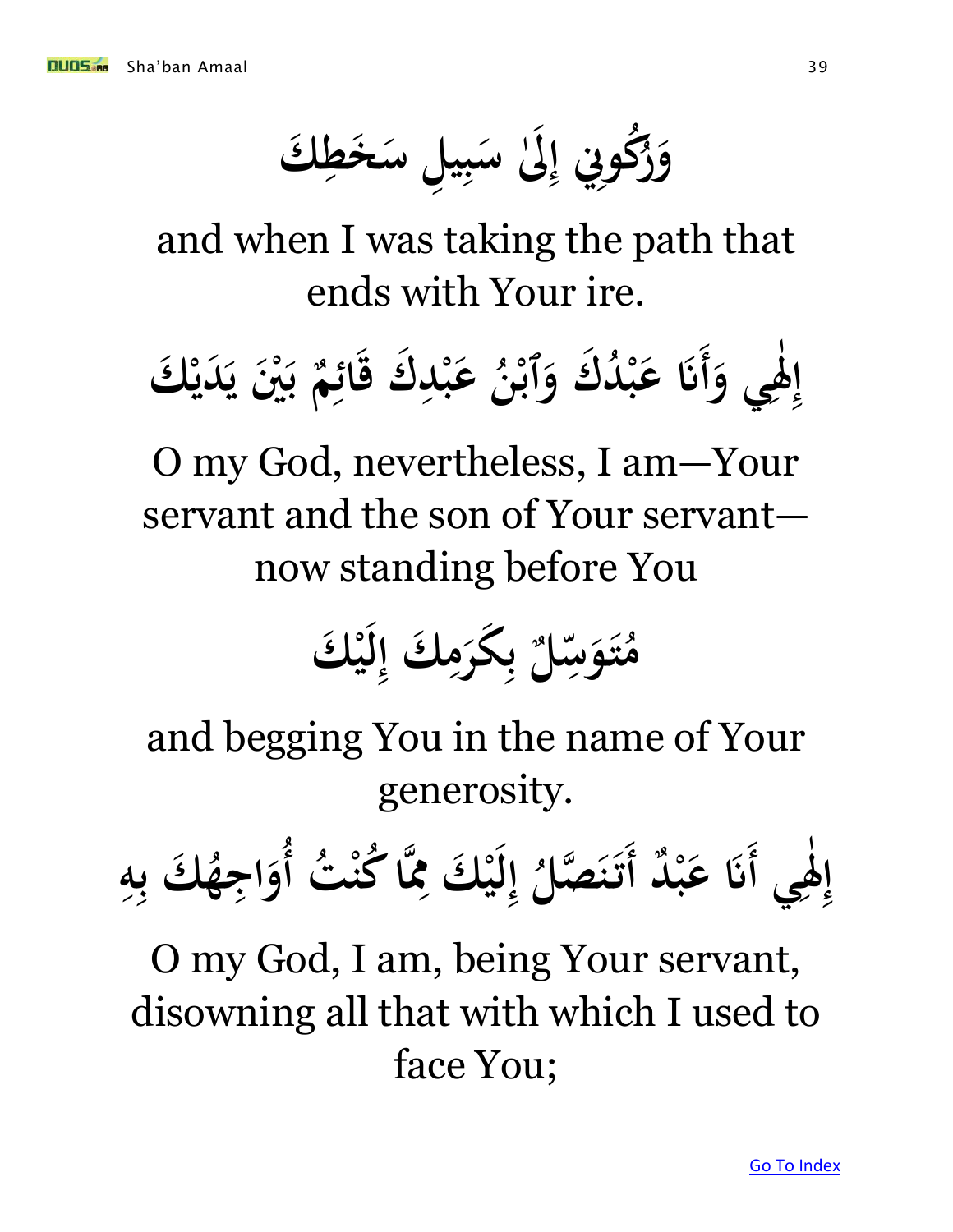وَرُكُونِي إِلَىٰ سَبِيلِ سَخَطِكَ

and when I was taking the path that ends with Your ire.

إِلٰهِي وَأَنَا عَبْدُكَ وَٱبْنُ عَبْدِكَ قَائِمٌ بَيْنَ يَدَيْكَ

O my God, nevertheless, I am—Your servant and the son of Your servant—now standing before You

مُتَوَسِّلٌ بِكَرَمِكَ إِلَيْكَ

and begging You in the name of Your generosity.

إِلٰهِي أَنَا عَبْدٌ أَتَنَصَّلُ إِلَيْكَ مِمَّا كُنْتُ أُوَاجِهُكَ بِهِ

O my God, I am, being Your servant, disowning all that with which I used to face You;

Go To Index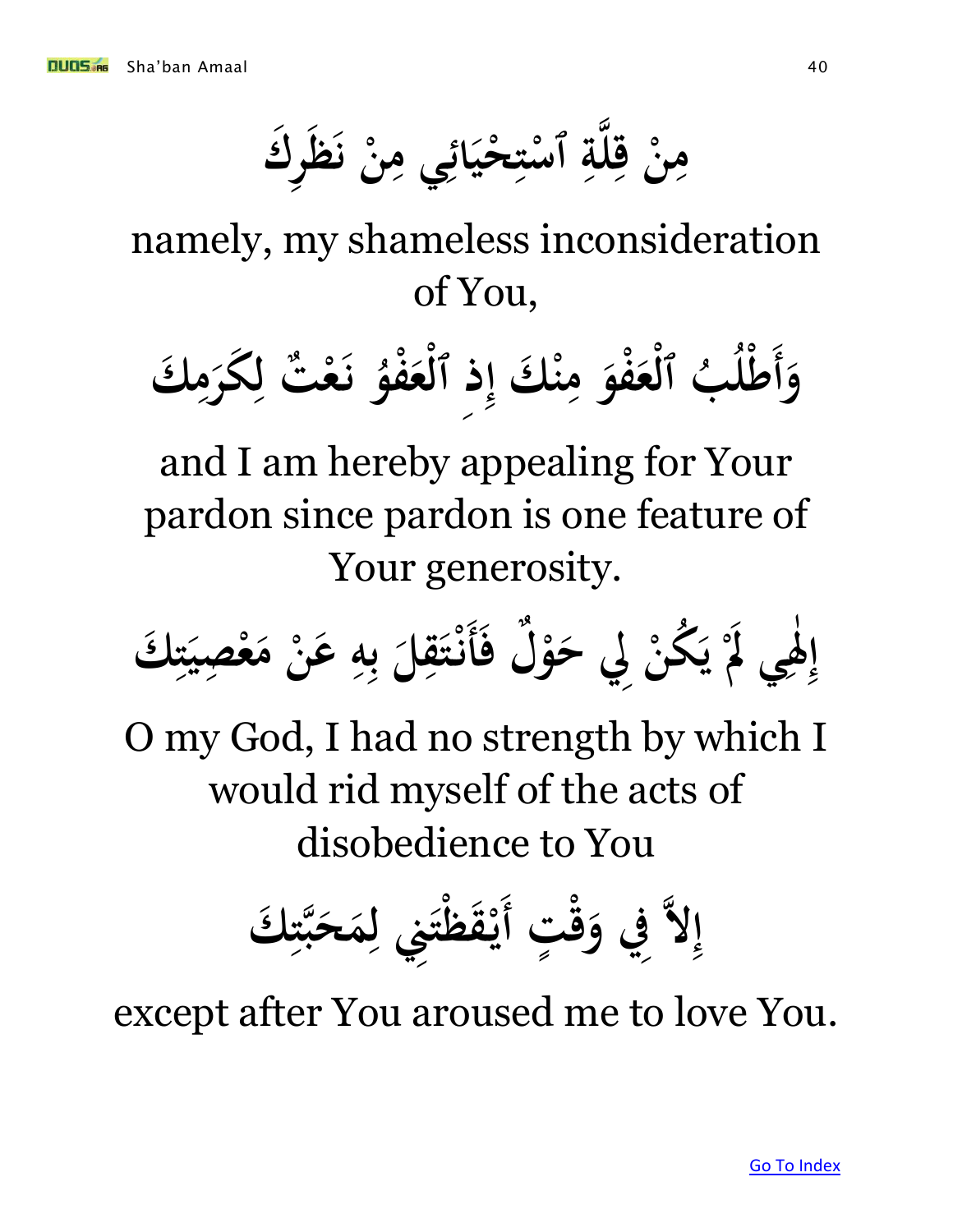مِنْ قِلَّةِ ٱسْتِحْيَائِي مِنْ نَظَرِكَ

namely, my shameless inconsideration of You,

وَأَطْلُبُ ٱلْعَفْوَ مِنْكَ إِذِ ٱلْعَفْوُ نَعْتٌ لِكَرَمِكَ

and I am hereby appealing for Your pardon since pardon is one feature of Your generosity.

إِلٰهِي لَمْ يَكُنْ لِي حَوْلٌ فَأَنْتَقِلَ بِهِ عَنْ مَعْصِيَتِكَ

O my God, I had no strength by which I would rid myself of the acts of disobedience to You

إِلاَّ فِي وَقْتٍ أَيْقَظْتَنِي لِمَحَبَّتِكَ

except after You aroused me to love You.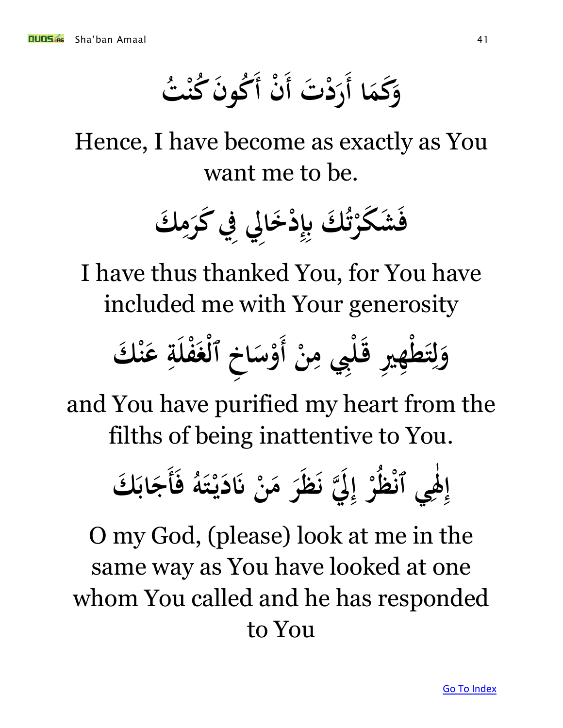وَكَمَا أَرَدْتَ أَنْ أَكُونَ كُنْتُ

Hence, I have become as exactly as You want me to be.

فَشَكَرْتُكَ بِإِدْخَالِي فِي كَرَمِكَ

I have thus thanked You, for You have included me with Your generosity

وَلِتَطْهِيرِ قَلْبِي مِنْ أَوْسَاخِ ٱلْغَفْلَةِ عَنْكَ

and You have purified my heart from the filths of being inattentive to You.

إِلٰهِي ٱنْظُرْ إِلَيَّ نَظَرَ مَنْ نَادَيْتَهُ فَأَجَابَكَ

O my God, (please) look at me in the same way as You have looked at one whom You called and he has responded to You

Go To Index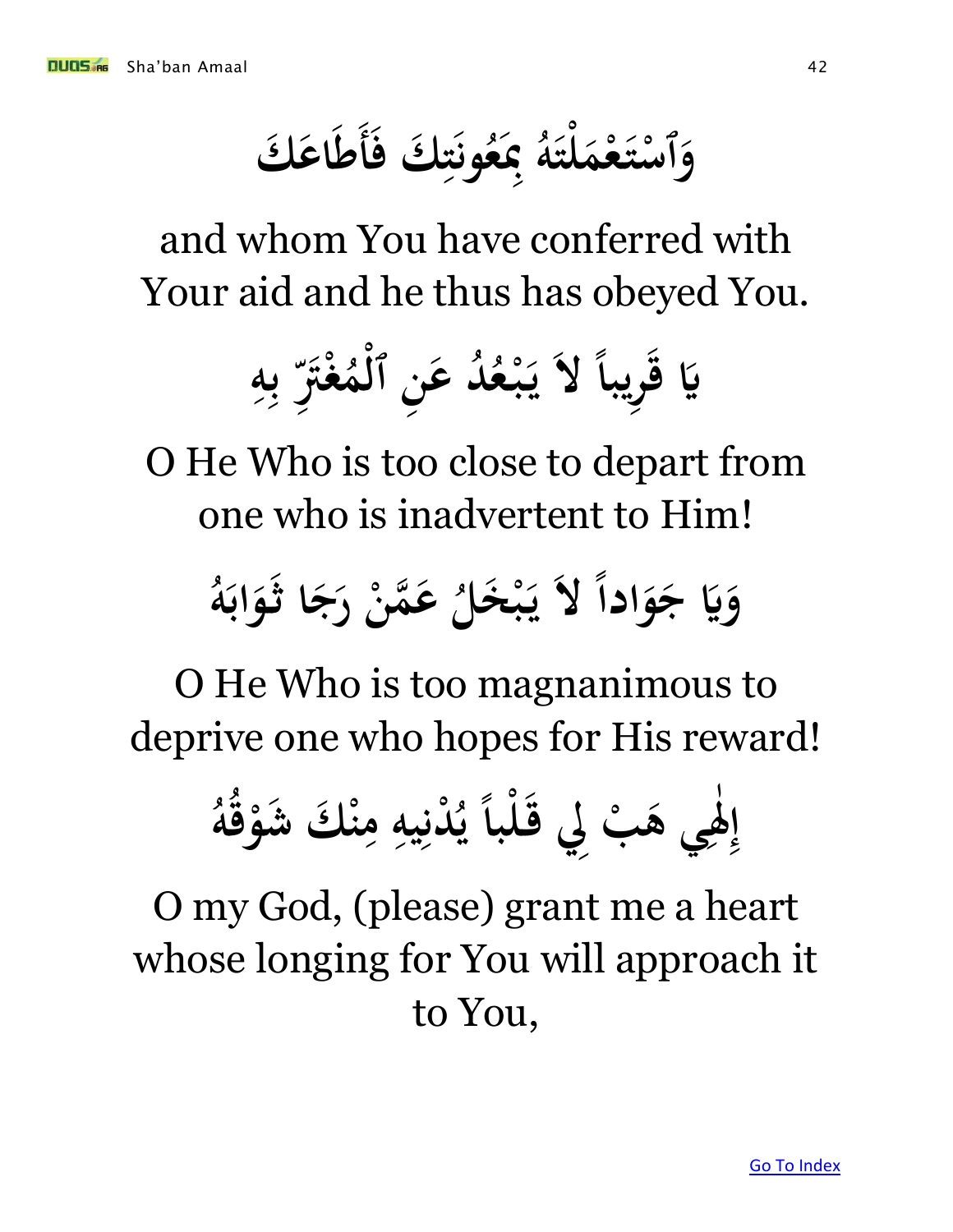وَٱسْتَعْمَلْتَهُ بِمَعُونَتِكَ فَأَطَاعَكَ

and whom You have conferred with Your aid and he thus has obeyed You.

يَا قَرِيباً لاَ يَبْعُدُ عَنِ ٱلْمُغْتَرِّ بِهِ

O He Who is too close to depart from one who is inadvertent to Him!

وَيَا جَوَاداً لاَ يَبْخَلُ عَمَّنْ رَجَا ثَوَابَهُ

O He Who is too magnanimous to deprive one who hopes for His reward!

إِلٰهِي هَبْ لِي قَلْباً يُدْنِيهِ مِنْكَ شَوْقُهُ

O my God, (please) grant me a heart whose longing for You will approach it to You,

Go To Index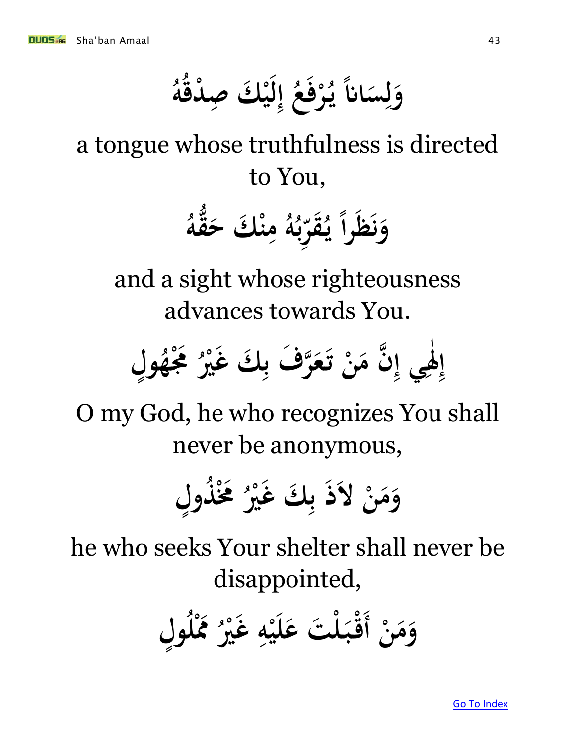وَلِسَاناً يُرْفَعُ إِلَيْكَ صِدْقُهُ

a tongue whose truthfulness is directed to You,

وَنَظَراً يُقَرِّبُهُ مِنْكَ حَقُّهُ

and a sight whose righteousness advances towards You.

إِلٰهِي إِنَّ مَنْ تَعَرَّفَ بِكَ غَيْرُ مَجْهُولٍ

O my God, he who recognizes You shall never be anonymous,

وَمَنْ لاَذَ بِكَ غَيْرُ مَخْذُولٍ

he who seeks Your shelter shall never be disappointed,

وَمَنْ أَقْبَلْتَ عَلَيْهِ غَيْرُ مَمْلُولٍ

Go To Index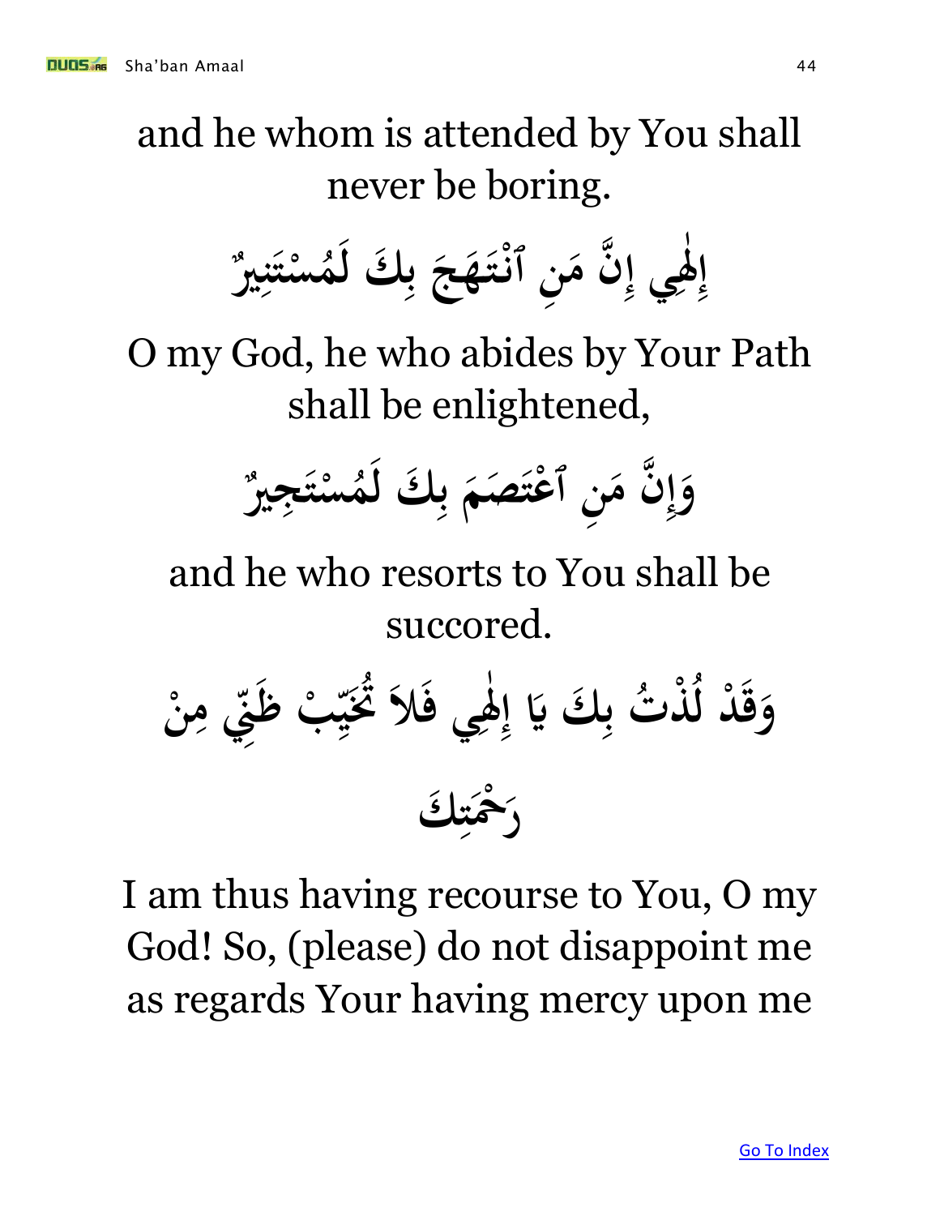and he whom is attended by You shall never be boring.

إِلٰهِي إِنَّ مَنِ ٱنْتَهَجَ بِكَ لَمُسْتَنِيرٌ

O my God, he who abides by Your Path shall be enlightened,

وَإِنَّ مَنِ ٱعْتَصَمَ بِكَ لَمُسْتَجِيرٌ

and he who resorts to You shall be succored.

وَقَدْ لُذْتُ بِكَ يَا إِلٰهِي فَلاَ تُخَيِّبْ ظَنِّي مِنْ رَحْمَتِكَ

I am thus having recourse to You, O my God! So, (please) do not disappoint me as regards Your having mercy upon me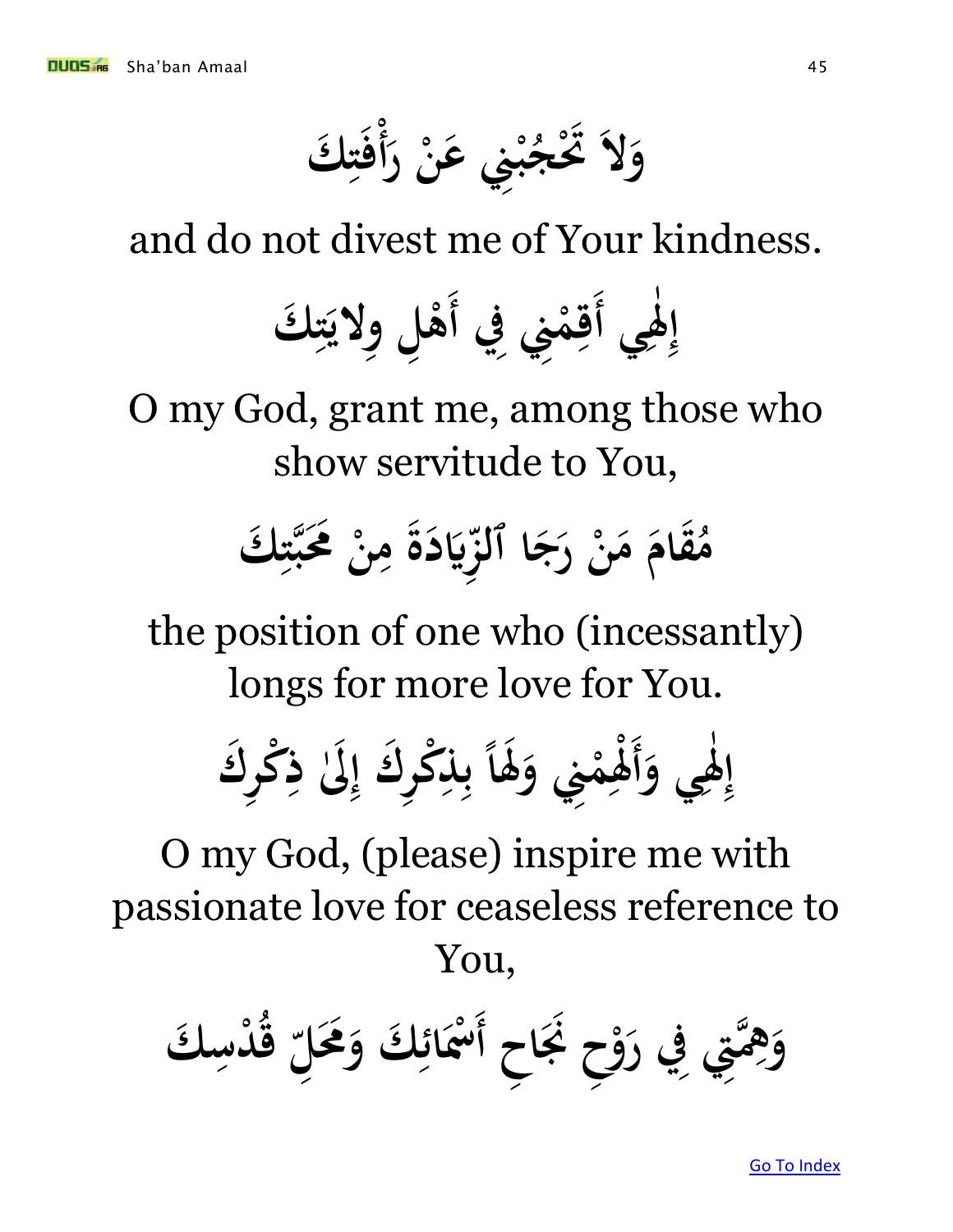وَلاَ تَحْجُبْنِي عَنْ رَأْفَتِكَ

and do not divest me of Your kindness.

إِلٰهِي أَقِمْنِي فِي أَهْلِ وِلايَتِكَ

O my God, grant me, among those who show servitude to You,

مُقَامَ مَنْ رَجَا ٱلزِّيَادَةَ مِنْ مَحَبَّتِكَ

the position of one who (incessantly) longs for more love for You.

إِلٰهِي وَأَلْهِمْنِي وَلَهاً بِذِكْرِكَ إِلَىٰ ذِكْرِكَ

O my God, (please) inspire me with passionate love for ceaseless reference to You,

وَهِمَّتِي فِي رَوْحِ نَجَاحِ أَسْمَائِكَ وَمَحَلِّ قُدْسِكَ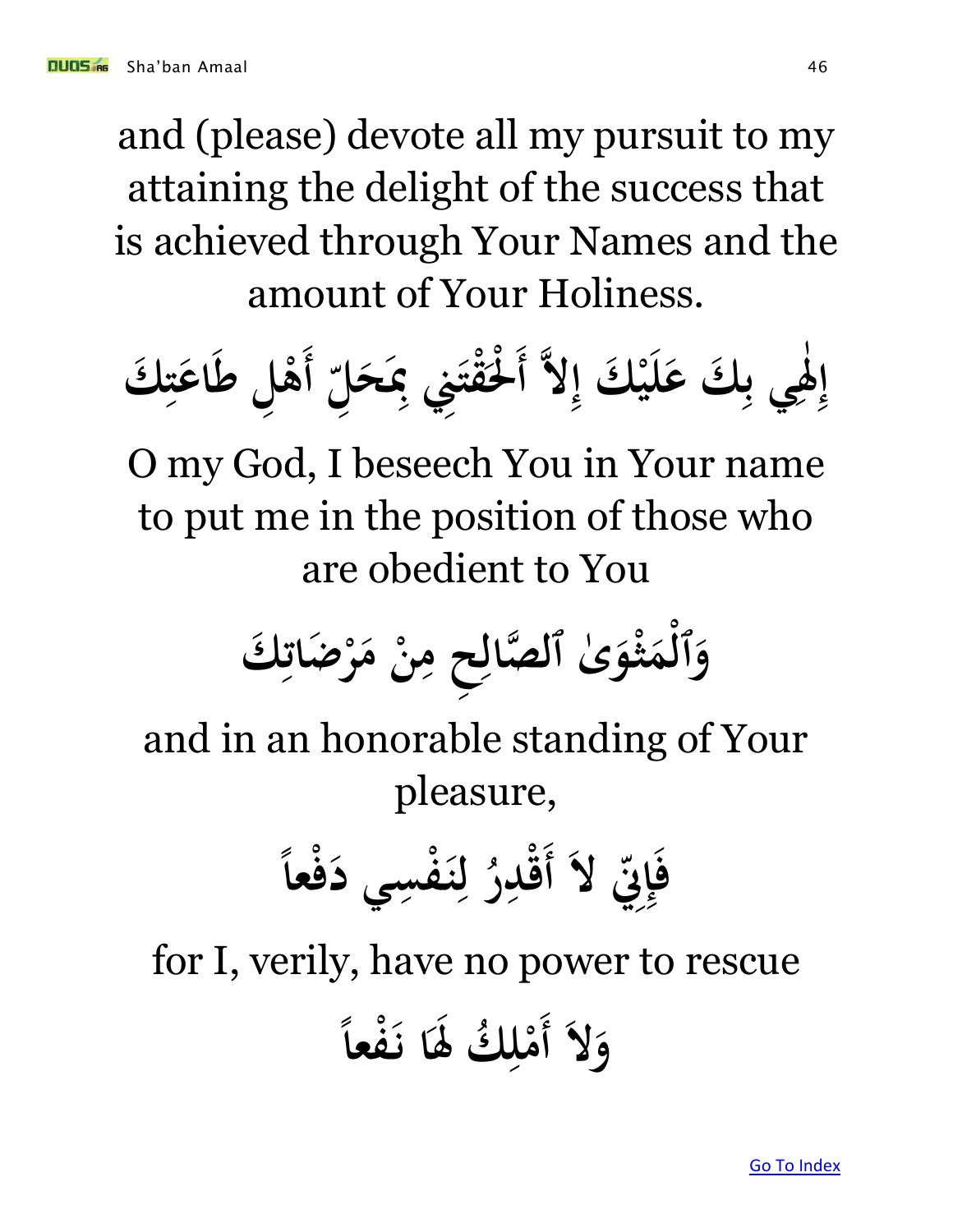and (please) devote all my pursuit to my attaining the delight of the success that is achieved through Your Names and the amount of Your Holiness.

إِلٰهِي بِكَ عَلَيْكَ إِلاَّ أَلْحَقْتَنِي بِمَحَلِّ أَهْلِ طَاعَتِكَ

O my God, I beseech You in Your name to put me in the position of those who are obedient to You

وَٱلْمَثْوَىٰ ٱلصَّالِحِ مِنْ مَرْضَاتِكَ

and in an honorable standing of Your pleasure,

فَإِنِّي لاَ أَقْدِرُ لِنَفْسِي دَفْعاً

for I, verily, have no power to rescue

وَلاَ أَمْلِكُ لَهَا نَفْعاً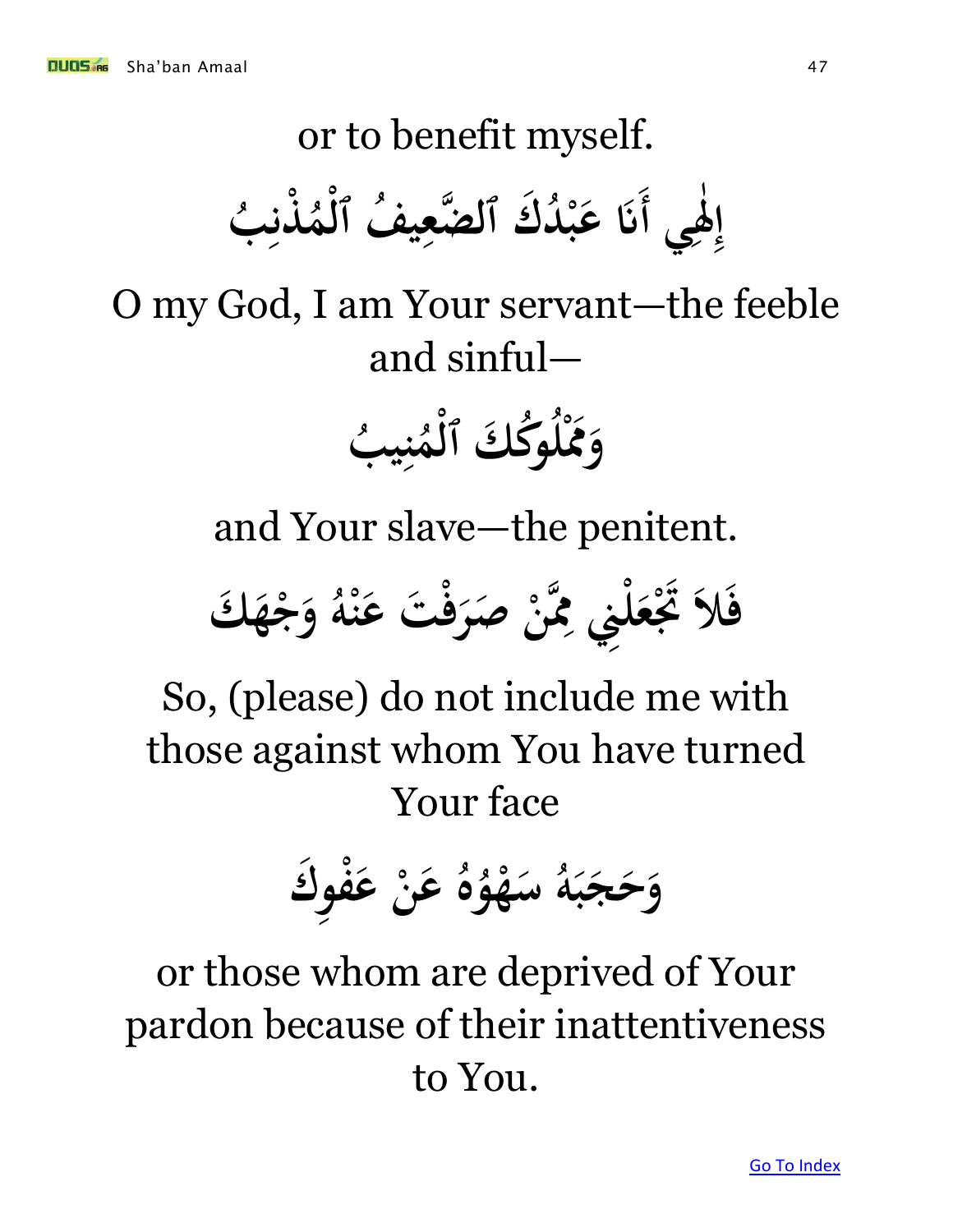or to benefit myself.

إِلٰهِي أَنَا عَبْدُكَ ٱلضَّعِيفُ ٱلْمُذْنِبُ

O my God, I am Your servant—the feeble and sinful—

وَمَمْلُوكُكَ ٱلْمُنِيبُ

and Your slave—the penitent.

فَلاَ تَجْعَلْنِي مِمَّنْ صَرَفْتَ عَنْهُ وَجْهَكَ

So, (please) do not include me with those against whom You have turned Your face

وَحَجَبَهُ سَهْوُهُ عَنْ عَفْوِكَ

or those whom are deprived of Your pardon because of their inattentiveness to You.

Go To Index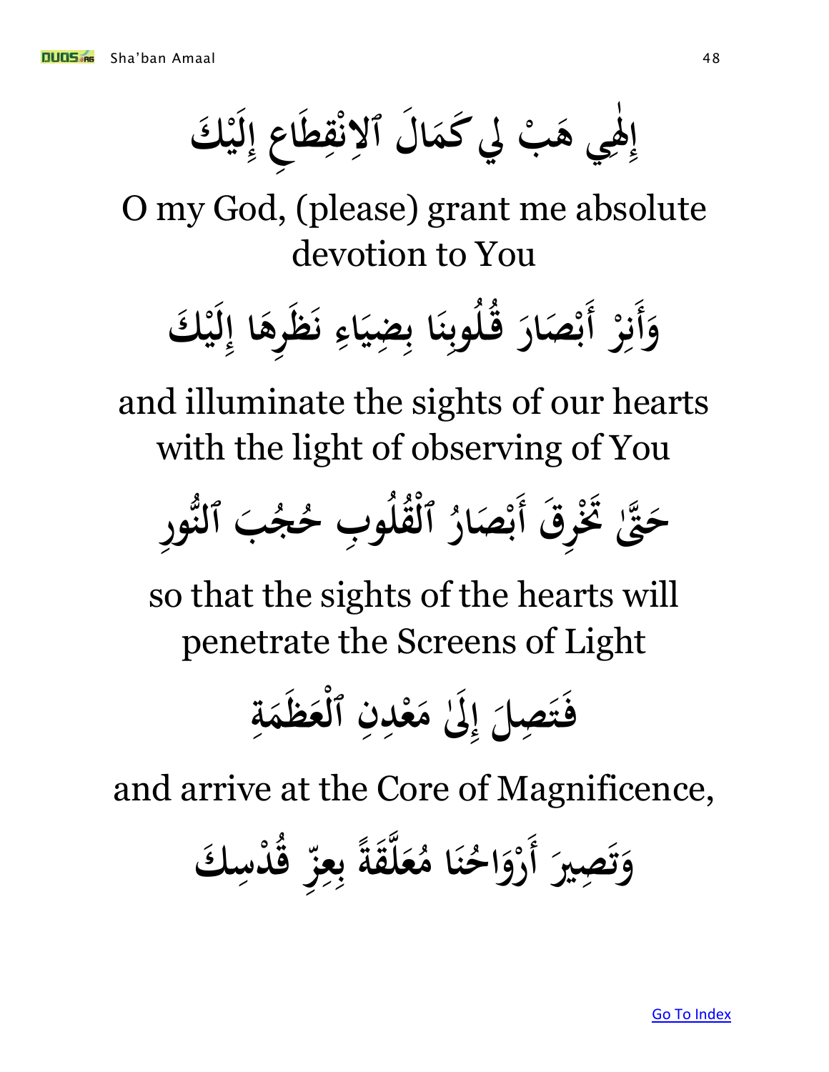إِلٰهِي هَبْ لِي كَمَالَ ٱلاِنْقِطَاعِ إِلَيْكَ

O my God, (please) grant me absolute devotion to You

وَأَنِرْ أَبْصَارَ قُلُوبِنَا بِضِيَاءِ نَظَرِهَا إِلَيْكَ

and illuminate the sights of our hearts with the light of observing of You

حَتَّىٰ تَخْرِقَ أَبْصَارُ ٱلْقُلُوبِ حُجُبَ ٱلنُّورِ

so that the sights of the hearts will penetrate the Screens of Light

فَتَصِلَ إِلَىٰ مَعْدِنِ ٱلْعَظَمَةِ

and arrive at the Core of Magnificence,

وَتَصِيرَ أَرْوَاحُنَا مُعَلَّقَةً بِعِزِّ قُدْسِكَ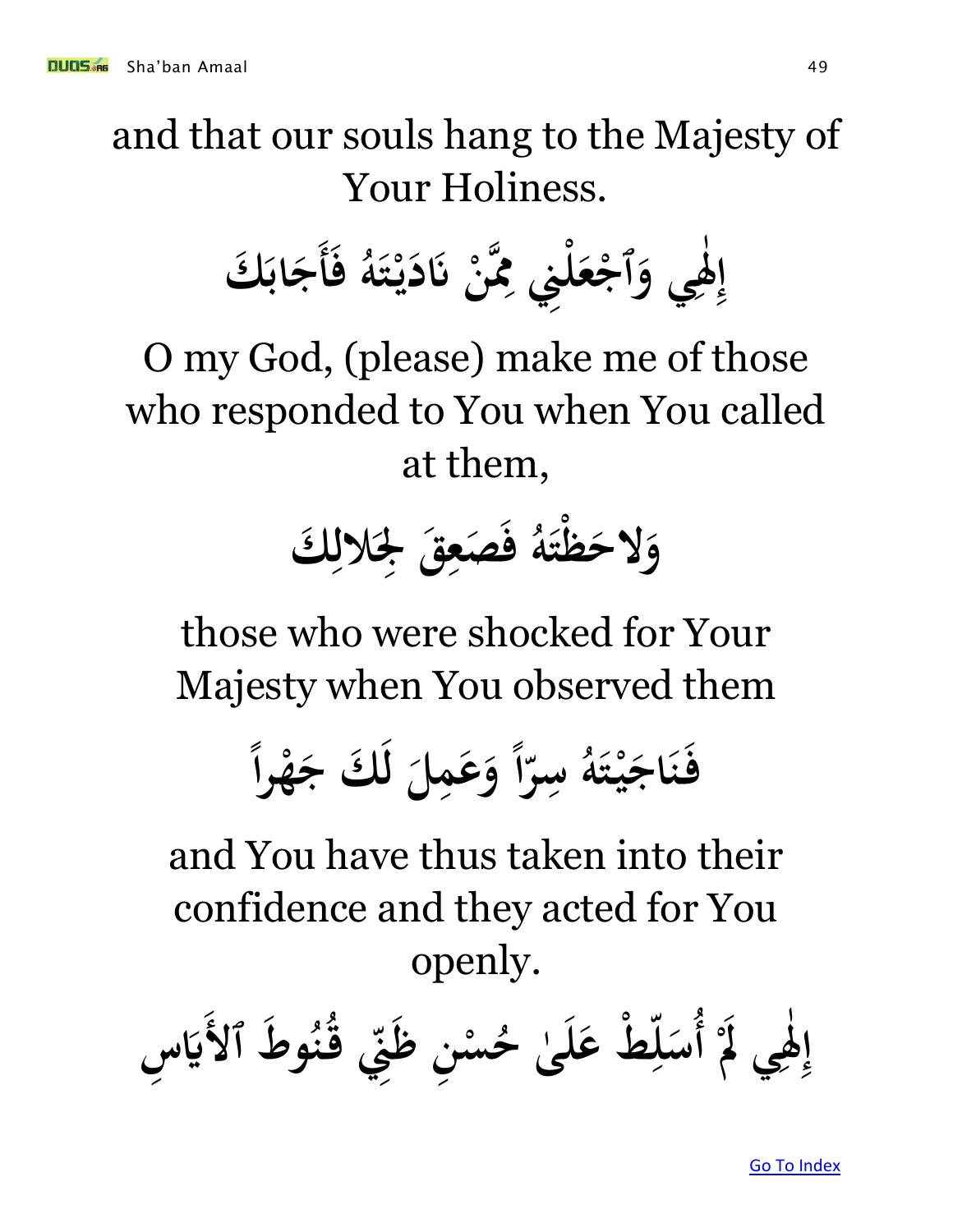and that our souls hang to the Majesty of Your Holiness.

إِلٰهِي وَٱجْعَلْنِي مِمَّنْ نَادَيْتَهُ فَأَجَابَكَ

O my God, (please) make me of those who responded to You when You called at them,

وَلاحَظْتَهُ فَصَعِقَ لِجَلالِكَ

those who were shocked for Your Majesty when You observed them

فَنَاجَيْتَهُ سِرّاً وَعَمِلَ لَكَ جَهْراً

and You have thus taken into their confidence and they acted for You openly.

إِلٰهِي لَمْ أُسَلِّطْ عَلَىٰ حُسْنِ ظَنِّي قُنُوطَ ٱلأَيَاسِ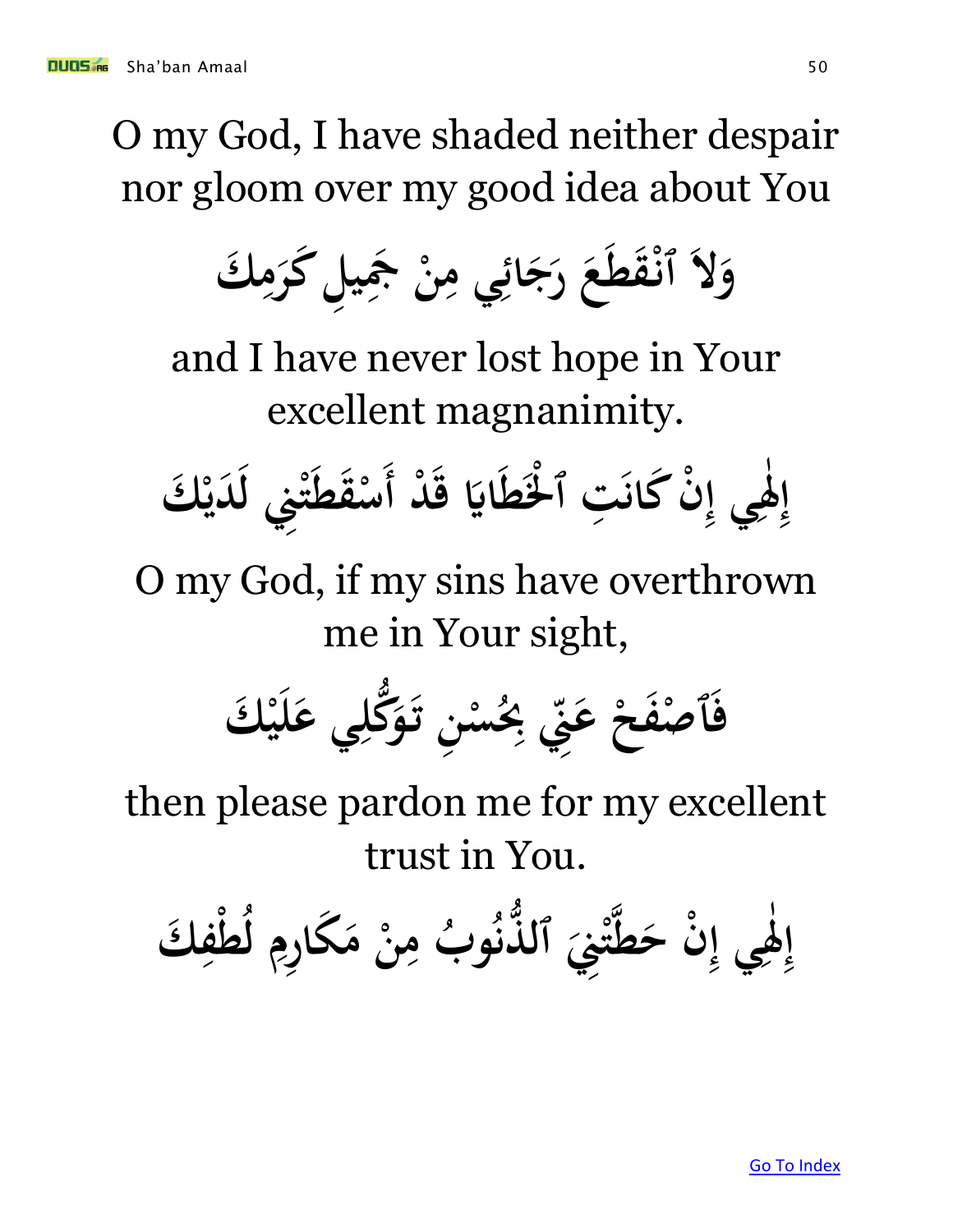O my God, I have shaded neither despair nor gloom over my good idea about You

وَلاَ ٱنْقَطَعَ رَجَائِي مِنْ جَمِيلِ كَرَمِكَ

and I have never lost hope in Your excellent magnanimity.

إِلٰهِي إِنْ كَانَتِ ٱلْخَطَايَا قَدْ أَسْقَطَتْنِي لَدَيْكَ

O my God, if my sins have overthrown me in Your sight,

فَٱصْفَحْ عَنِّي بِحُسْنِ تَوَكُّلِي عَلَيْكَ

then please pardon me for my excellent trust in You.

إِلٰهِي إِنْ حَطَّتْنِيَ ٱلذُّنُوبُ مِنْ مَكَارِمِ لُطْفِكَ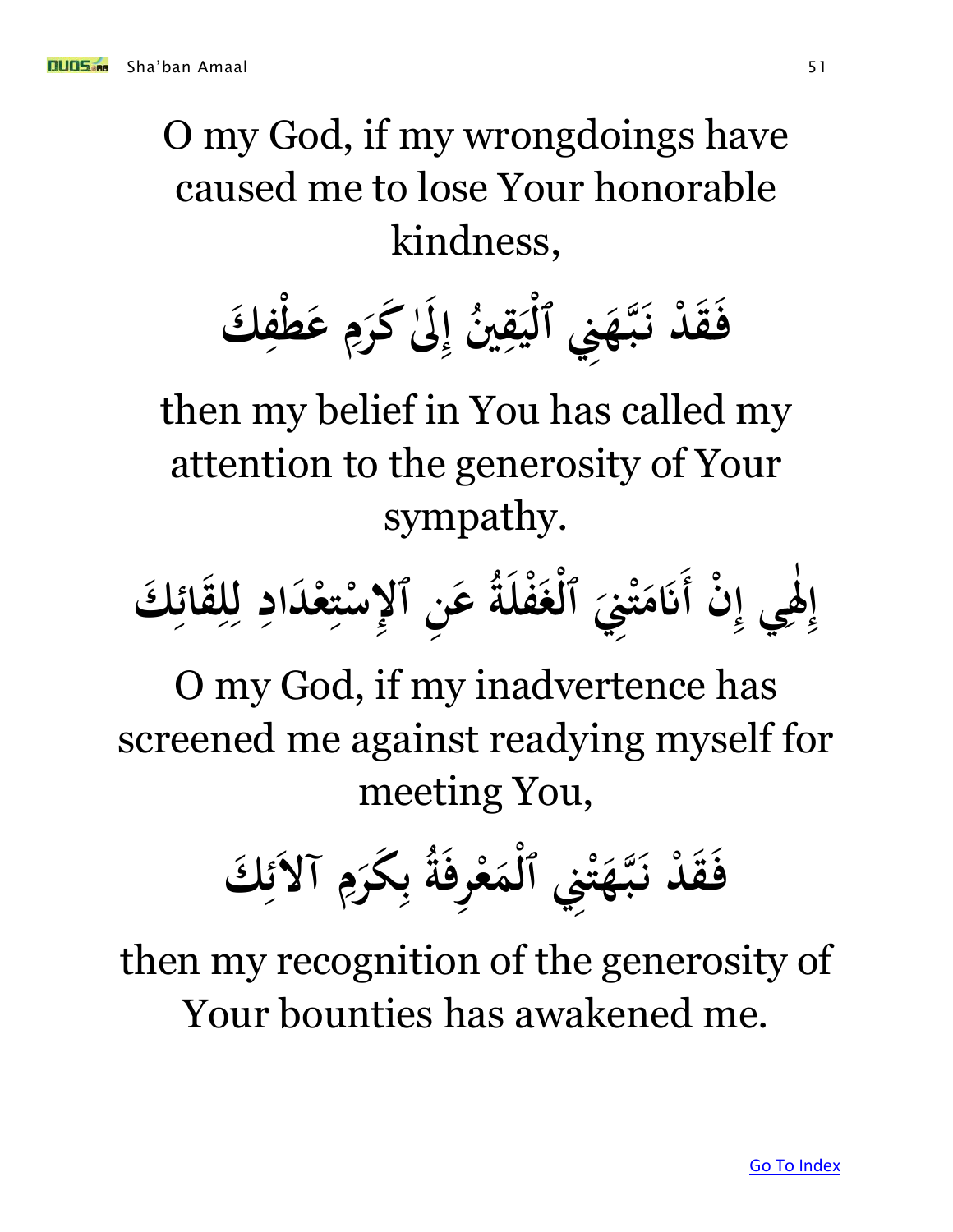O my God, if my wrongdoings have caused me to lose Your honorable kindness,

فَقَدْ نَبَّهَنِي ٱلْيَقِينُ إِلَىٰ كَرَمِ عَطْفِكَ

then my belief in You has called my attention to the generosity of Your sympathy.

إِلٰهِي إِنْ أَنَامَتْنِيَ ٱلْغَفْلَةُ عَنِ ٱلإِسْتِعْدَادِ لِلِقَائِكَ

O my God, if my inadvertence has screened me against readying myself for meeting You,

فَقَدْ نَبَّهَتْنِي ٱلْمَعْرِفَةُ بِكَرَمِ آلائِكَ

then my recognition of the generosity of Your bounties has awakened me.

[Go To Index]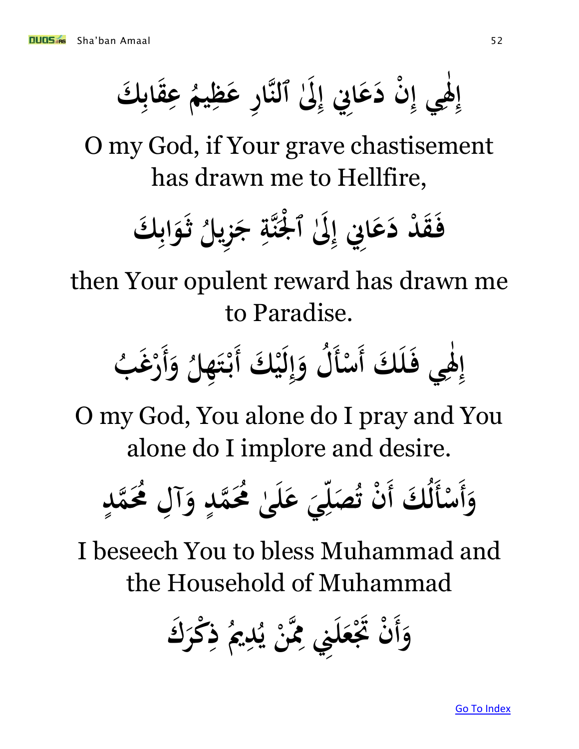إِلٰهِي إِنْ دَعَانِي إِلَىٰ ٱلنَّارِ عَظِيمُ عِقَابِكَ

O my God, if Your grave chastisement has drawn me to Hellfire,

فَقَدْ دَعَانِي إِلَىٰ ٱلْجَنَّةِ جَزِيلُ ثَوَابِكَ

then Your opulent reward has drawn me to Paradise.

إِلٰهِي فَلَكَ أَسْأَلُ وَإِلَيْكَ أَبْتَهِلُ وَأَرْغَبُ

O my God, You alone do I pray and You alone do I implore and desire.

وَأَسْأَلُكَ أَنْ تُصَلِّيَ عَلَىٰ مُحَمَّدٍ وَآلِ مُحَمَّدٍ

I beseech You to bless Muhammad and the Household of Muhammad

وَأَنْ تَجْعَلَنِي مِمَّنْ يُدِيمُ ذِكْرَكَ

[Go To Index]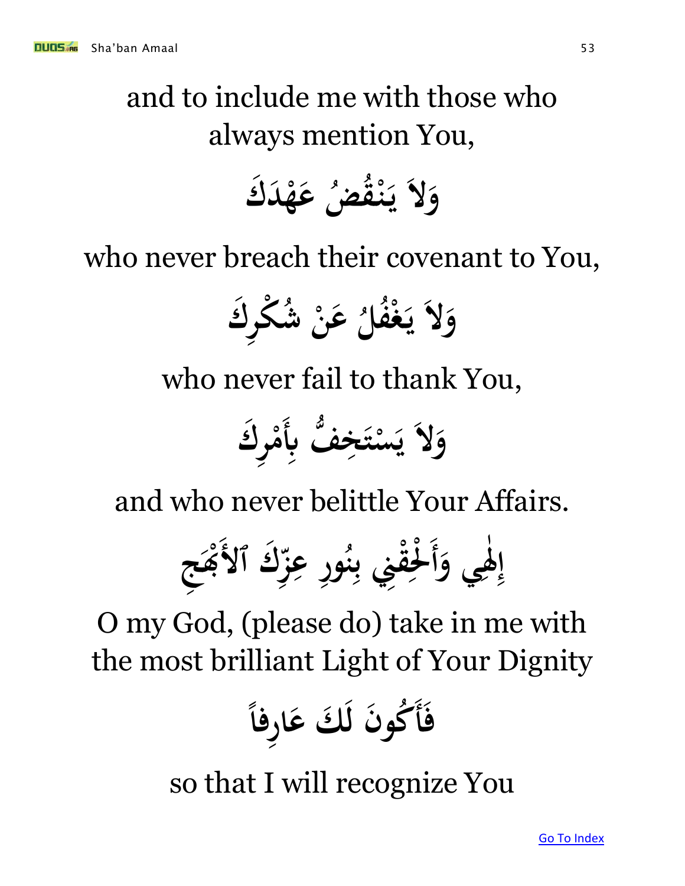and to include me with those who always mention You,

وَلاَ يَنْقُضُ عَهْدَكَ

who never breach their covenant to You,

وَلاَ يَغْفُلُ عَنْ شُكْرِكَ

who never fail to thank You,

وَلاَ يَسْتَخِفُّ بِأَمْرِكَ

and who never belittle Your Affairs.

إِلٰهِي وَأَلْحِقْنِي بِنُورِ عِزّكَ ٱلأَبْهَجِ

O my God, (please do) take in me with the most brilliant Light of Your Dignity

فَأَكُونَ لَكَ عَارِفاً

so that I will recognize You

Go To Index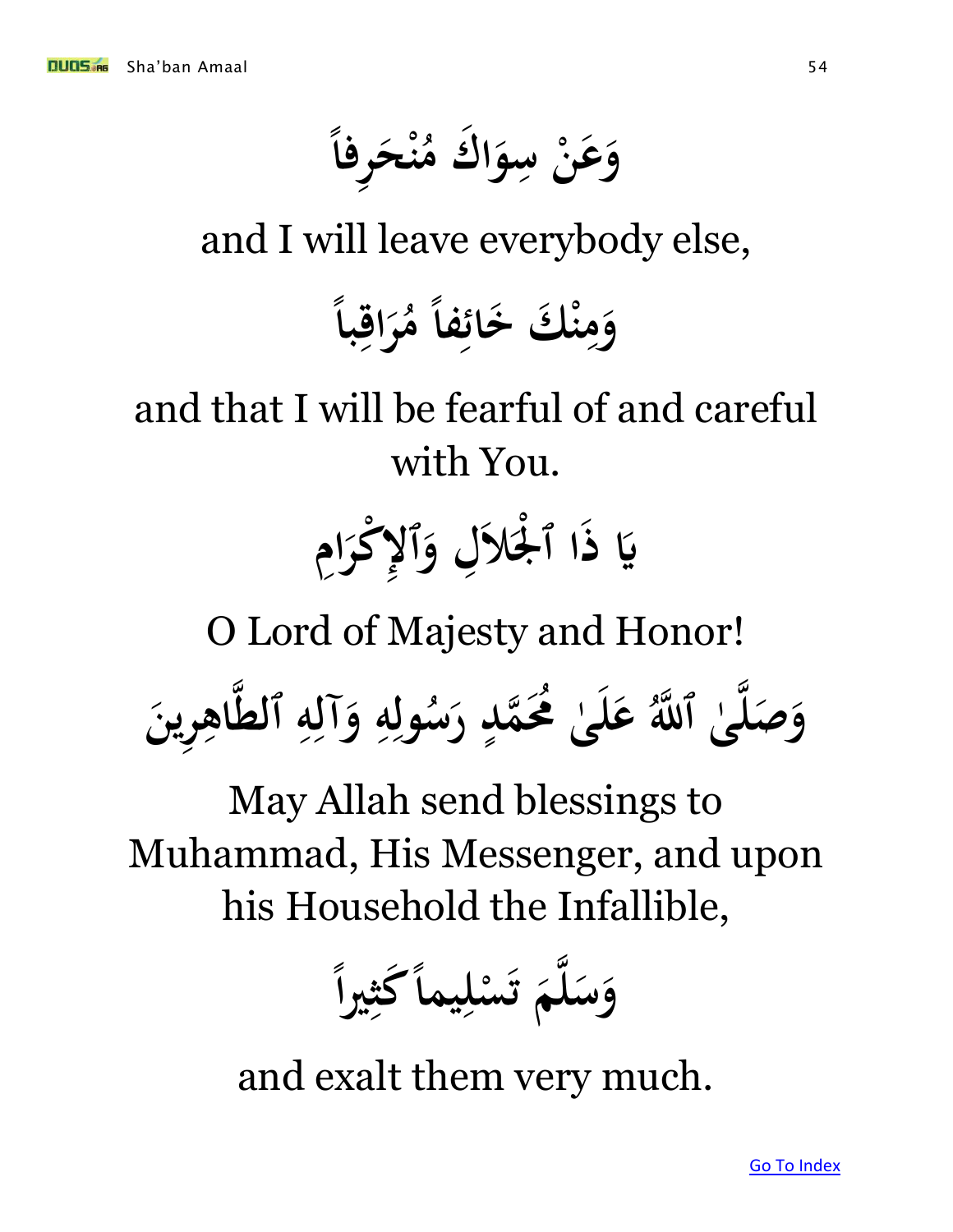وَعَنْ سِوَاكَ مُنْحَرِفاً

and I will leave everybody else,

وَمِنْكَ خَائِفاً مُرَاقِباً

and that I will be fearful of and careful with You.

يَا ذَا ٱلْجَلاَلِ وَٱلإِكْرَامِ

O Lord of Majesty and Honor!

وَصَلَّىٰ ٱللَّهُ عَلَىٰ مُحَمَّدٍ رَسُولِهِ وَآلِهِ ٱلطَّاهِرِينَ

May Allah send blessings to Muhammad, His Messenger, and upon his Household the Infallible,

وَسَلَّمَ تَسْلِيماً كَثِيراً

and exalt them very much.

Go To Index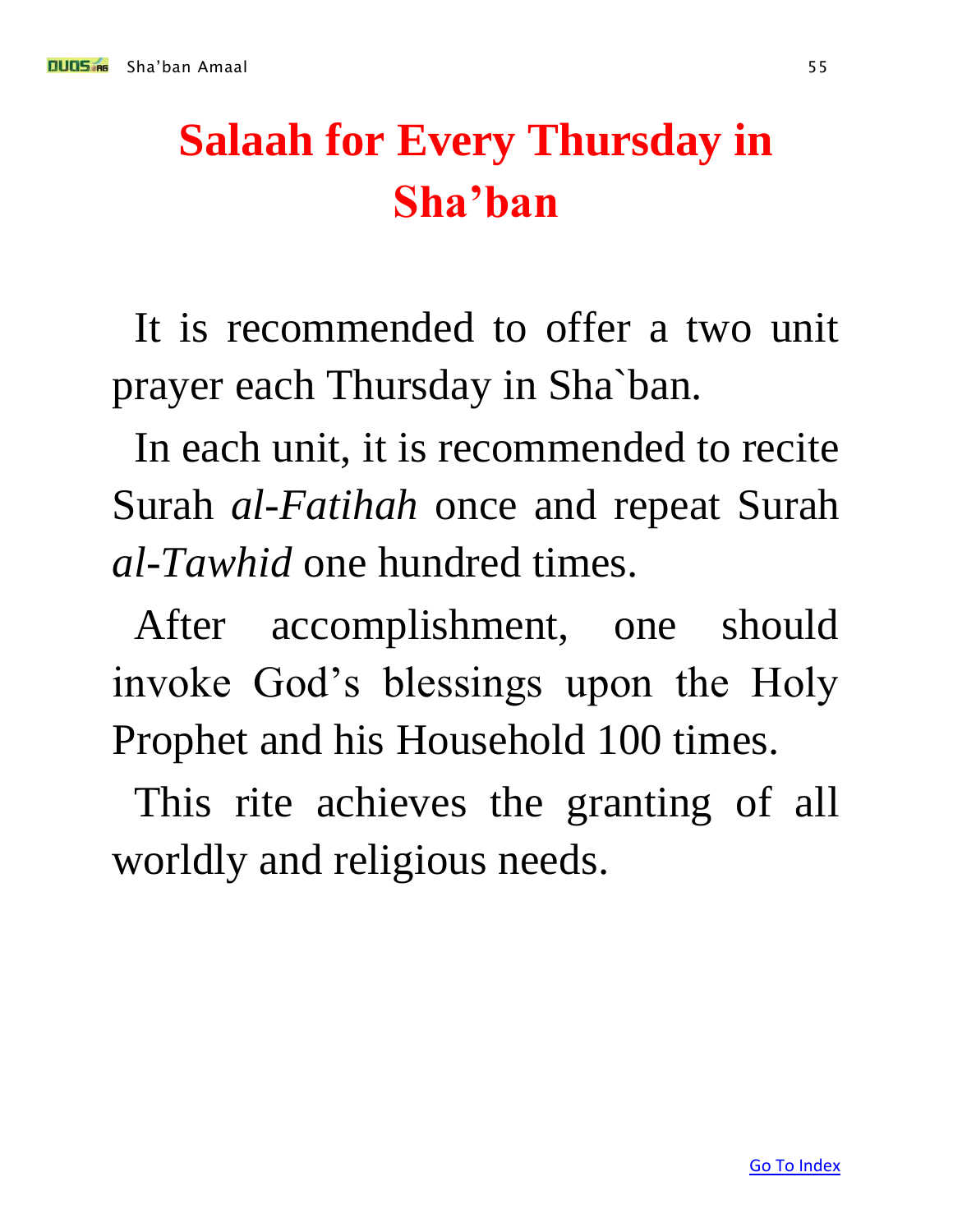# Salaah for Every Thursday in Sha'ban

It is recommended to offer a two unit prayer each Thursday in Sha`ban.

In each unit, it is recommended to recite Surah *al-Fatihah* once and repeat Surah *al-Tawhid* one hundred times.

After accomplishment, one should invoke God's blessings upon the Holy Prophet and his Household 100 times.

This rite achieves the granting of all worldly and religious needs.

Go To Index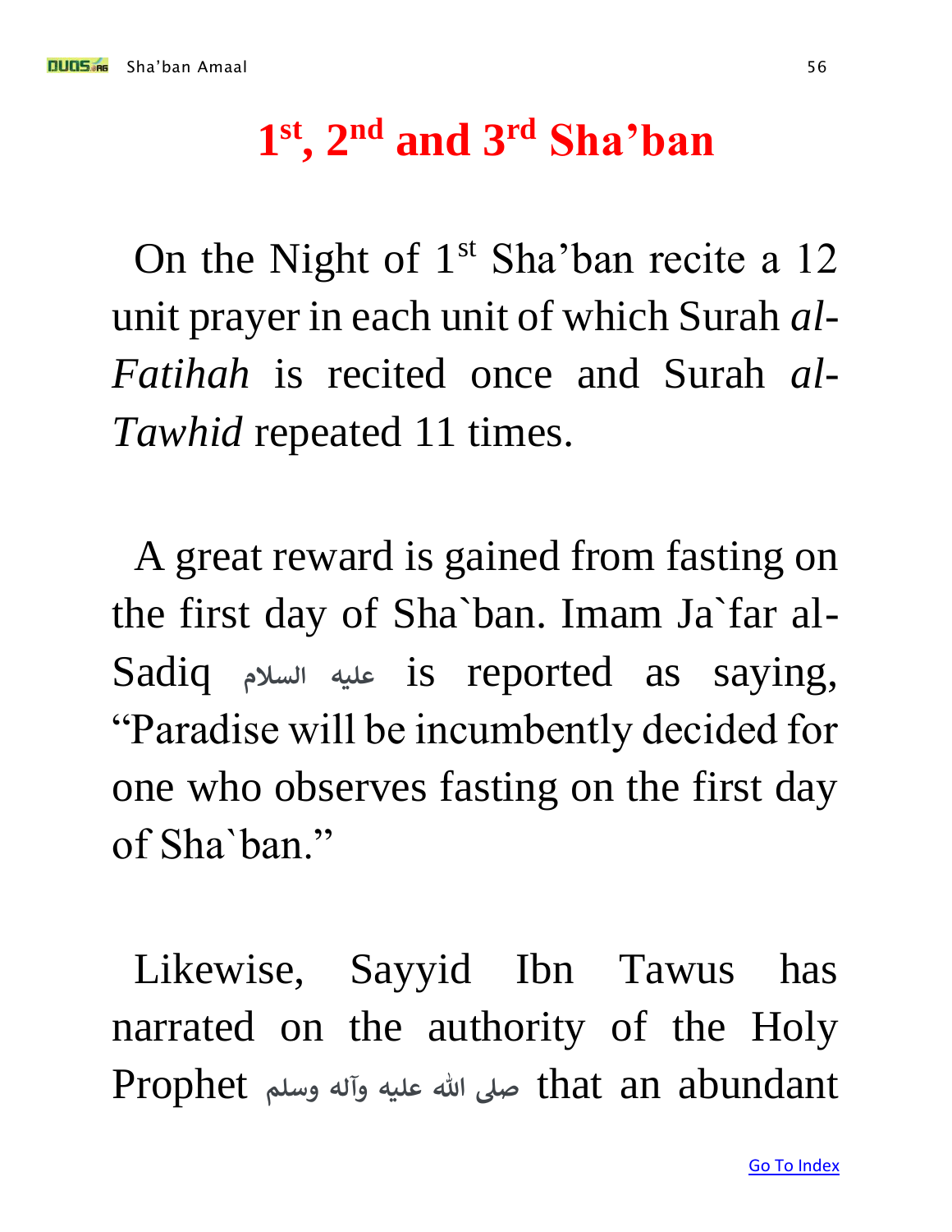# 1st, 2nd and 3rd Sha'ban

On the Night of 1st Sha'ban recite a 12 unit prayer in each unit of which Surah *al-Fatihah* is recited once and Surah *al-Tawhid* repeated 11 times.

A great reward is gained from fasting on the first day of Sha`ban. Imam Ja`far al-Sadiq عليه السلام is reported as saying, "Paradise will be incumbently decided for one who observes fasting on the first day of Sha`ban."

Likewise, Sayyid Ibn Tawus has narrated on the authority of the Holy Prophet صلى الله عليه وآله وسلم that an abundant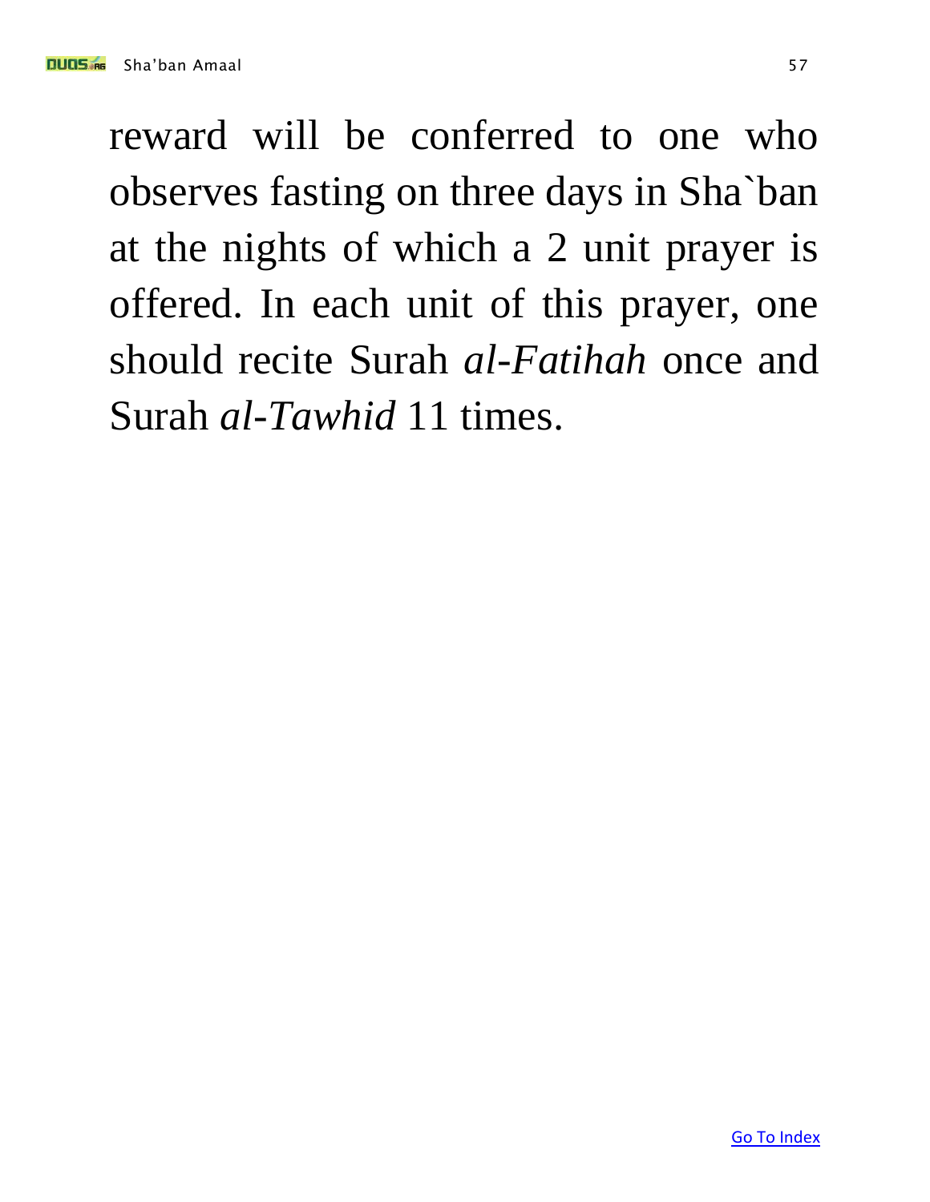reward will be conferred to one who observes fasting on three days in Sha`ban at the nights of which a 2 unit prayer is offered. In each unit of this prayer, one should recite Surah *al-Fatihah* once and Surah *al-Tawhid* 11 times.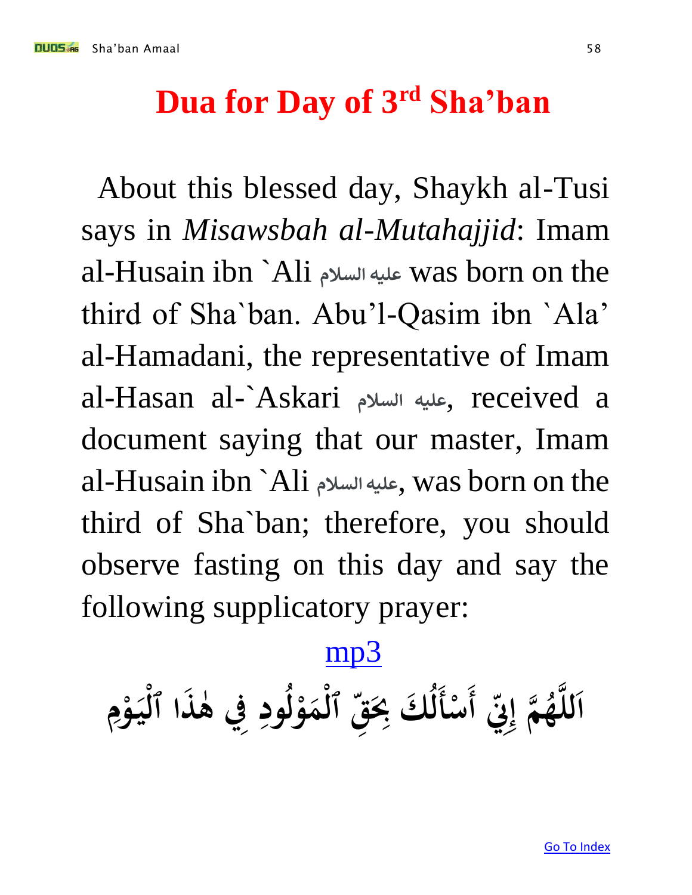# Dua for Day of 3rd Sha'ban

About this blessed day, Shaykh al-Tusi says in *Misawsbah al-Mutahajjid*: Imam al-Husain ibn `Ali عليه السلام was born on the third of Sha`ban. Abu'l-Qasim ibn `Ala' al-Hamadani, the representative of Imam al-Hasan al-`Askari عليه السلام, received a document saying that our master, Imam al-Husain ibn `Ali عليه السلام, was born on the third of Sha`ban; therefore, you should observe fasting on this day and say the following supplicatory prayer:

mp3

اَللَّهُمَّ إِنِّي أَسْأَلُكَ بِحَقِّ ٱلْمَوْلُودِ فِي هٰذَا ٱلْيَوْمِ

Go To Index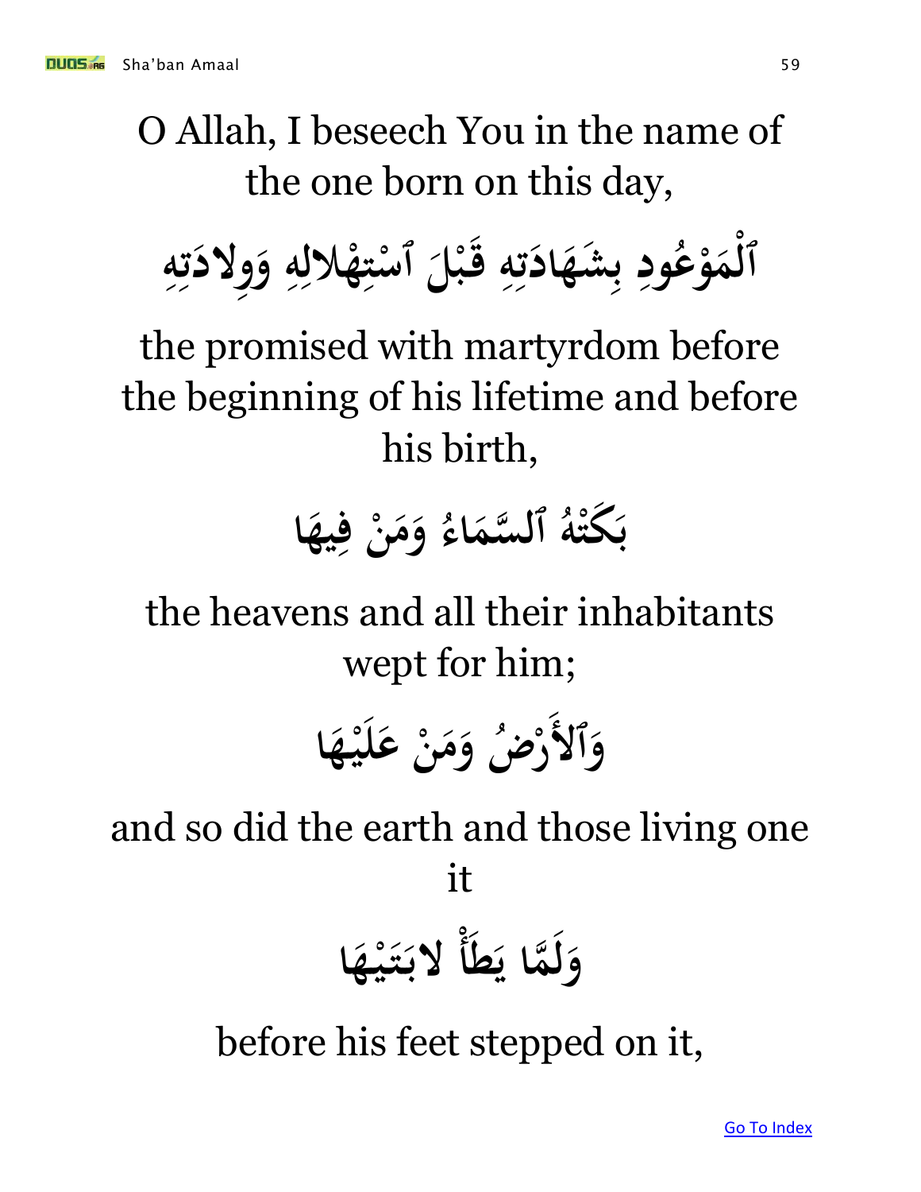O Allah, I beseech You in the name of the one born on this day,

ٱلْمَوْعُودِ بِشَهَادَتِهِ قَبْلَ ٱسْتِهْلالِهِ وَوِلادَتِهِ

the promised with martyrdom before the beginning of his lifetime and before his birth,

بَكَتْهُ ٱلسَّمَاءُ وَمَنْ فِيهَا

the heavens and all their inhabitants wept for him;

وَٱلأَرْضُ وَمَنْ عَلَيْهَا

and so did the earth and those living one it

وَلَمَّا يَطَأْ لابَتَيْهَا

before his feet stepped on it,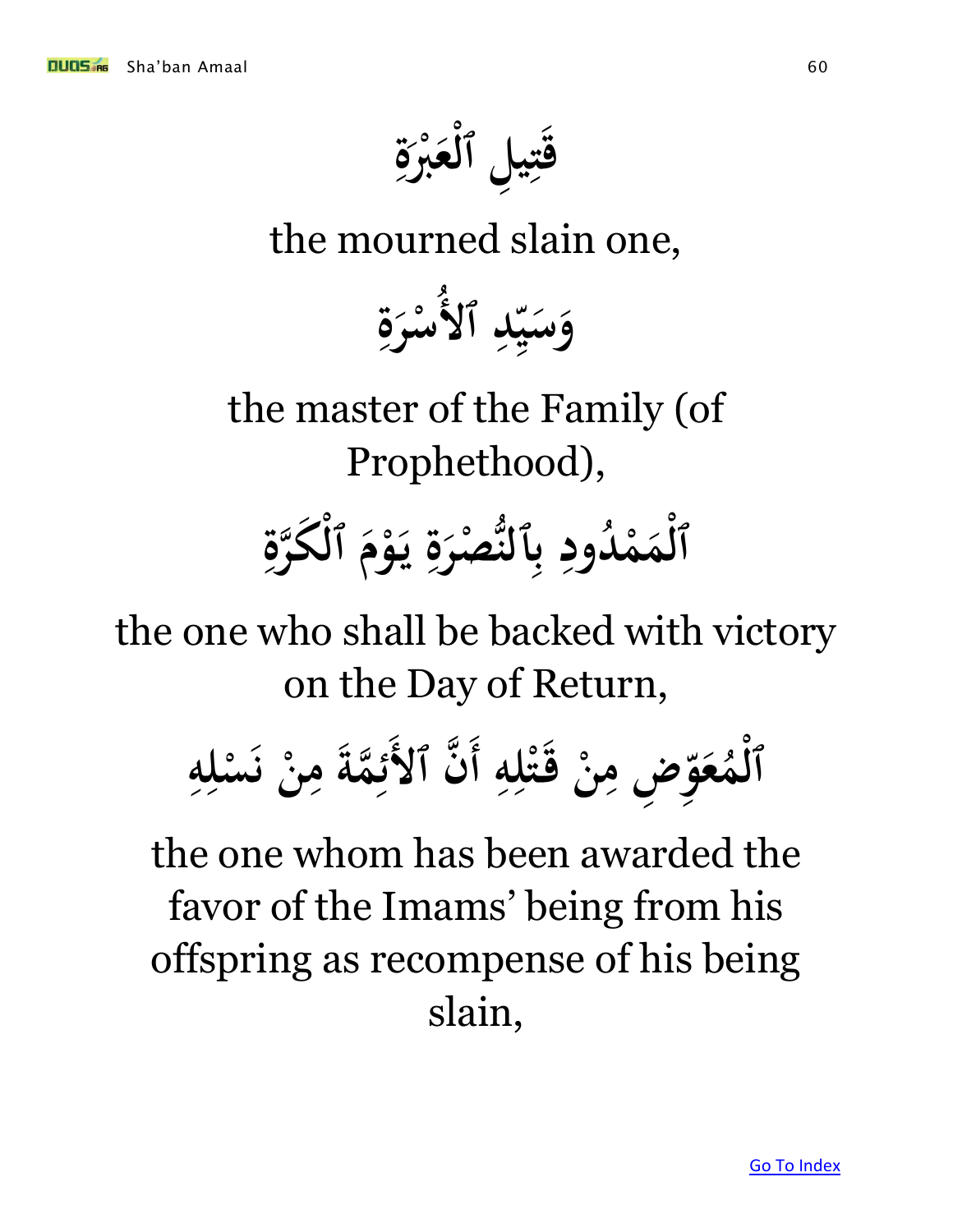قَتِيلِ ٱلْعَبْرَةِ

the mourned slain one,

وَسَيِّدِ ٱلأُسْرَةِ

the master of the Family (of Prophethood),

ٱلْمَمْدُودِ بِٱلنُّصْرَةِ يَوْمَ ٱلْكَرَّةِ

the one who shall be backed with victory on the Day of Return,

ٱلْمُعَوِّضِ مِنْ قَتْلِهِ أَنَّ ٱلأَئِمَّةَ مِنْ نَسْلِهِ

the one whom has been awarded the favor of the Imams' being from his offspring as recompense of his being slain,

Go To Index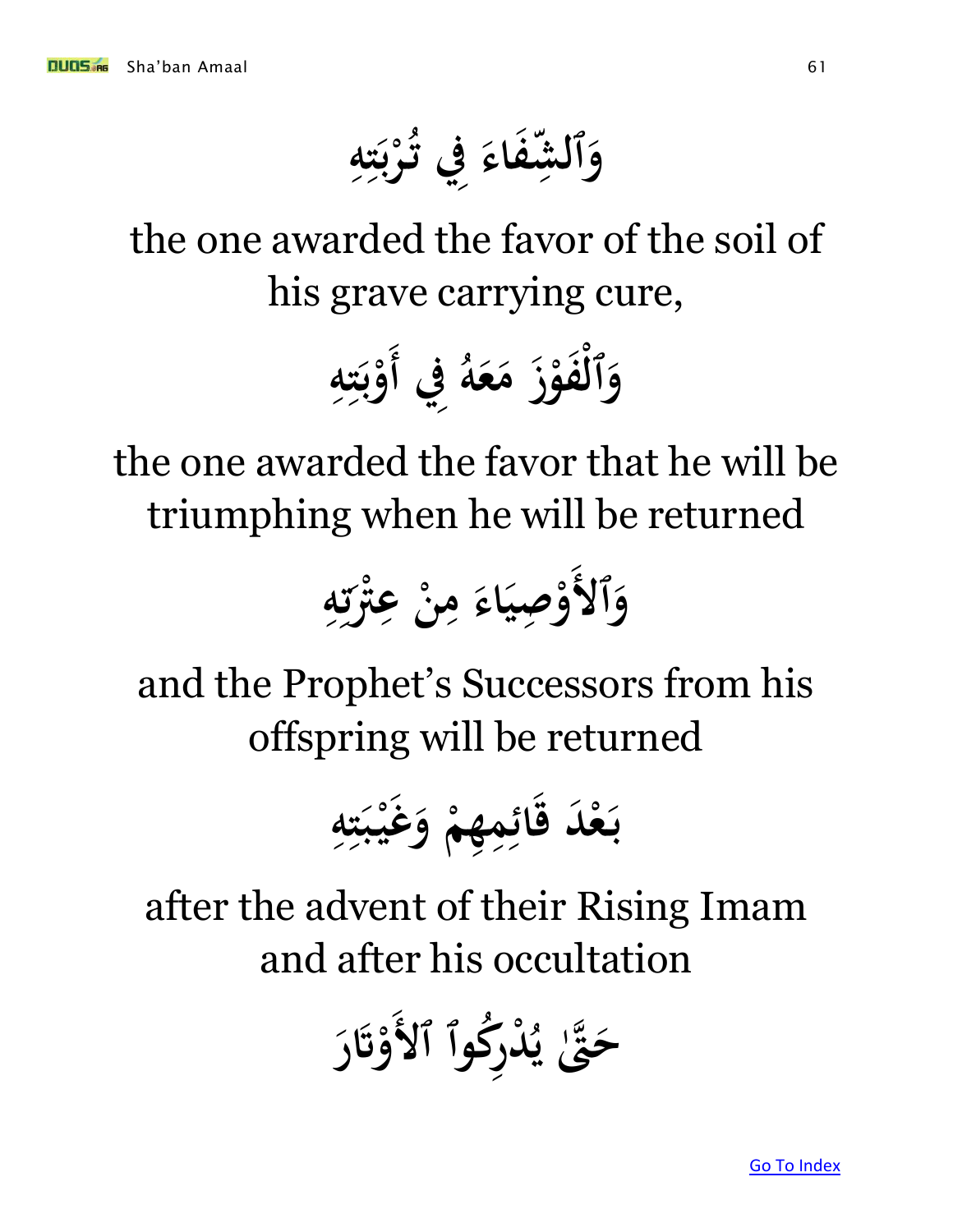وَٱلشِّفَاءَ فِي تُرْبَتِهِ

the one awarded the favor of the soil of his grave carrying cure,

وَٱلْفَوْزَ مَعَهُ فِي أَوْبَتِهِ

the one awarded the favor that he will be triumphing when he will be returned

وَٱلأَوْصِيَاءَ مِنْ عِتْرَتِهِ

and the Prophet's Successors from his offspring will be returned

بَعْدَ قَائِمِهِمْ وَغَيْبَتِهِ

after the advent of their Rising Imam and after his occultation

حَتَّىٰ يُدْرِكُوا ٱلأَوْتَارَ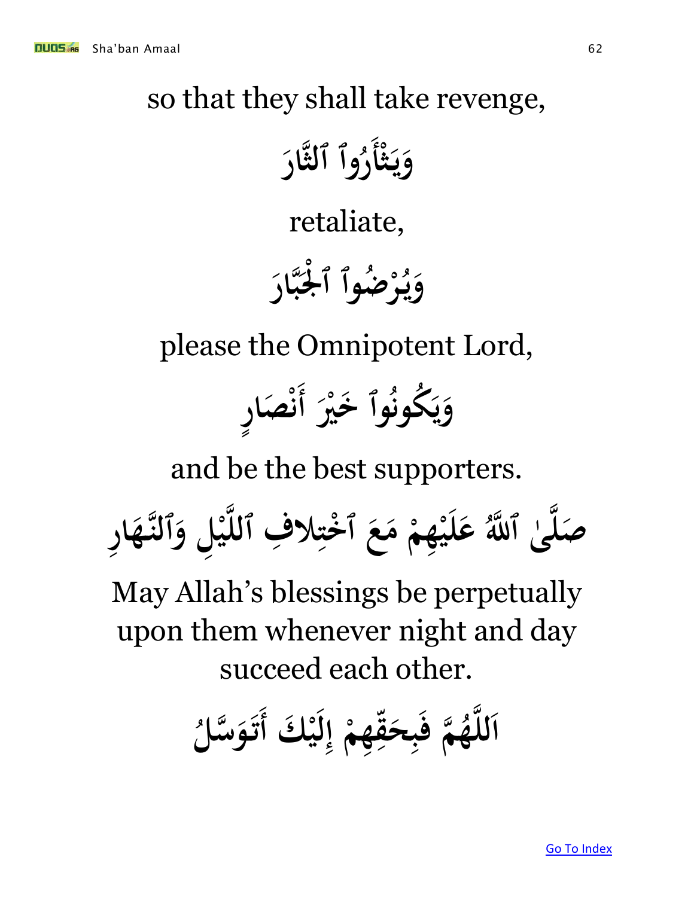so that they shall take revenge,

وَيَثْأَرُوا۟ ٱلثَّارَ

retaliate,

وَيُرْضُوا۟ ٱلْجَبَّارَ

please the Omnipotent Lord,

وَيَكُونُوا۟ خَيْرَ أَنْصَارٍ

and be the best supporters.

صَلَّىٰ ٱللَّهُ عَلَيْهِمْ مَعَ ٱخْتِلافِ ٱللَّيْلِ وَٱلنَّهَارِ

May Allah's blessings be perpetually upon them whenever night and day succeed each other.

اَللَّهُمَّ فَبِحَقِّهِمْ إِلَيْكَ أَتَوَسَّلُ

Go To Index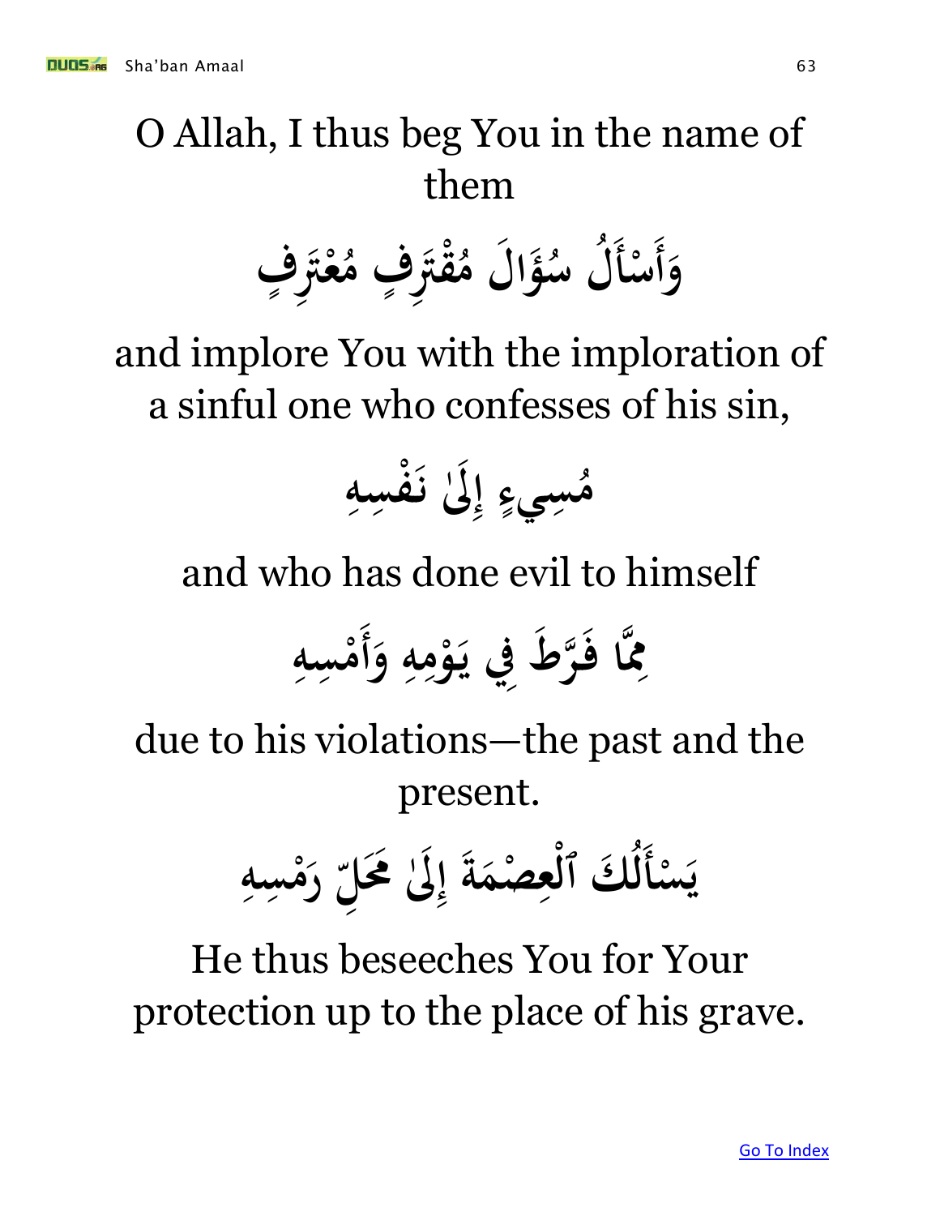O Allah, I thus beg You in the name of them

وَأَسْأَلُ سُؤَالَ مُقْتَرِفٍ مُعْتَرِفٍ

and implore You with the imploration of a sinful one who confesses of his sin,

مُسِيءٍ إِلَىٰ نَفْسِهِ

and who has done evil to himself

مِمَّا فَرَّطَ فِي يَوْمِهِ وَأَمْسِهِ

due to his violations—the past and the present.

يَسْأَلُكَ ٱلْعِصْمَةَ إِلَىٰ مَحَلِّ رَمْسِهِ

He thus beseeches You for Your protection up to the place of his grave.

Go To Index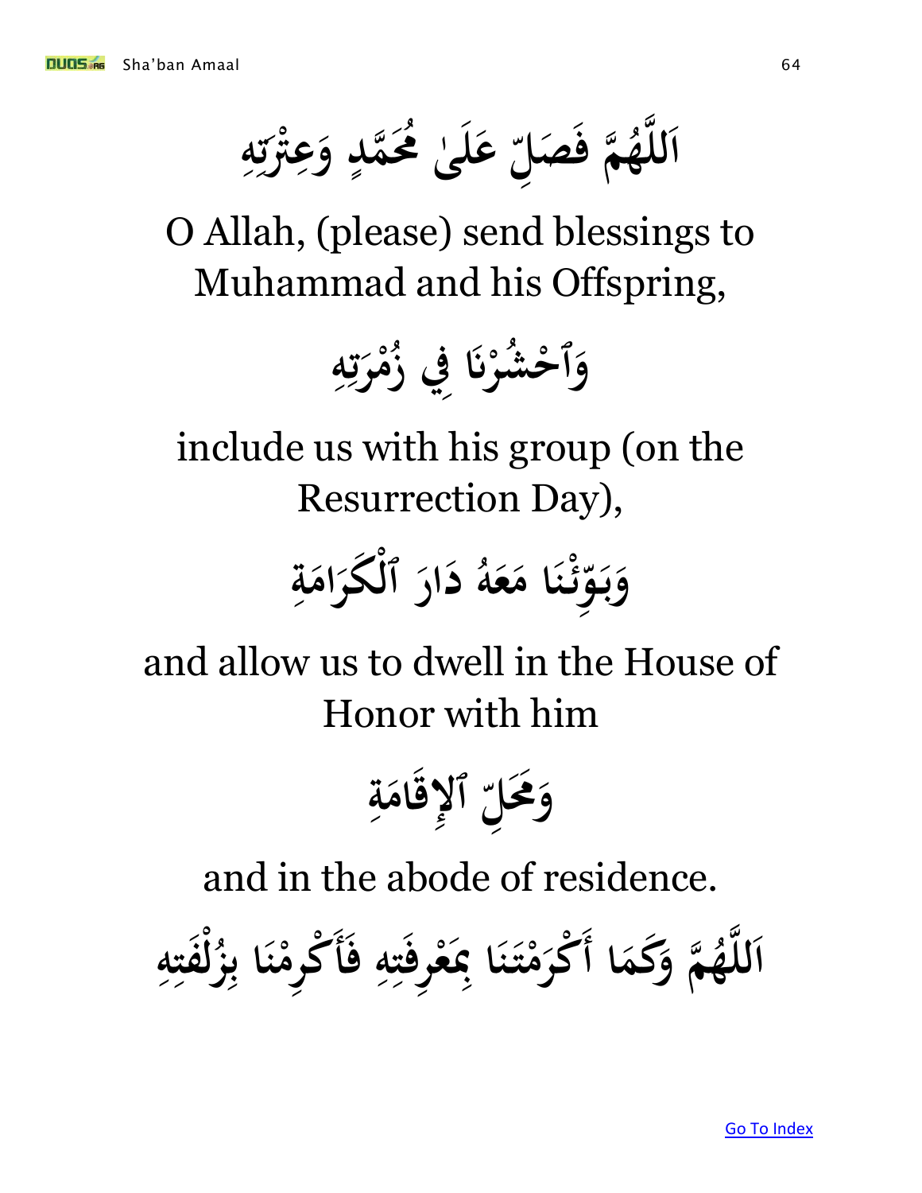اَللَّهُمَّ فَصَلِّ عَلَىٰ مُحَمَّدٍ وَعِتْرَتِهِ

O Allah, (please) send blessings to Muhammad and his Offspring,

وَٱحْشُرْنَا فِي زُمْرَتِهِ

include us with his group (on the Resurrection Day),

وَبَوِّئْنَا مَعَهُ دَارَ ٱلْكَرَامَةِ

and allow us to dwell in the House of Honor with him

وَمَحَلِّ ٱلإِقَامَةِ

and in the abode of residence.

اَللَّهُمَّ وَكَمَا أَكْرَمْتَنَا بِمَعْرِفَتِهِ فَأَكْرِمْنَا بِزُلْفَتِهِ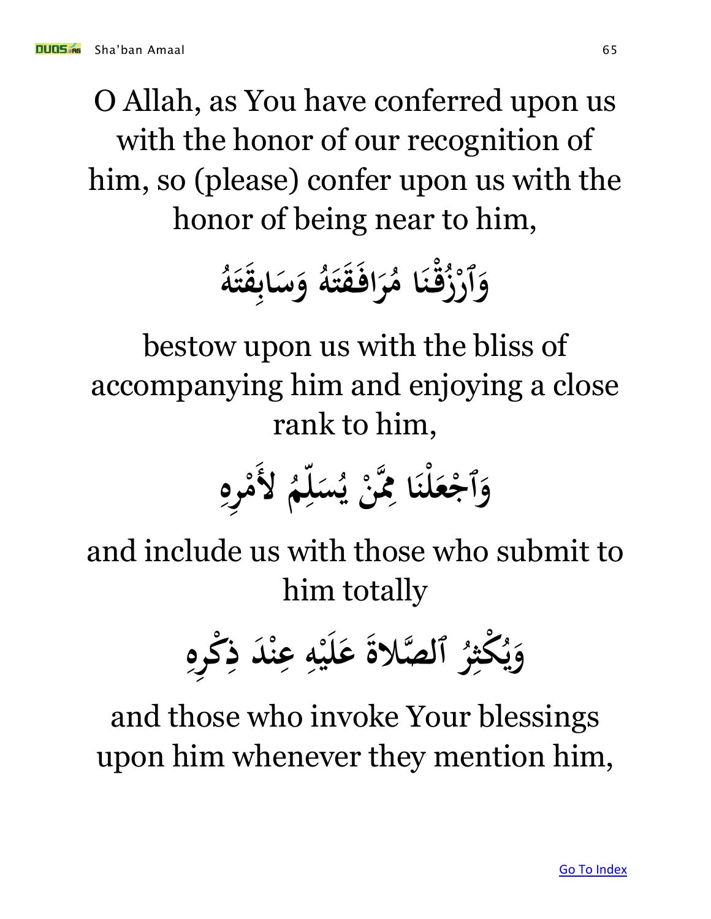O Allah, as You have conferred upon us with the honor of our recognition of him, so (please) confer upon us with the honor of being near to him,

وَٱرْزُقْنَا مُرَافَقَتَهُ وَسَابِقَتَهُ

bestow upon us with the bliss of accompanying him and enjoying a close rank to him,

وَٱجْعَلْنَا مِمَّنْ يُسَلِّمُ لأَمْرِهِ

and include us with those who submit to him totally

وَيُكْثِرُ ٱلصَّلاةَ عَلَيْهِ عِنْدَ ذِكْرِهِ

and those who invoke Your blessings upon him whenever they mention him,

[Go To Index]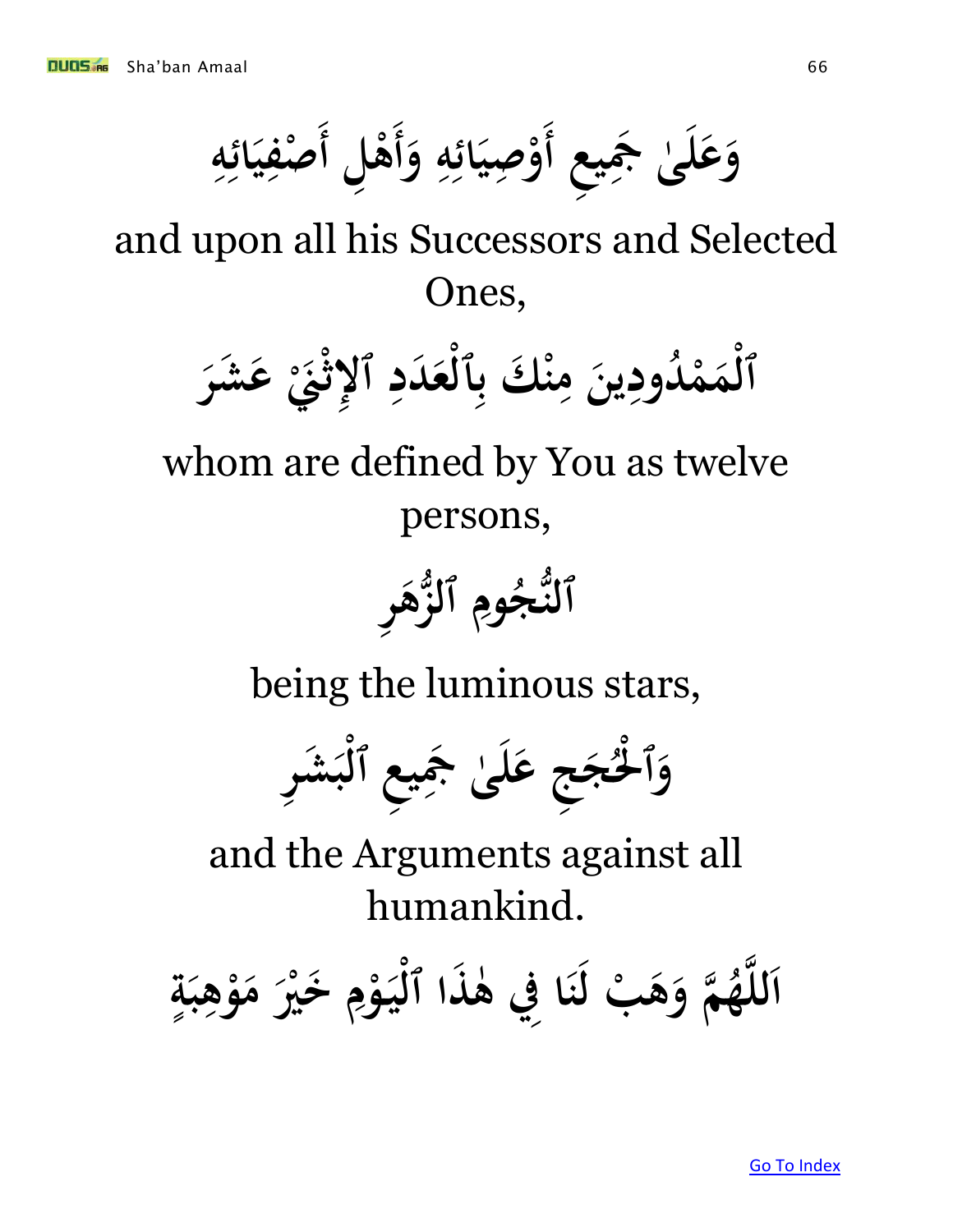وَعَلَىٰ جَمِيعِ أَوْصِيَائِهِ وَأَهْلِ أَصْفِيَائِهِ

and upon all his Successors and Selected Ones,

ٱلْمَمْدُودِينَ مِنْكَ بِٱلْعَدَدِ ٱلإِثْنَيْ عَشَرَ

whom are defined by You as twelve persons,

ٱلنُّجُومِ ٱلزُّهَرِ

being the luminous stars,

وَٱلْحُجَجِ عَلَىٰ جَمِيعِ ٱلْبَشَرِ

and the Arguments against all humankind.

اَللَّهُمَّ وَهَبْ لَنَا فِي هٰذَا ٱلْيَوْمِ خَيْرَ مَوْهِبَةٍ

Go To Index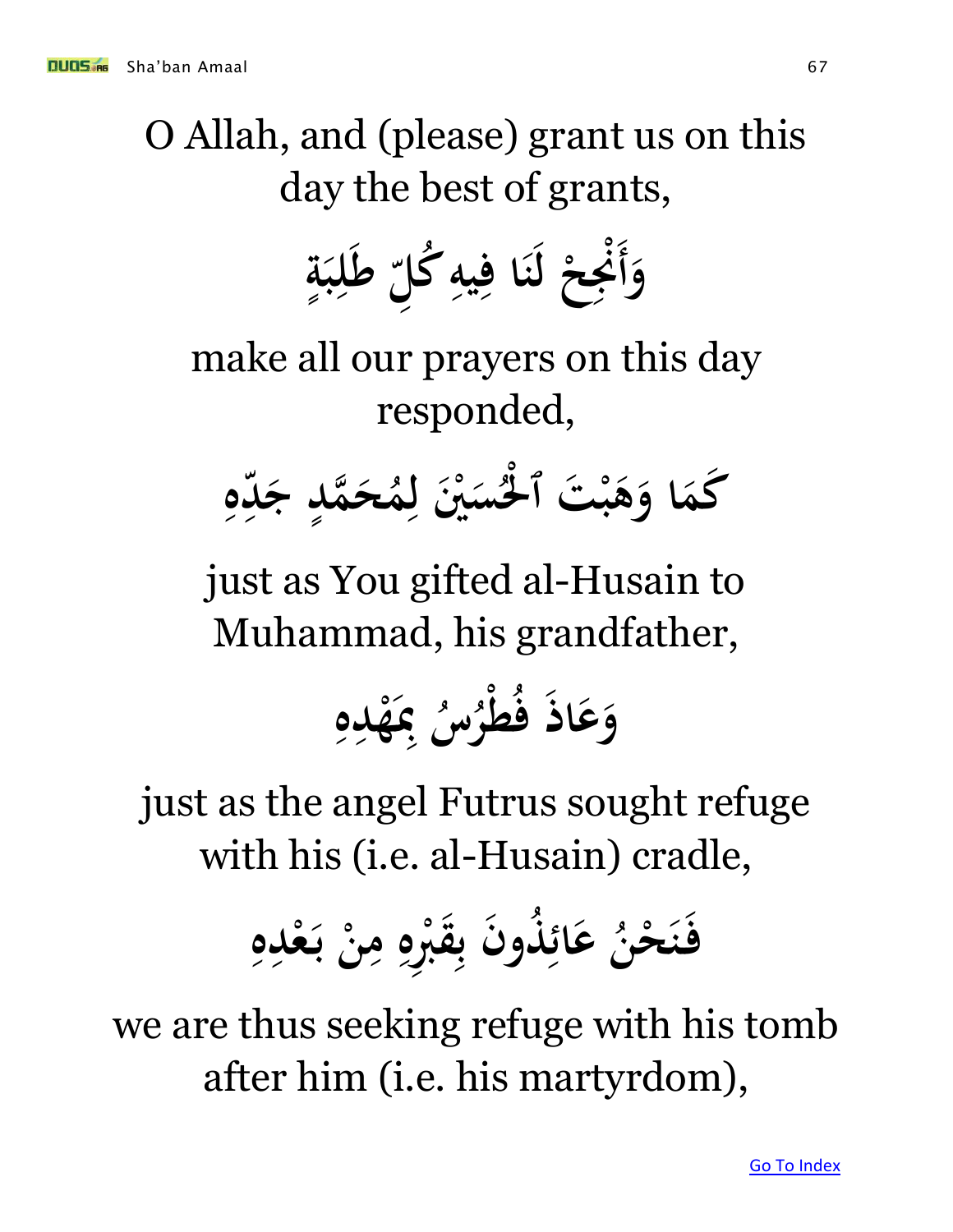O Allah, and (please) grant us on this day the best of grants,

وَأَنْجِحْ لَنَا فِيهِ كُلَّ طَلِبَةٍ

make all our prayers on this day responded,

كَمَا وَهَبْتَ ٱلْحُسَيْنَ لِمُحَمَّدٍ جَدِّهِ

just as You gifted al-Husain to Muhammad, his grandfather,

وَعَاذَ فُطْرُسُ بِمَهْدِهِ

just as the angel Futrus sought refuge with his (i.e. al-Husain) cradle,

فَنَحْنُ عَائِذُونَ بِقَبْرِهِ مِنْ بَعْدِهِ

we are thus seeking refuge with his tomb after him (i.e. his martyrdom),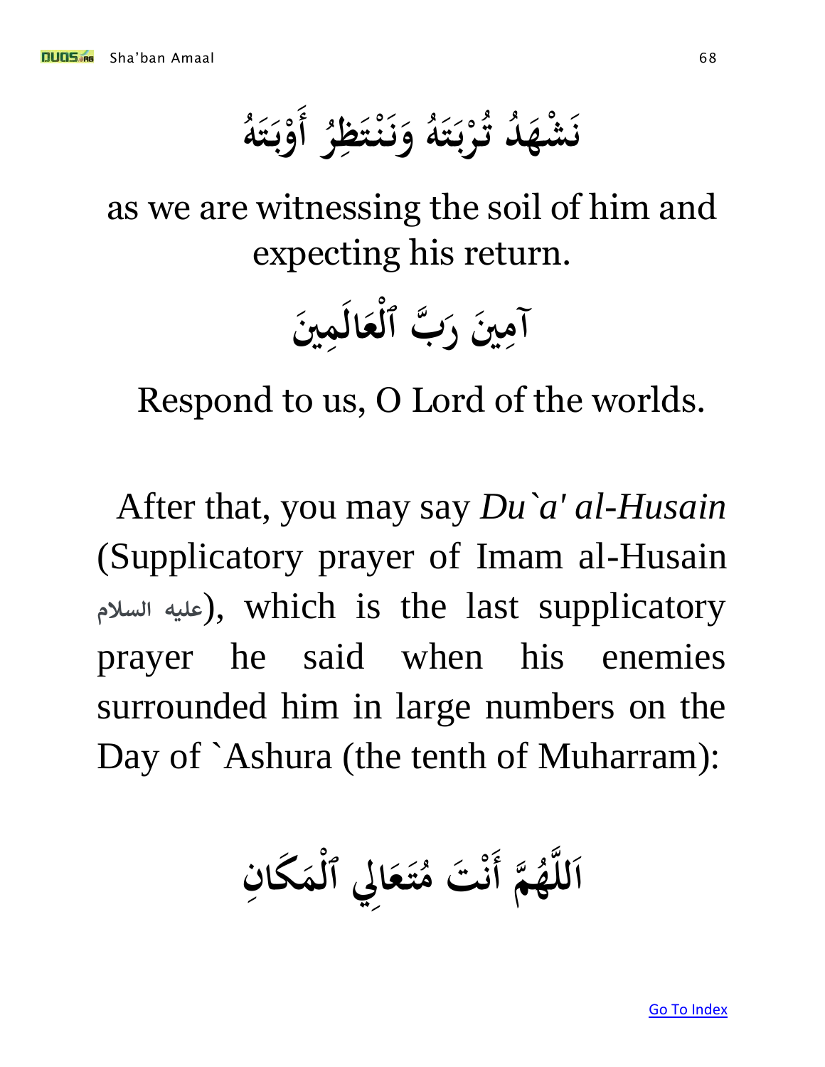نَشْهَدُ تُرْبَتَهُ وَنَنْتَظِرُ أَوْبَتَهُ

as we are witnessing the soil of him and expecting his return.

آمِينَ رَبَّ ٱلْعَالَمِينَ

Respond to us, O Lord of the worlds.

After that, you may say *Du`a' al-Husain* (Supplicatory prayer of Imam al-Husain عليه السلام), which is the last supplicatory prayer he said when his enemies surrounded him in large numbers on the Day of `Ashura (the tenth of Muharram):

اَللَّهُمَّ أَنْتَ مُتَعَالِي ٱلْمَكَانِ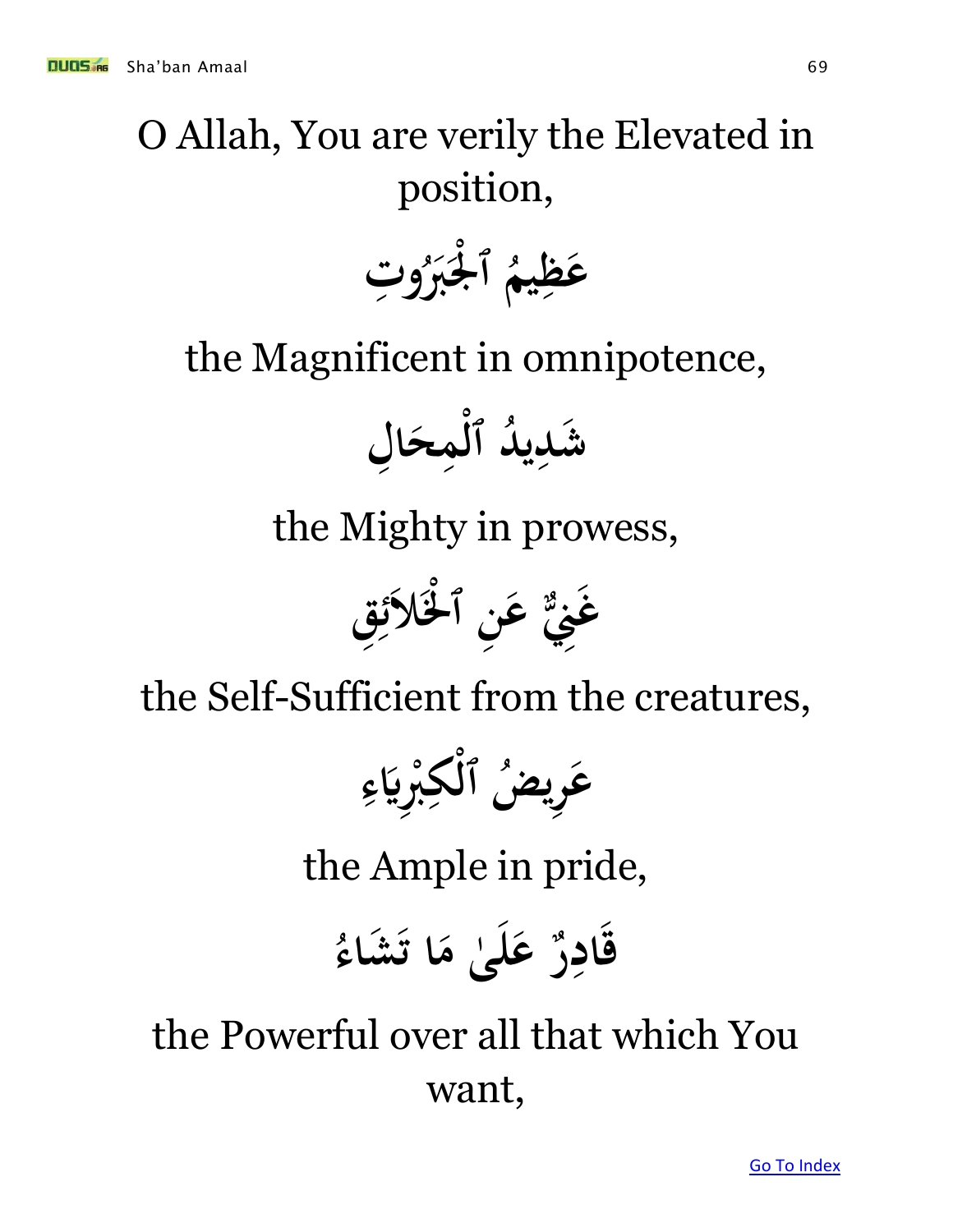O Allah, You are verily the Elevated in position,

عَظِيمُ ٱلْجَبَرُوتِ

the Magnificent in omnipotence,

شَدِيدُ ٱلْمِحَالِ

the Mighty in prowess,

غَنِيٌّ عَنِ ٱلْخَلاَئِقِ

the Self-Sufficient from the creatures,

عَرِيضُ ٱلْكِبْرِيَاءِ

the Ample in pride,

قَادِرٌ عَلَىٰ مَا تَشَاءُ

the Powerful over all that which You want,

[Go To Index]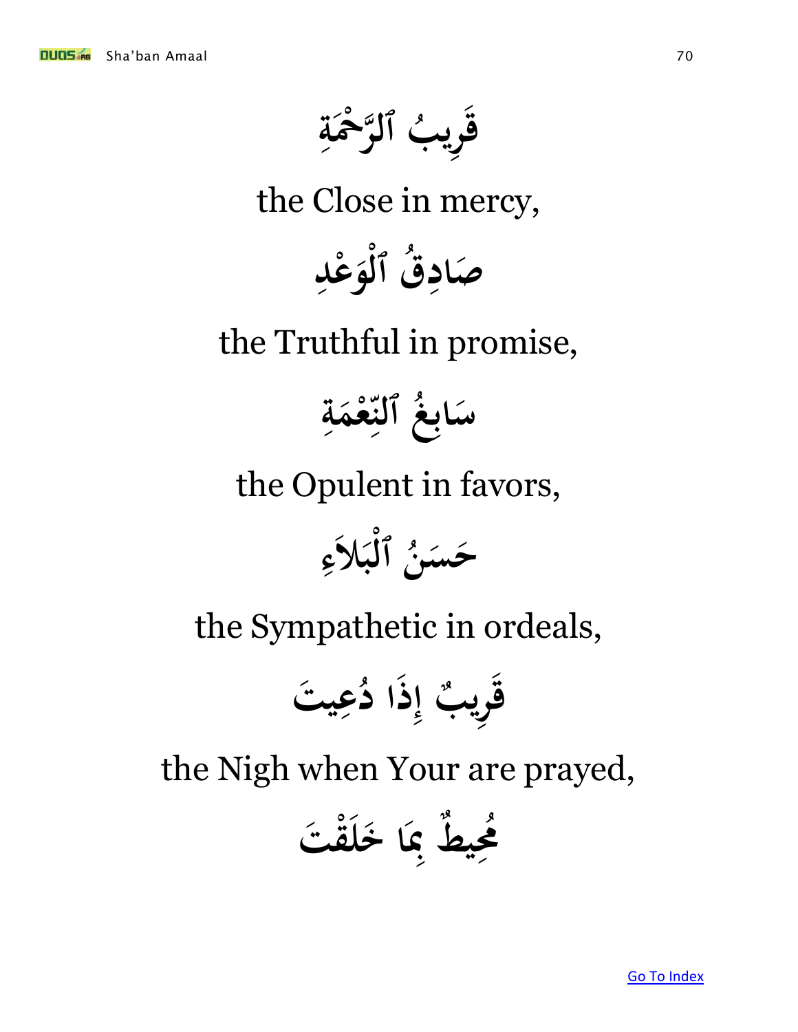قَرِيبُ ٱلرَّحْمَةِ

the Close in mercy,

صَادِقُ ٱلْوَعْدِ

the Truthful in promise,

سَابِغُ ٱلنِّعْمَةِ

the Opulent in favors,

حَسَنُ ٱلْبَلاَءِ

the Sympathetic in ordeals,

قَرِيبٌ إِذَا دُعِيتَ

the Nigh when Your are prayed,

مُحِيطٌ بِمَا خَلَقْتَ

Go To Index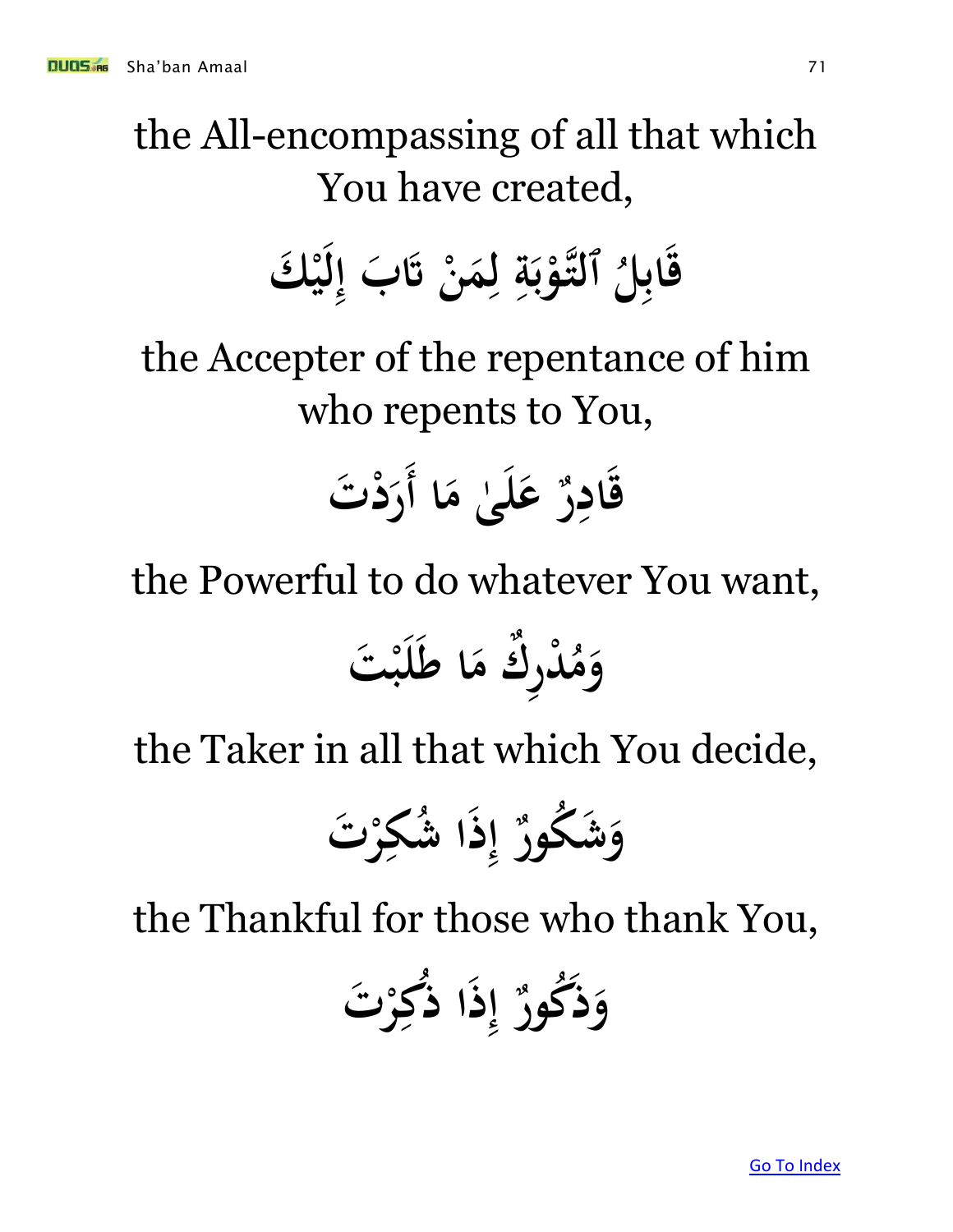the All-encompassing of all that which You have created,

قَابِلُ ٱلتَّوْبَةِ لِمَنْ تَابَ إِلَيْكَ

the Accepter of the repentance of him who repents to You,

قَادِرٌ عَلَىٰ مَا أَرَدْتَ

the Powerful to do whatever You want,

وَمُدْرِكٌ مَا طَلَبْتَ

the Taker in all that which You decide,

وَشَكُورٌ إِذَا شُكِرْتَ

the Thankful for those who thank You,

وَذَكُورٌ إِذَا ذُكِرْتَ

Go To Index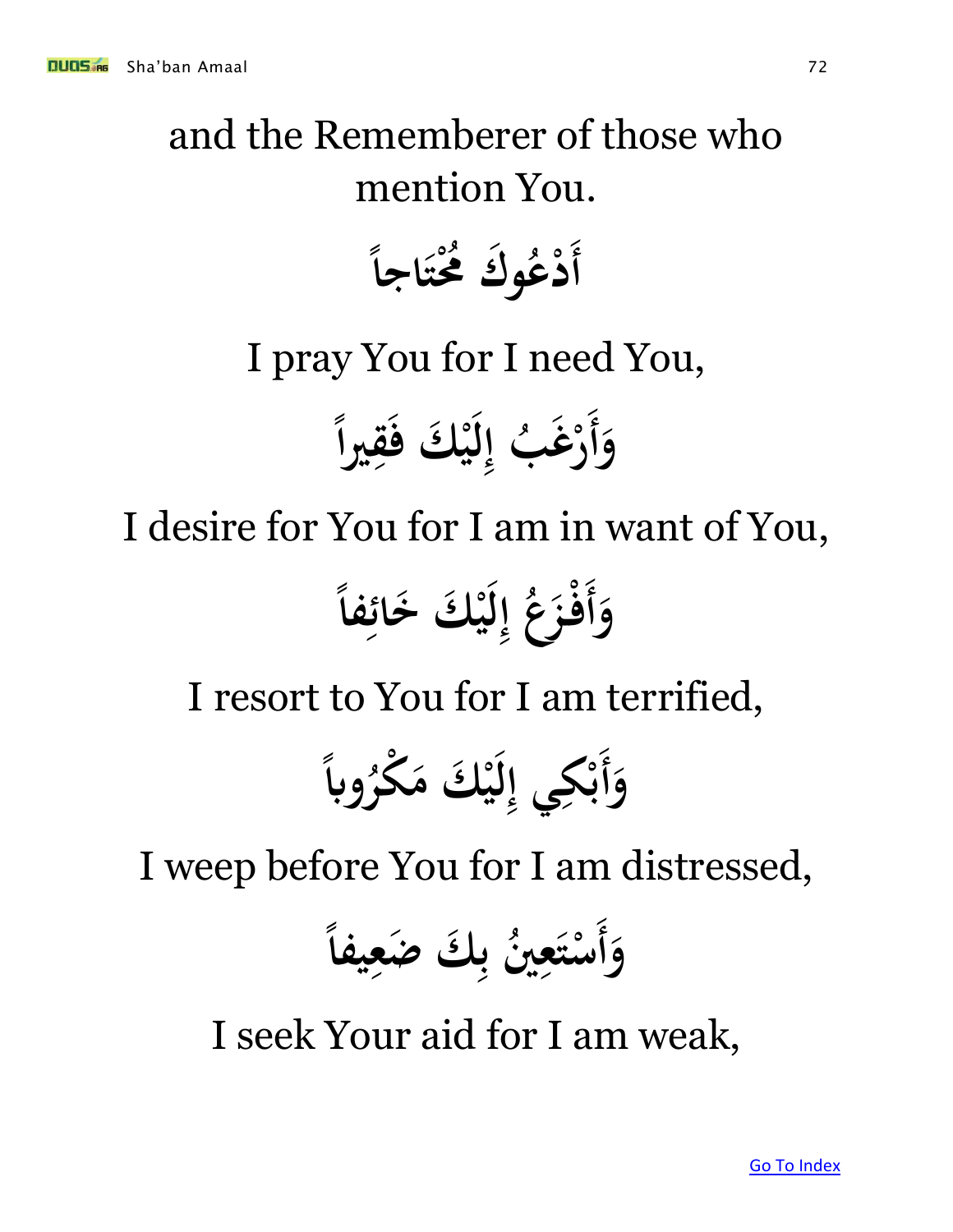and the Rememberer of those who mention You.

أَدْعُوكَ مُحْتَاجاً

I pray You for I need You,

وَأَرْغَبُ إِلَيْكَ فَقِيراً

I desire for You for I am in want of You,

وَأَفْزَعُ إِلَيْكَ خَائِفاً

I resort to You for I am terrified,

وَأَبْكِي إِلَيْكَ مَكْرُوباً

I weep before You for I am distressed,

وَأَسْتَعِينُ بِكَ ضَعِيفاً

I seek Your aid for I am weak,

Go To Index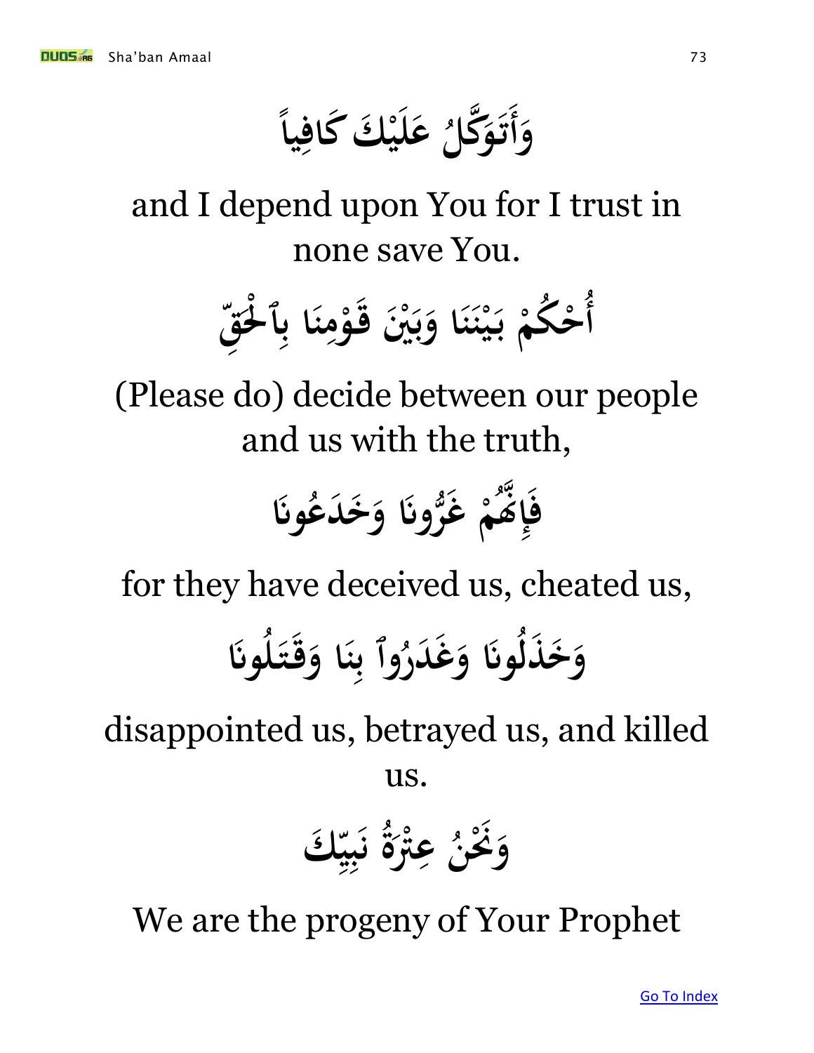وَأَتَوَكَّلُ عَلَيْكَ كَافِياً

and I depend upon You for I trust in none save You.

أُحْكُمْ بَيْنَنَا وَبَيْنَ قَوْمِنَا بِٱلْحَقِّ

(Please do) decide between our people and us with the truth,

فَإِنَّهُمْ غَرُّونَا وَخَدَعُونَا

for they have deceived us, cheated us,

وَخَذَلُونَا وَغَدَرُوٱ بِنَا وَقَتَلُونَا

disappointed us, betrayed us, and killed us.

وَنَحْنُ عِتْرَةُ نَبِيِّكَ

We are the progeny of Your Prophet

[Go To Index]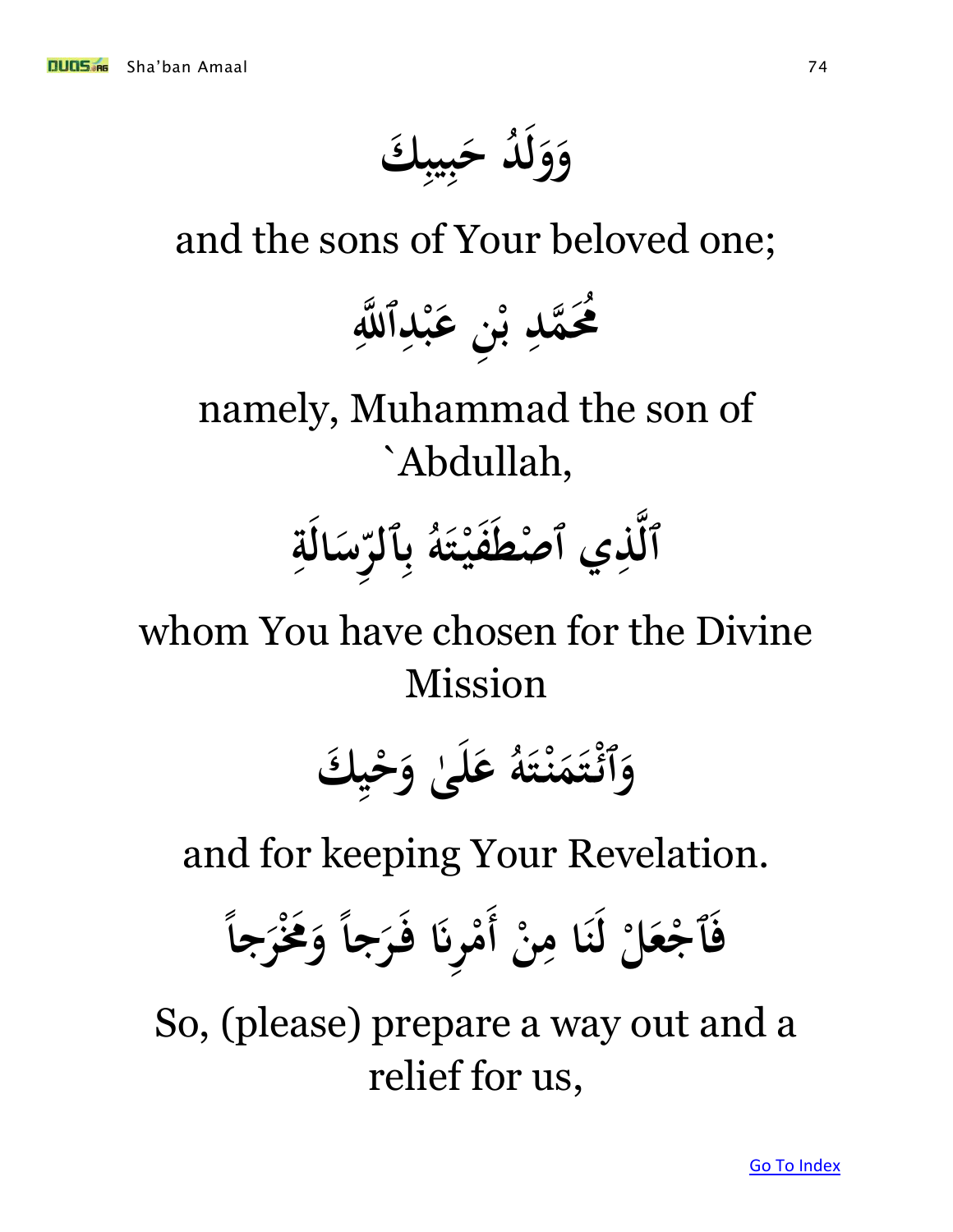وَوَلَدُ حَبِيبِكَ

and the sons of Your beloved one;

مُحَمَّدِ بْنِ عَبْدِٱللَّهِ

namely, Muhammad the son of `Abdullah,

ٱلَّذِي ٱصْطَفَيْتَهُ بِٱلرِّسَالَةِ

whom You have chosen for the Divine Mission

وَٱئْتَمَنْتَهُ عَلَىٰ وَحْيِكَ

and for keeping Your Revelation.

فَٱجْعَلْ لَنَا مِنْ أَمْرِنَا فَرَجاً وَمَخْرَجاً

So, (please) prepare a way out and a relief for us,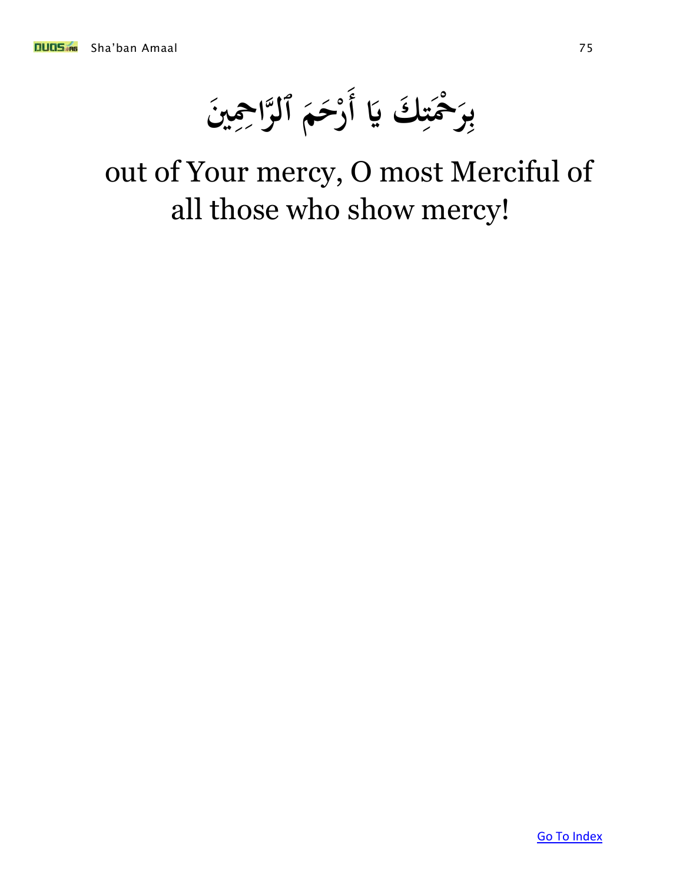بِرَحْمَتِكَ يَا أَرْحَمَ ٱلرَّاحِمِينَ

out of Your mercy, O most Merciful of all those who show mercy!

Go To Index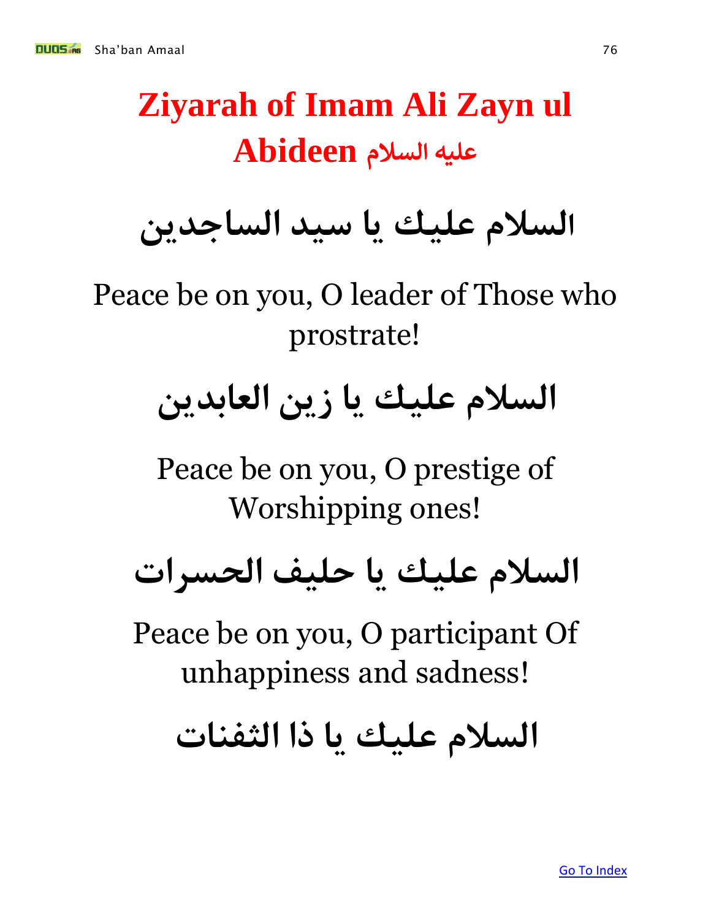# Ziyarah of Imam Ali Zayn ul Abideen عليه السلام

السلام عليك يا سيد الساجدين

Peace be on you, O leader of Those who prostrate!

السلام عليك يا زين العابدين

Peace be on you, O prestige of Worshipping ones!

السلام عليك يا حليف الحسرات

Peace be on you, O participant Of unhappiness and sadness!

السلام عليك يا ذا الثفنات

Go To Index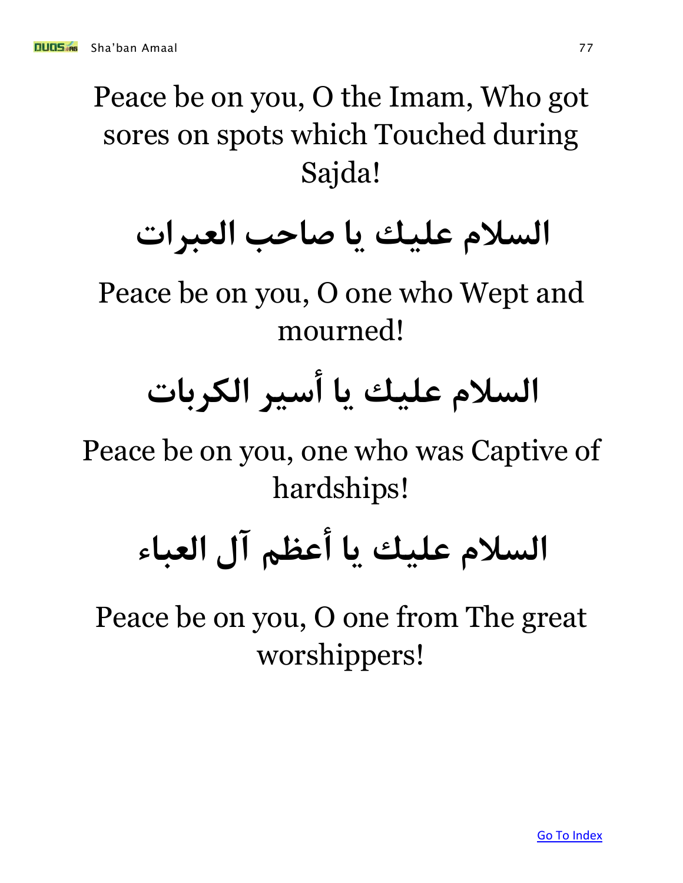Peace be on you, O the Imam, Who got sores on spots which Touched during Sajda!

**السلام عليك يا صاحب العبرات**

Peace be on you, O one who Wept and mourned!

**السلام عليك يا أسير الكربات**

Peace be on you, one who was Captive of hardships!

**السلام عليك يا أعظم آل العباء**

Peace be on you, O one from The great worshippers!

Go To Index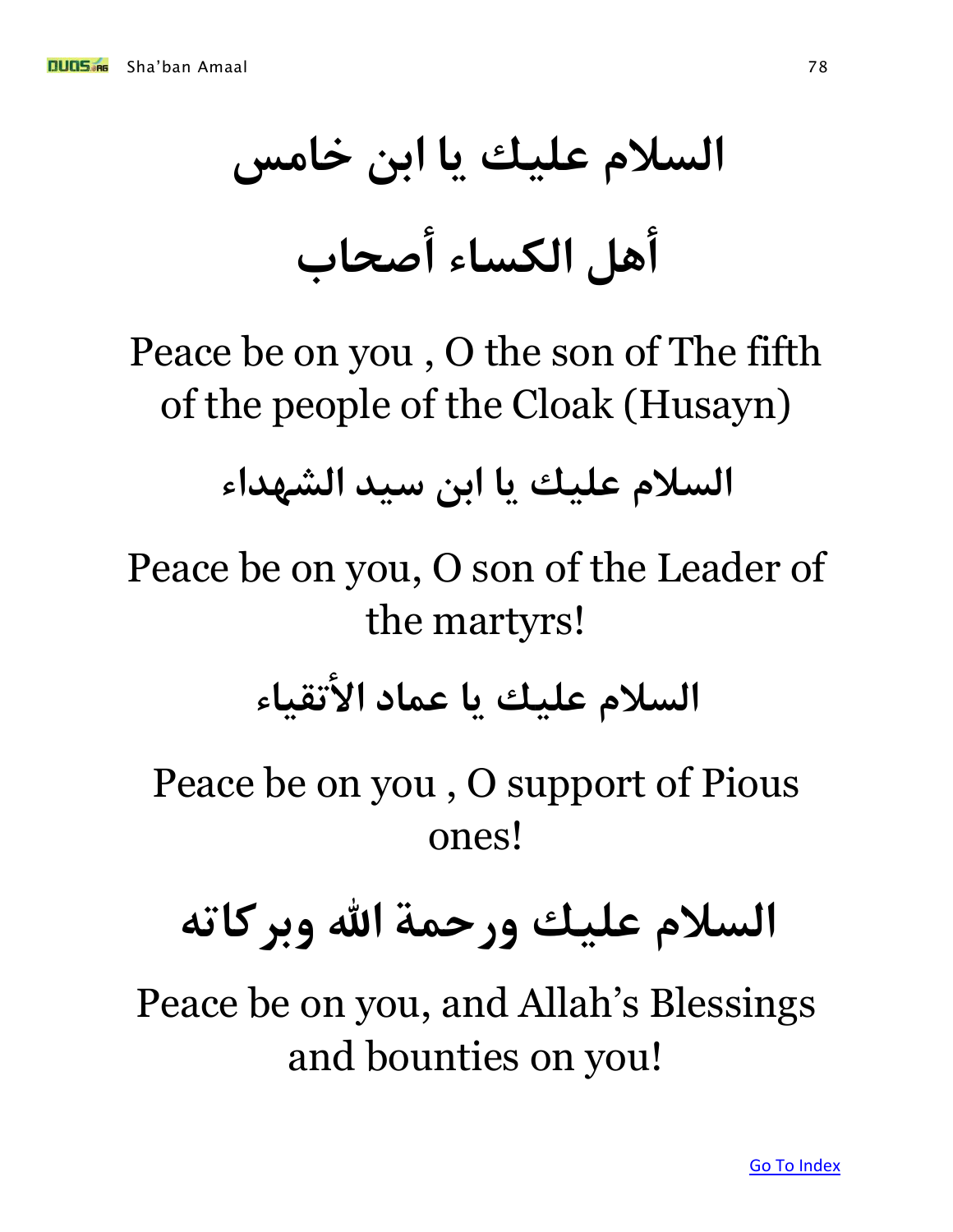# السلام عليك يا ابن خامس

# أهل الكساء أصحاب

Peace be on you , O the son of The fifth of the people of the Cloak (Husayn)

## السلام عليك يا ابن سيد الشهداء

Peace be on you, O son of the Leader of the martyrs!

## السلام عليك يا عماد الأتقياء

Peace be on you , O support of Pious ones!

# السلام عليك ورحمة الله وبركاته

Peace be on you, and Allah's Blessings and bounties on you!

Go To Index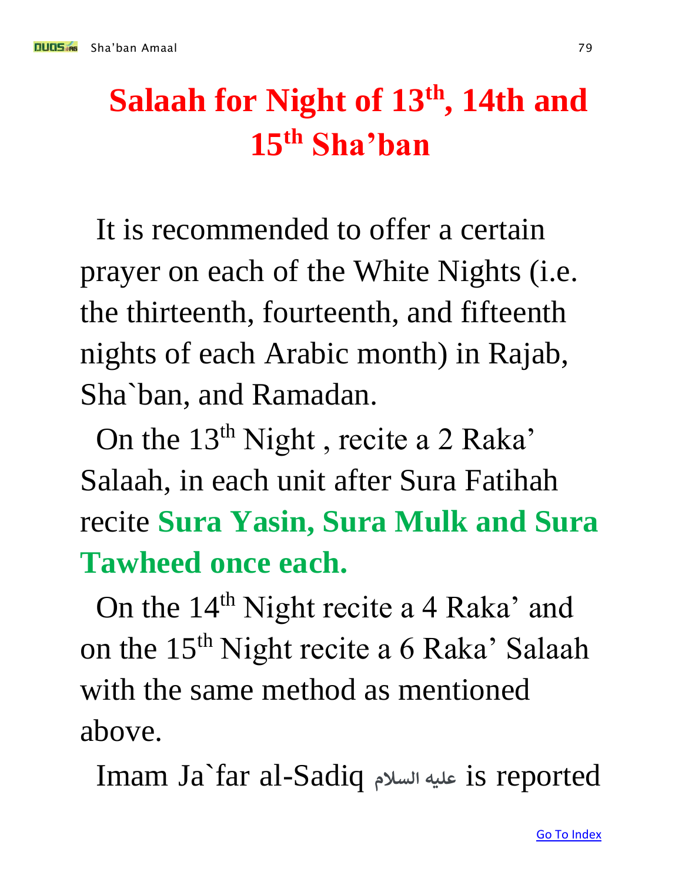# Salaah for Night of 13th, 14th and 15th Sha'ban

It is recommended to offer a certain prayer on each of the White Nights (i.e. the thirteenth, fourteenth, and fifteenth nights of each Arabic month) in Rajab, Sha`ban, and Ramadan.

On the 13th Night , recite a 2 Raka' Salaah, in each unit after Sura Fatihah recite **Sura Yasin, Sura Mulk and Sura Tawheed once each.**

On the 14th Night recite a 4 Raka' and on the 15th Night recite a 6 Raka' Salaah with the same method as mentioned above.

Imam Ja`far al-Sadiq عليه السلام is reported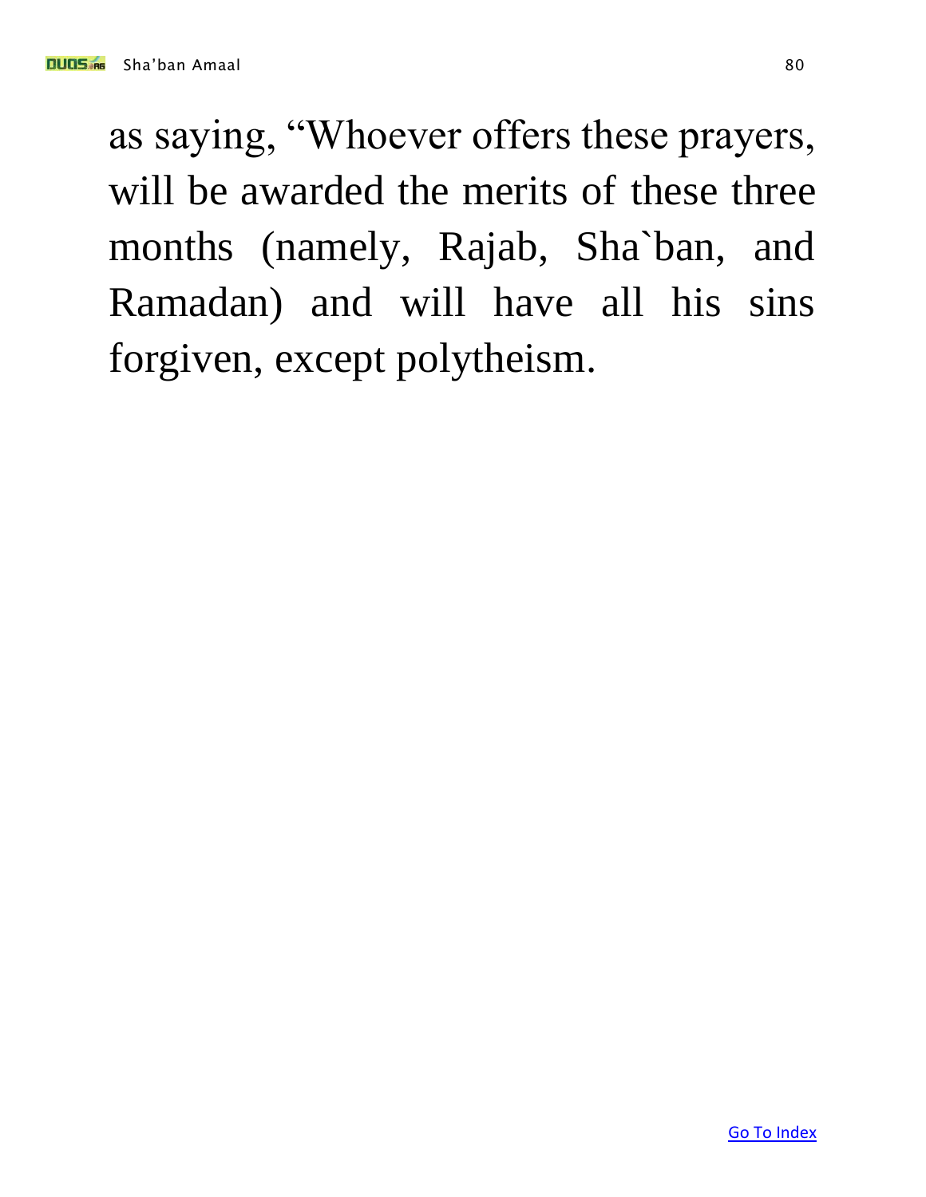as saying, "Whoever offers these prayers, will be awarded the merits of these three months (namely, Rajab, Sha`ban, and Ramadan) and will have all his sins forgiven, except polytheism.

Go To Index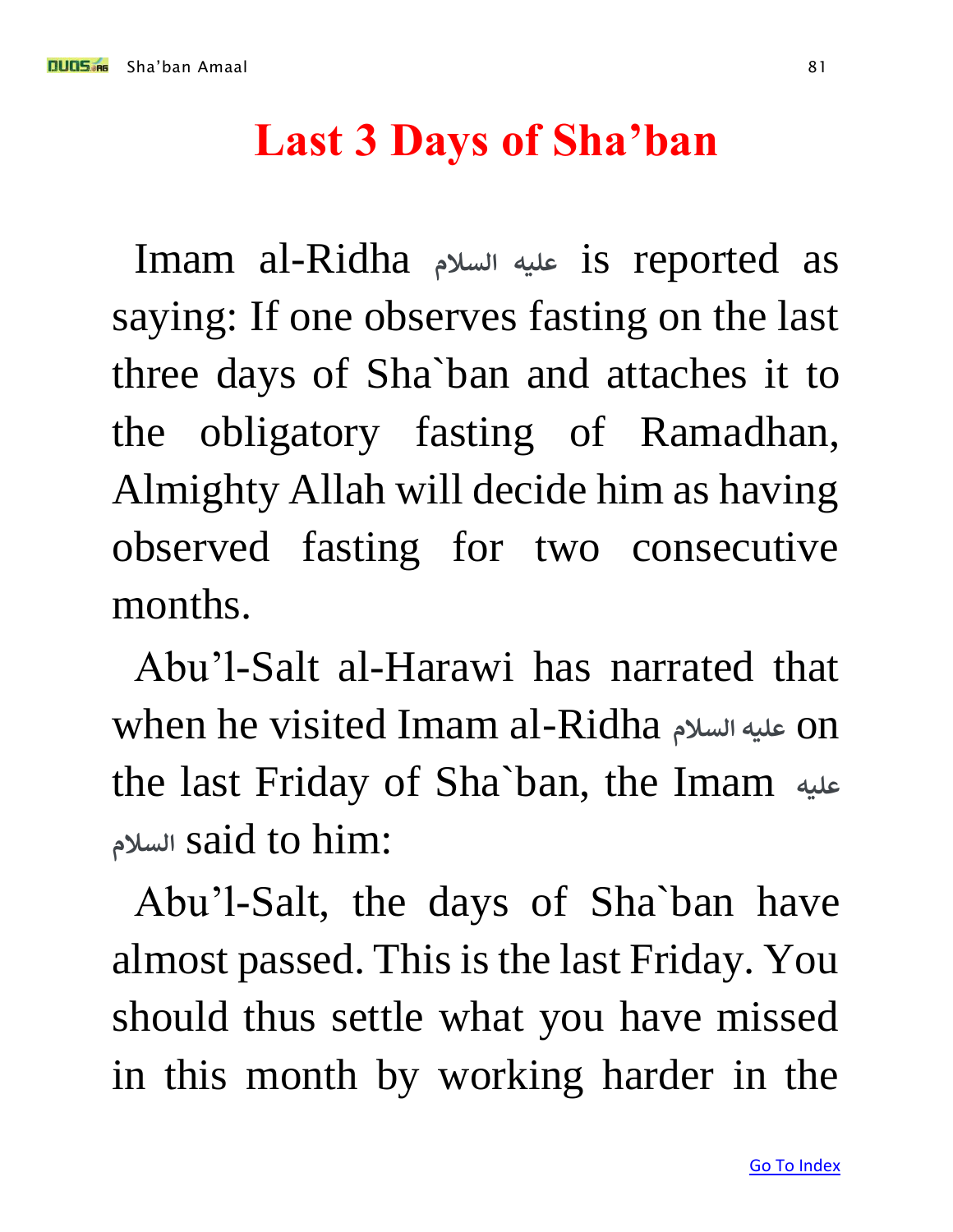# Last 3 Days of Sha'ban

Imam al-Ridha عليه السلام is reported as saying: If one observes fasting on the last three days of Sha`ban and attaches it to the obligatory fasting of Ramadhan, Almighty Allah will decide him as having observed fasting for two consecutive months.

Abu'l-Salt al-Harawi has narrated that when he visited Imam al-Ridha عليه السلام on the last Friday of Sha`ban, the Imam عليه السلام said to him:

Abu'l-Salt, the days of Sha`ban have almost passed. This is the last Friday. You should thus settle what you have missed in this month by working harder in the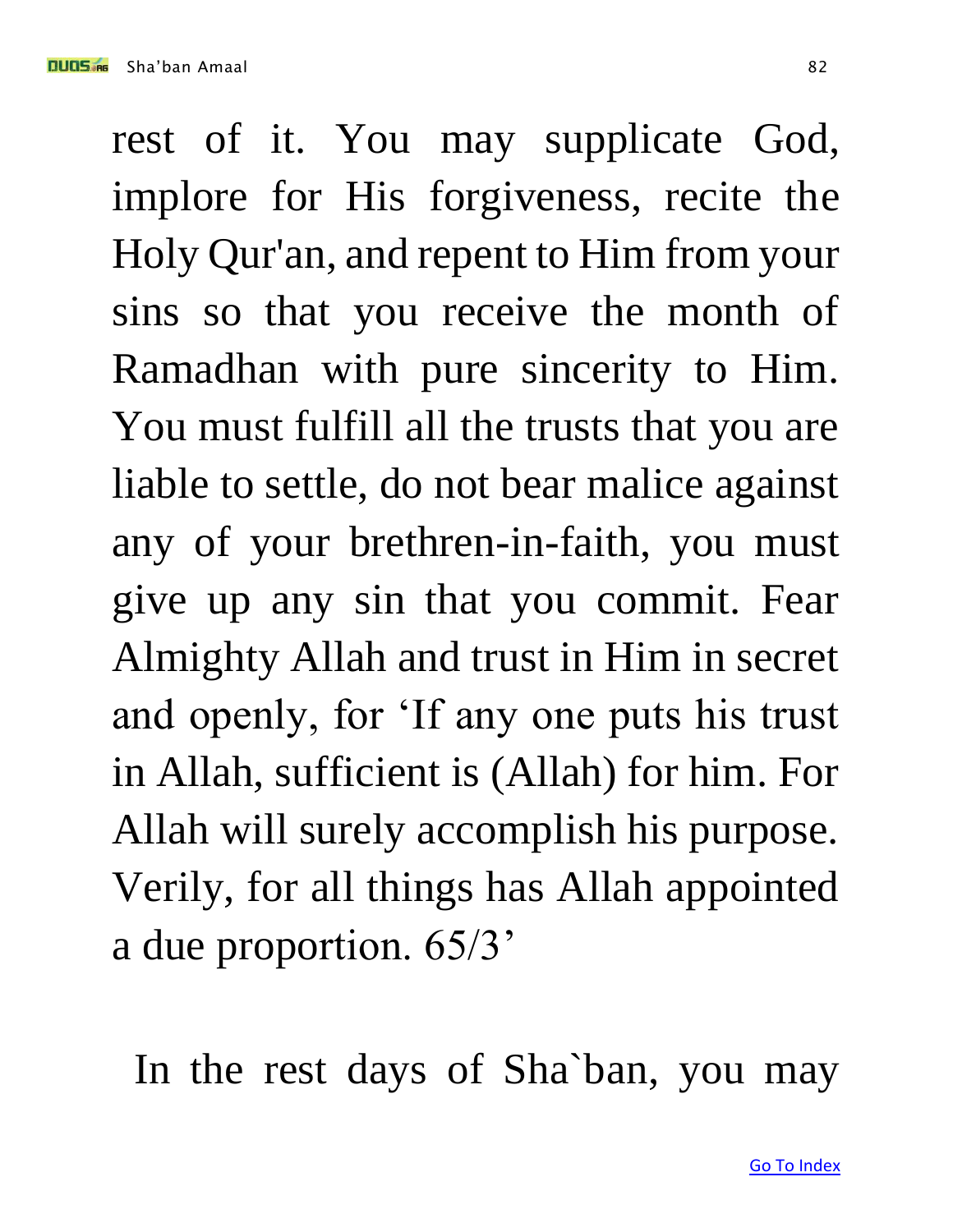rest of it. You may supplicate God, implore for His forgiveness, recite the Holy Qur'an, and repent to Him from your sins so that you receive the month of Ramadhan with pure sincerity to Him. You must fulfill all the trusts that you are liable to settle, do not bear malice against any of your brethren-in-faith, you must give up any sin that you commit. Fear Almighty Allah and trust in Him in secret and openly, for 'If any one puts his trust in Allah, sufficient is (Allah) for him. For Allah will surely accomplish his purpose. Verily, for all things has Allah appointed a due proportion. 65/3'

In the rest days of Sha`ban, you may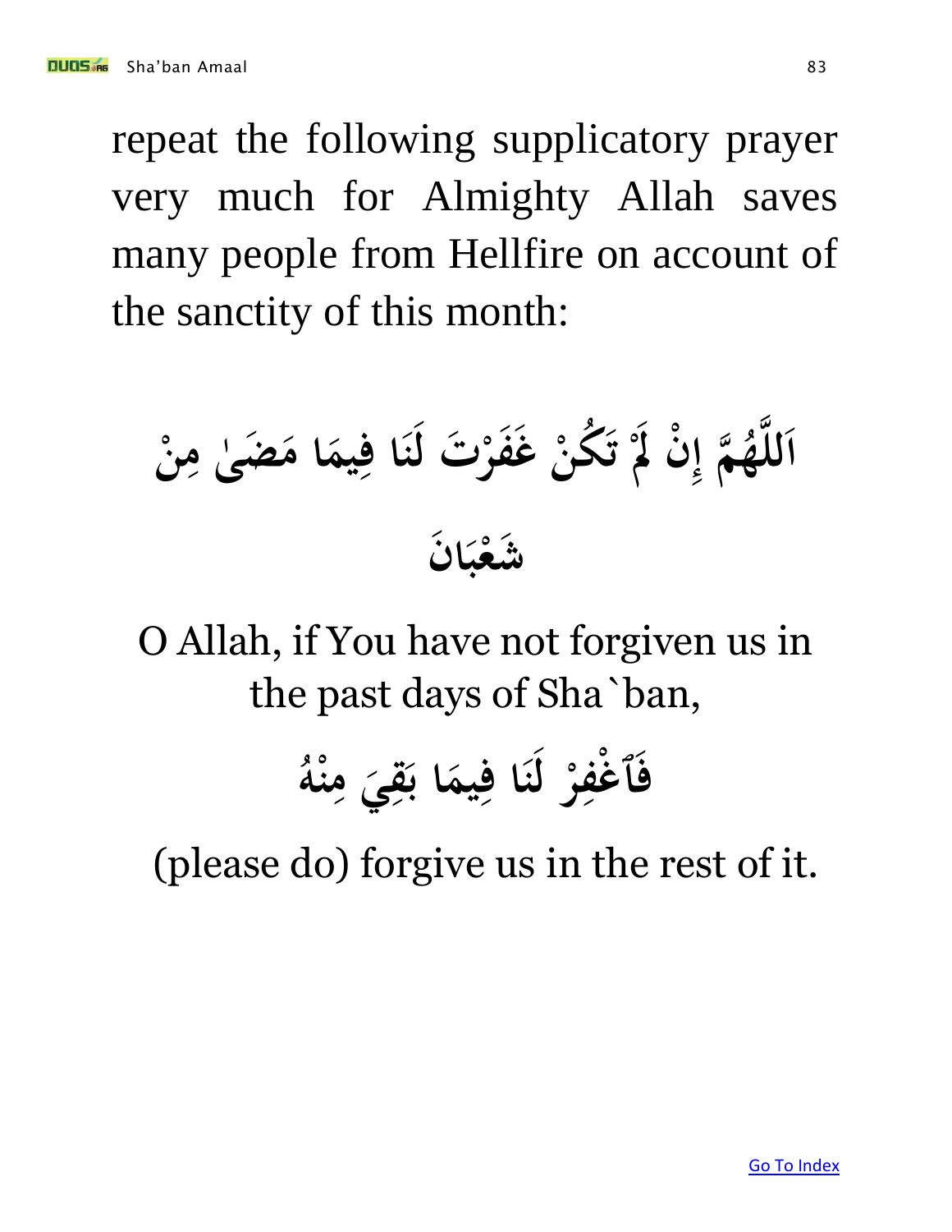repeat the following supplicatory prayer very much for Almighty Allah saves many people from Hellfire on account of the sanctity of this month:

اَللَّهُمَّ إِنْ لَمْ تَكُنْ غَفَرْتَ لَنَا فِيمَا مَضَىٰ مِنْ شَعْبَانَ

O Allah, if You have not forgiven us in the past days of Sha`ban,

فَٱغْفِرْ لَنَا فِيمَا بَقِيَ مِنْهُ

(please do) forgive us in the rest of it.

Go To Index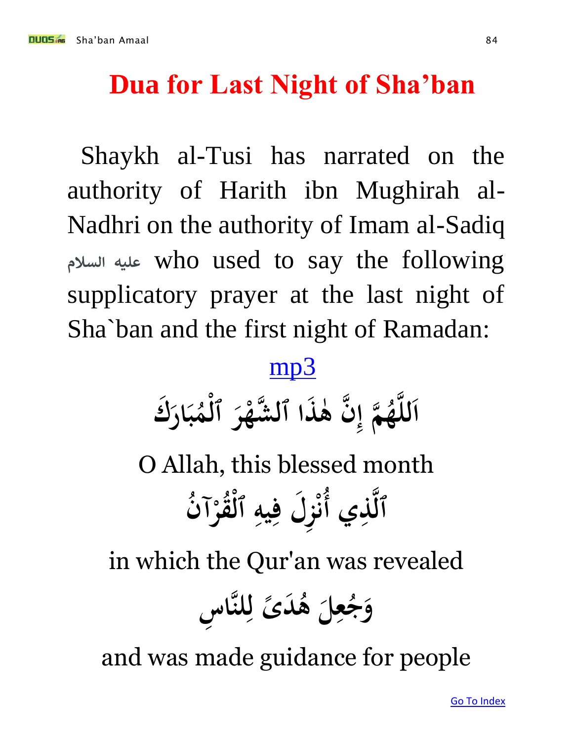# Dua for Last Night of Sha'ban

Shaykh al-Tusi has narrated on the authority of Harith ibn Mughirah al-Nadhri on the authority of Imam al-Sadiq عليه السلام who used to say the following supplicatory prayer at the last night of Sha`ban and the first night of Ramadan:

mp3

اَللَّهُمَّ إِنَّ هٰذَا ٱلشَّهْرَ ٱلْمُبَارَكَ

O Allah, this blessed month

ٱلَّذِي أُنْزِلَ فِيهِ ٱلْقُرْآنُ

in which the Qur'an was revealed

وَجُعِلَ هُدَىً لِلنَّاسِ

and was made guidance for people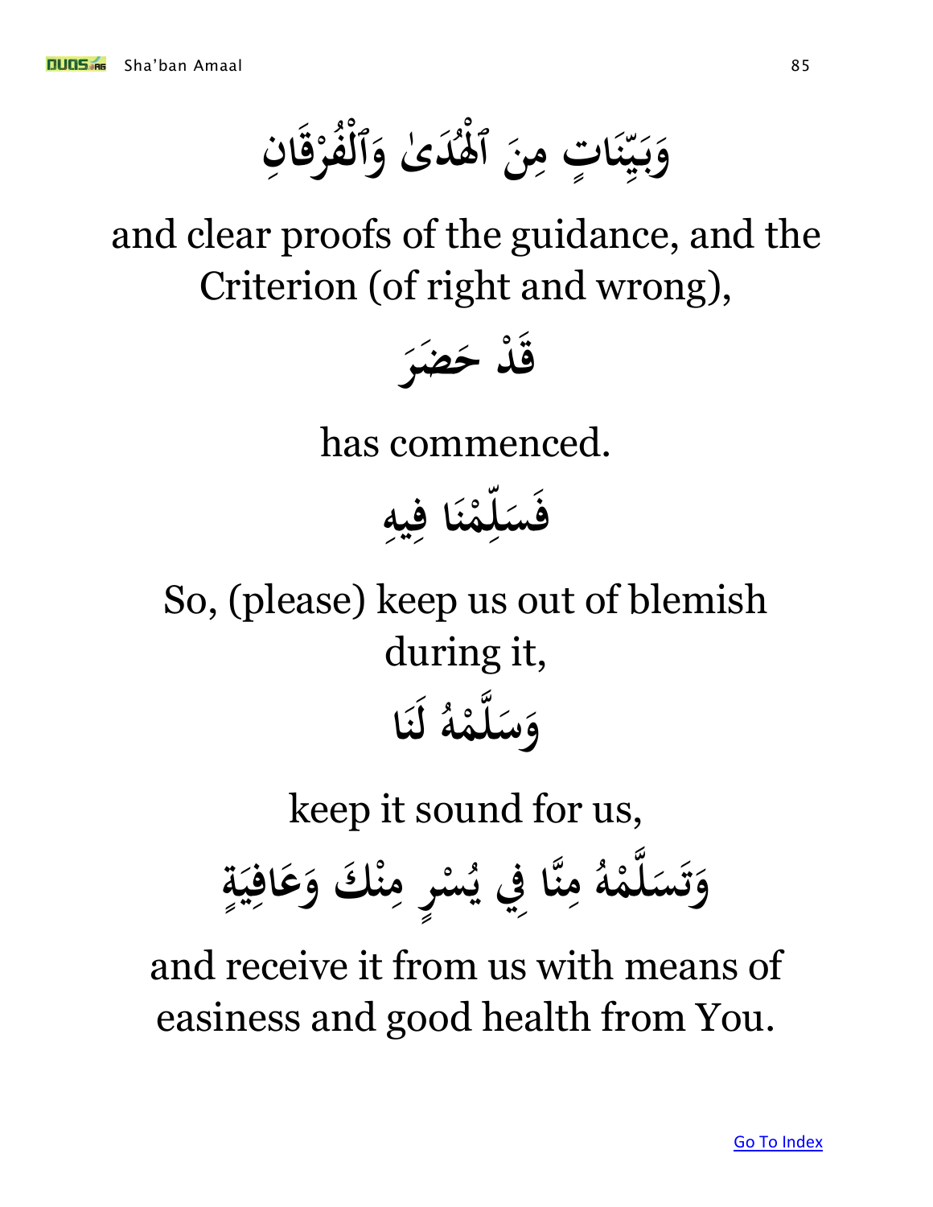وَبَيِّنَاتٍ مِنَ ٱلْهُدَىٰ وَٱلْفُرْقَانِ

and clear proofs of the guidance, and the Criterion (of right and wrong),

قَدْ حَضَرَ

has commenced.

فَسَلِّمْنَا فِيهِ

So, (please) keep us out of blemish during it,

وَسَلِّمْهُ لَنَا

keep it sound for us,

وَتَسَلَّمْهُ مِنَّا فِي يُسْرٍ مِنْكَ وَعَافِيَةٍ

and receive it from us with means of easiness and good health from You.

Go To Index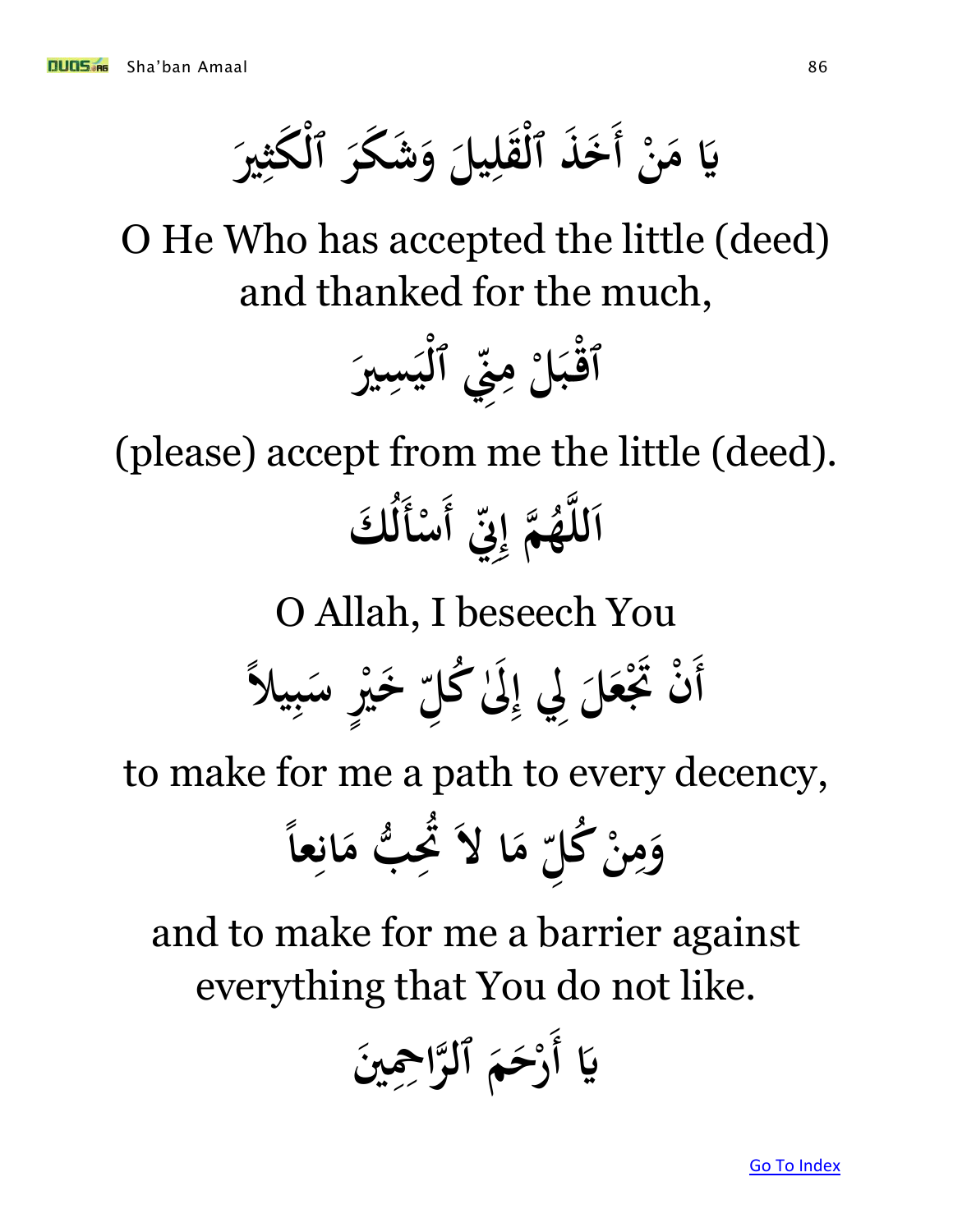يَا مَنْ أَخَذَ ٱلْقَلِيلَ وَشَكَرَ ٱلْكَثِيرَ

O He Who has accepted the little (deed) and thanked for the much,

ٱقْبَلْ مِنِّي ٱلْيَسِيرَ

(please) accept from me the little (deed).

اَللَّهُمَّ إِنِّي أَسْأَلُكَ

O Allah, I beseech You

أَنْ تَجْعَلَ لِي إِلَىٰ كُلِّ خَيْرٍ سَبِيلاً

to make for me a path to every decency,

وَمِنْ كُلِّ مَا لاَ تُحِبُّ مَانِعاً

and to make for me a barrier against everything that You do not like.

يَا أَرْحَمَ ٱلرَّاحِمِينَ

Go To Index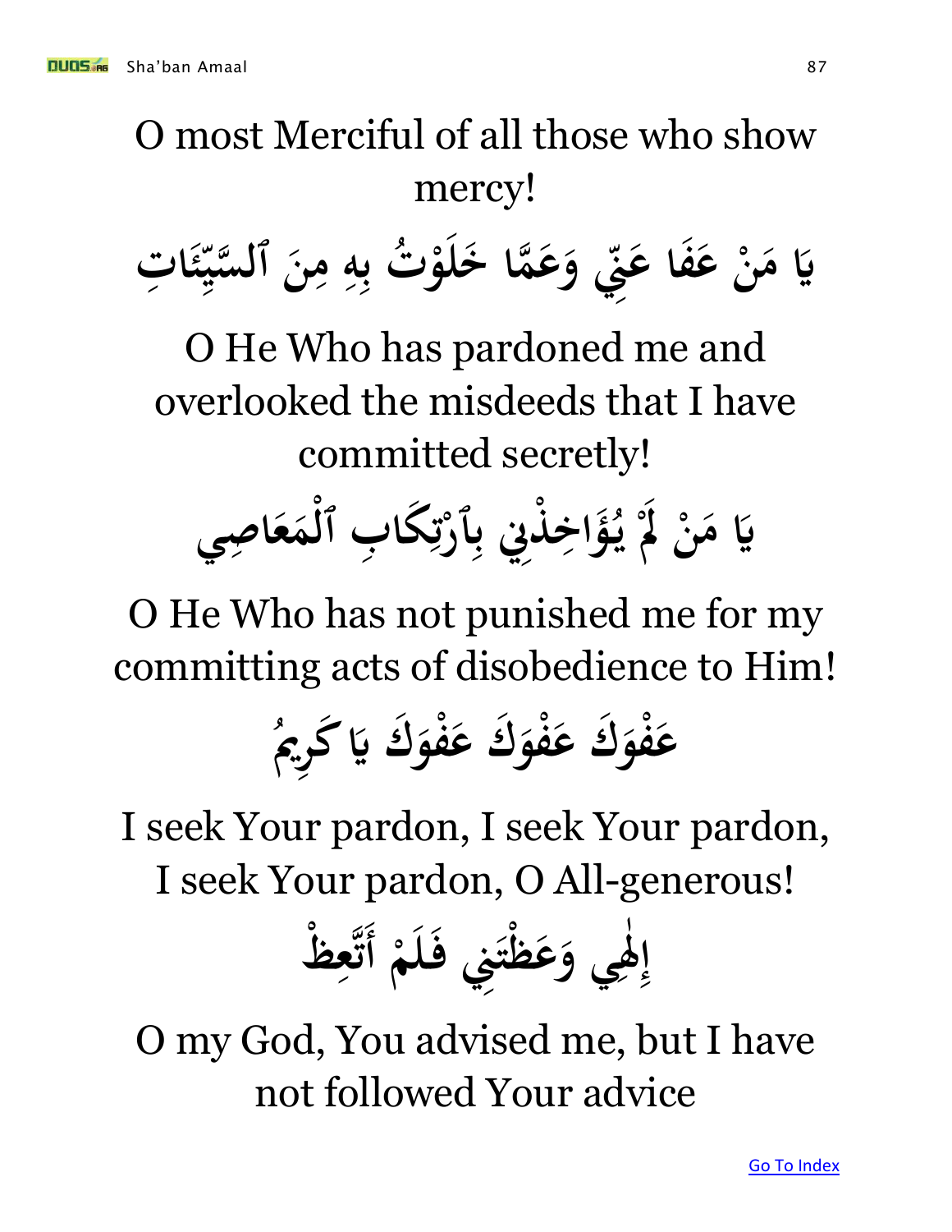O most Merciful of all those who show mercy!

يَا مَنْ عَفَا عَنِّي وَعَمَّا خَلَوْتُ بِهِ مِنَ ٱلسَّيِّئَاتِ

O He Who has pardoned me and overlooked the misdeeds that I have committed secretly!

يَا مَنْ لَمْ يُؤَاخِذْنِي بِٱرْتِكَابِ ٱلْمَعَاصِي

O He Who has not punished me for my committing acts of disobedience to Him!

عَفْوَكَ عَفْوَكَ عَفْوَكَ يَا كَرِيمُ

I seek Your pardon, I seek Your pardon, I seek Your pardon, O All-generous!

إِلٰهِي وَعَظْتَنِي فَلَمْ أَتَّعِظْ

O my God, You advised me, but I have not followed Your advice

Go To Index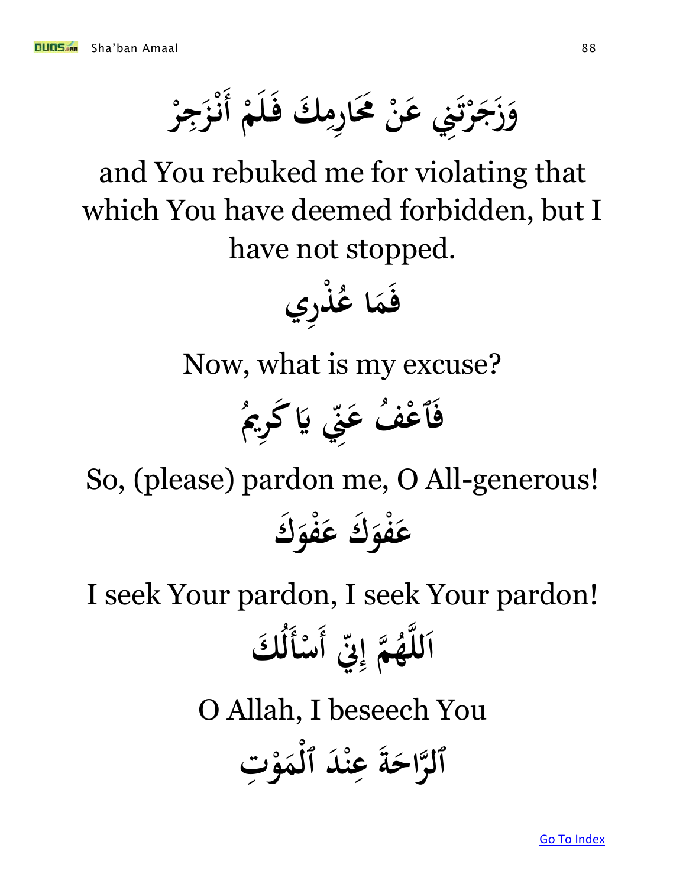وَزَجَرْتَنِي عَنْ مَحَارِمِكَ فَلَمْ أَنْزَجِرْ

and You rebuked me for violating that which You have deemed forbidden, but I have not stopped.

فَمَا عُذْرِي

Now, what is my excuse?

فَٱعْفُ عَنِّي يَا كَرِيمُ

So, (please) pardon me, O All-generous!

عَفْوَكَ عَفْوَكَ

I seek Your pardon, I seek Your pardon!

اَللَّهُمَّ إِنِّي أَسْأَلُكَ

O Allah, I beseech You

ٱلرَّاحَةَ عِنْدَ ٱلْمَوْتِ

Go To Index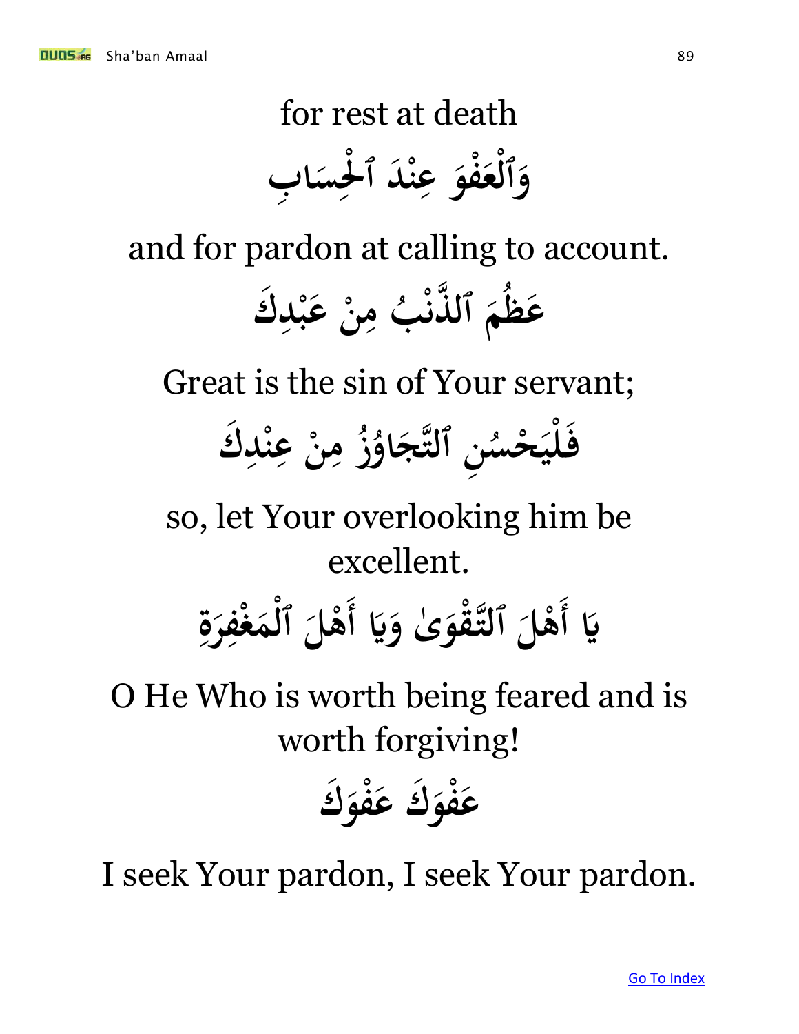for rest at death

وَٱلْعَفْوَ عِنْدَ ٱلْحِسَابِ

and for pardon at calling to account.

عَظُمَ ٱلذَّنْبُ مِنْ عَبْدِكَ

Great is the sin of Your servant;

فَلْيَحْسُنِ ٱلتَّجَاوُزُ مِنْ عِنْدِكَ

so, let Your overlooking him be excellent.

يَا أَهْلَ ٱلتَّقْوَىٰ وَيَا أَهْلَ ٱلْمَغْفِرَةِ

O He Who is worth being feared and is worth forgiving!

عَفْوَكَ عَفْوَكَ

I seek Your pardon, I seek Your pardon.

Go To Index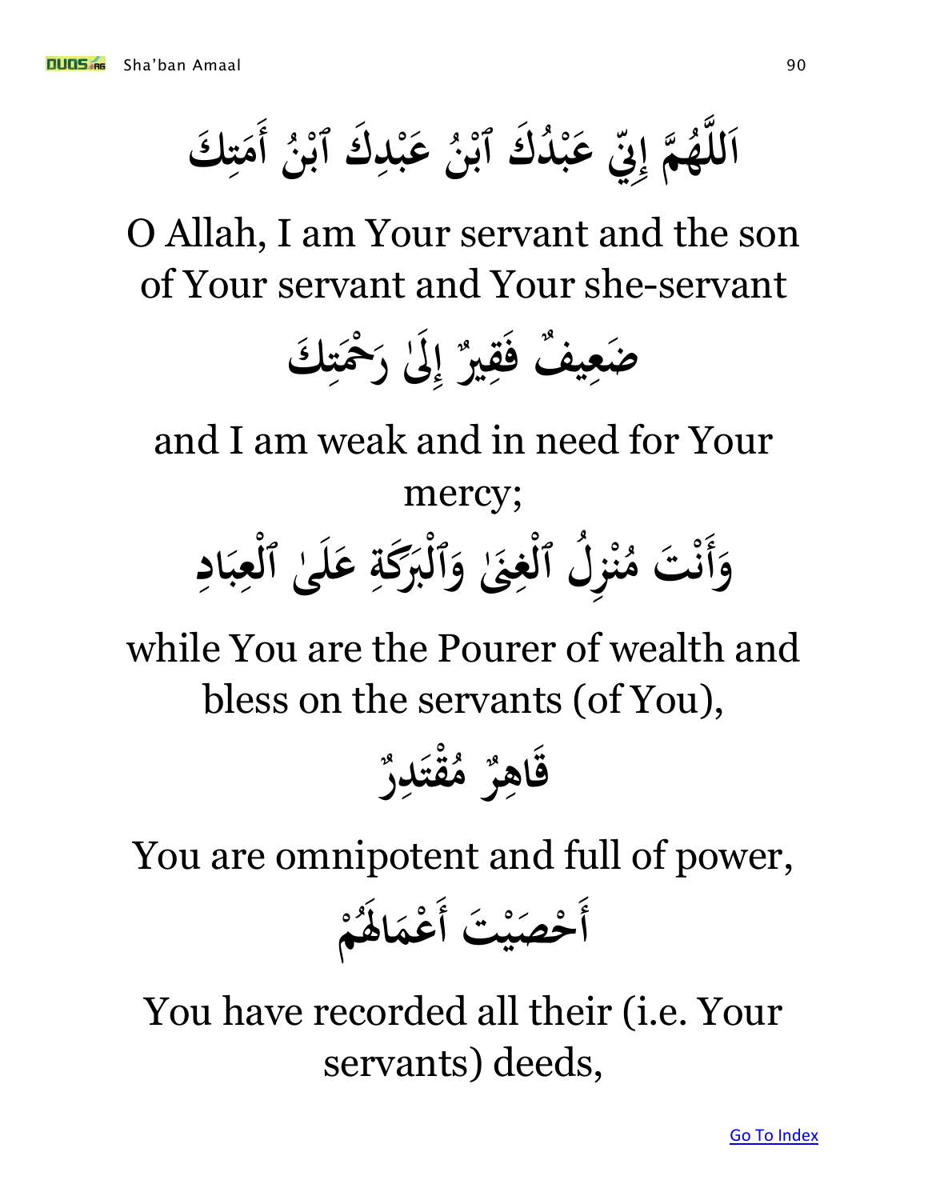اَللَّهُمَّ إِنِّي عَبْدُكَ ٱبْنُ عَبْدِكَ ٱبْنُ أَمَتِكَ

O Allah, I am Your servant and the son of Your servant and Your she-servant

ضَعِيفٌ فَقِيرٌ إِلَىٰ رَحْمَتِكَ

and I am weak and in need for Your mercy;

وَأَنْتَ مُنْزِلُ ٱلْغِنَىٰ وَٱلْبَرَكَةِ عَلَىٰ ٱلْعِبَادِ

while You are the Pourer of wealth and bless on the servants (of You),

قَاهِرٌ مُقْتَدِرٌ

You are omnipotent and full of power,

أَحْصَيْتَ أَعْمَالَهُمْ

You have recorded all their (i.e. Your servants) deeds,

Go To Index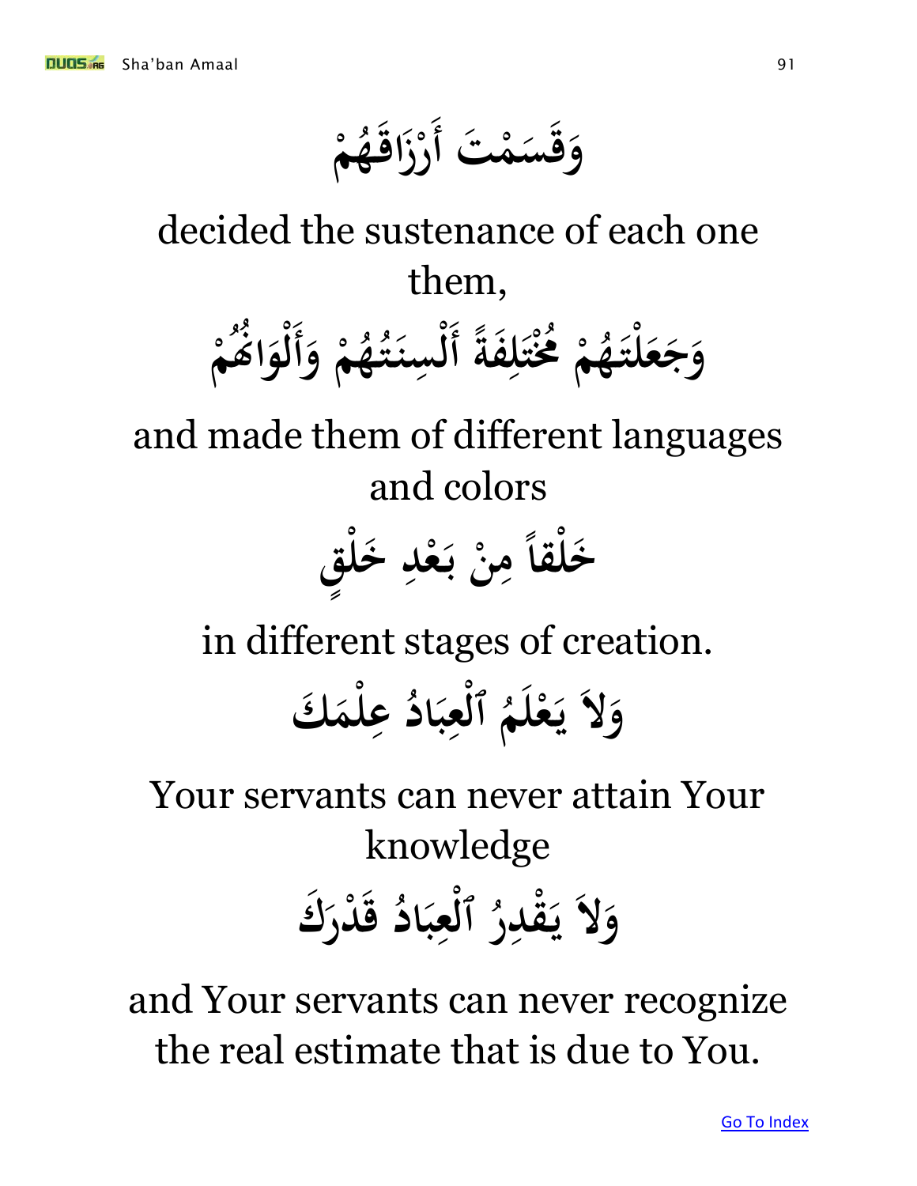وَقَسَمْتَ أَرْزَاقَهُمْ

decided the sustenance of each one them,

وَجَعَلْتَهُمْ مُخْتَلِفَةً أَلْسِنَتُهُمْ وَأَلْوَانُهُمْ

and made them of different languages and colors

خَلْقاً مِنْ بَعْدِ خَلْقٍ

in different stages of creation.

وَلاَ يَعْلَمُ ٱلْعِبَادُ عِلْمَكَ

Your servants can never attain Your knowledge

وَلاَ يَقْدِرُ ٱلْعِبَادُ قَدْرَكَ

and Your servants can never recognize the real estimate that is due to You.

Go To Index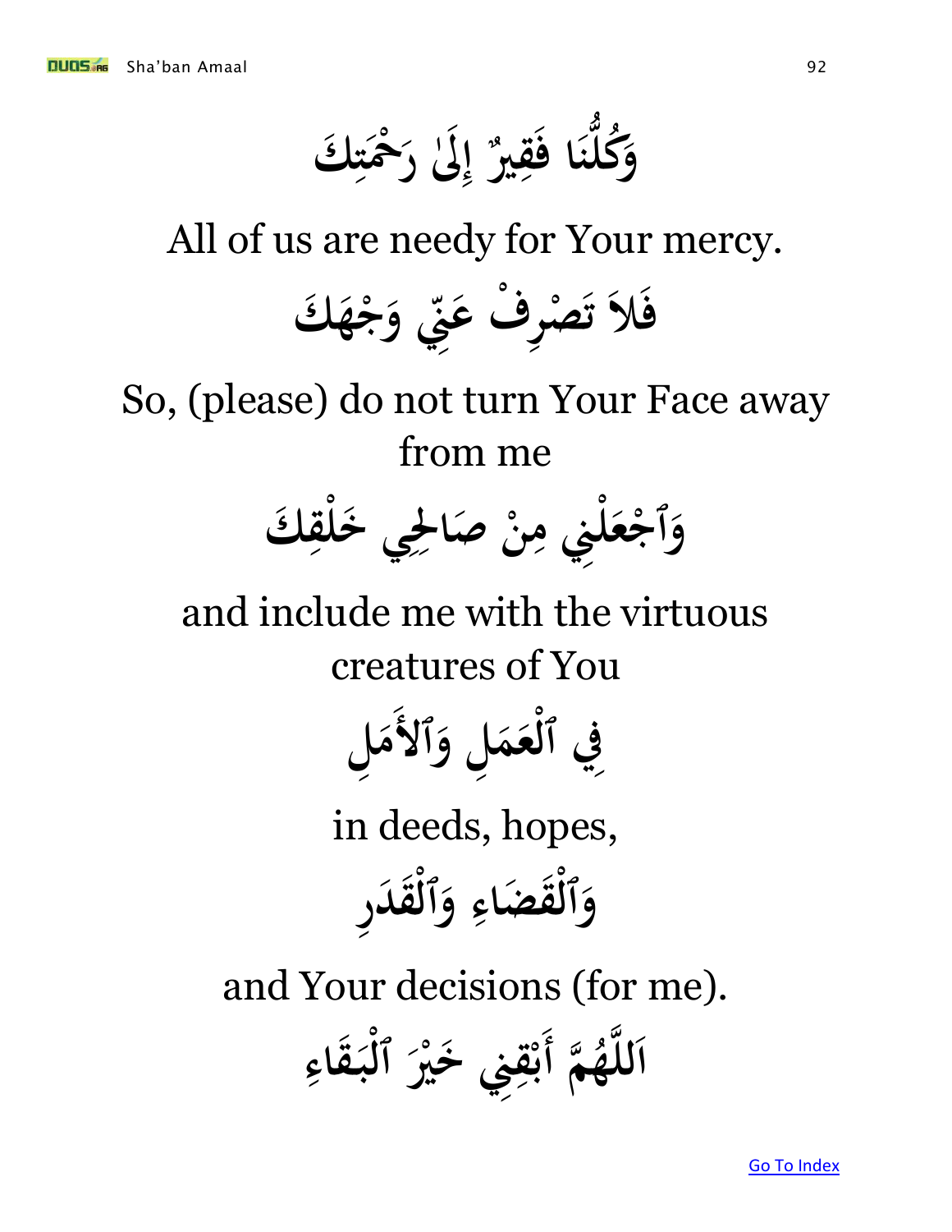وَكُلُّنَا فَقِيرٌ إِلَىٰ رَحْمَتِكَ

All of us are needy for Your mercy.

فَلاَ تَصْرِفْ عَنِّي وَجْهَكَ

So, (please) do not turn Your Face away from me

وَٱجْعَلْنِي مِنْ صَالِحِي خَلْقِكَ

and include me with the virtuous creatures of You

فِي ٱلْعَمَلِ وَٱلأَمَلِ

in deeds, hopes,

وَٱلْقَضَاءِ وَٱلْقَدَرِ

and Your decisions (for me).

اَللَّهُمَّ أَبْقِنِي خَيْرَ ٱلْبَقَاءِ

Go To Index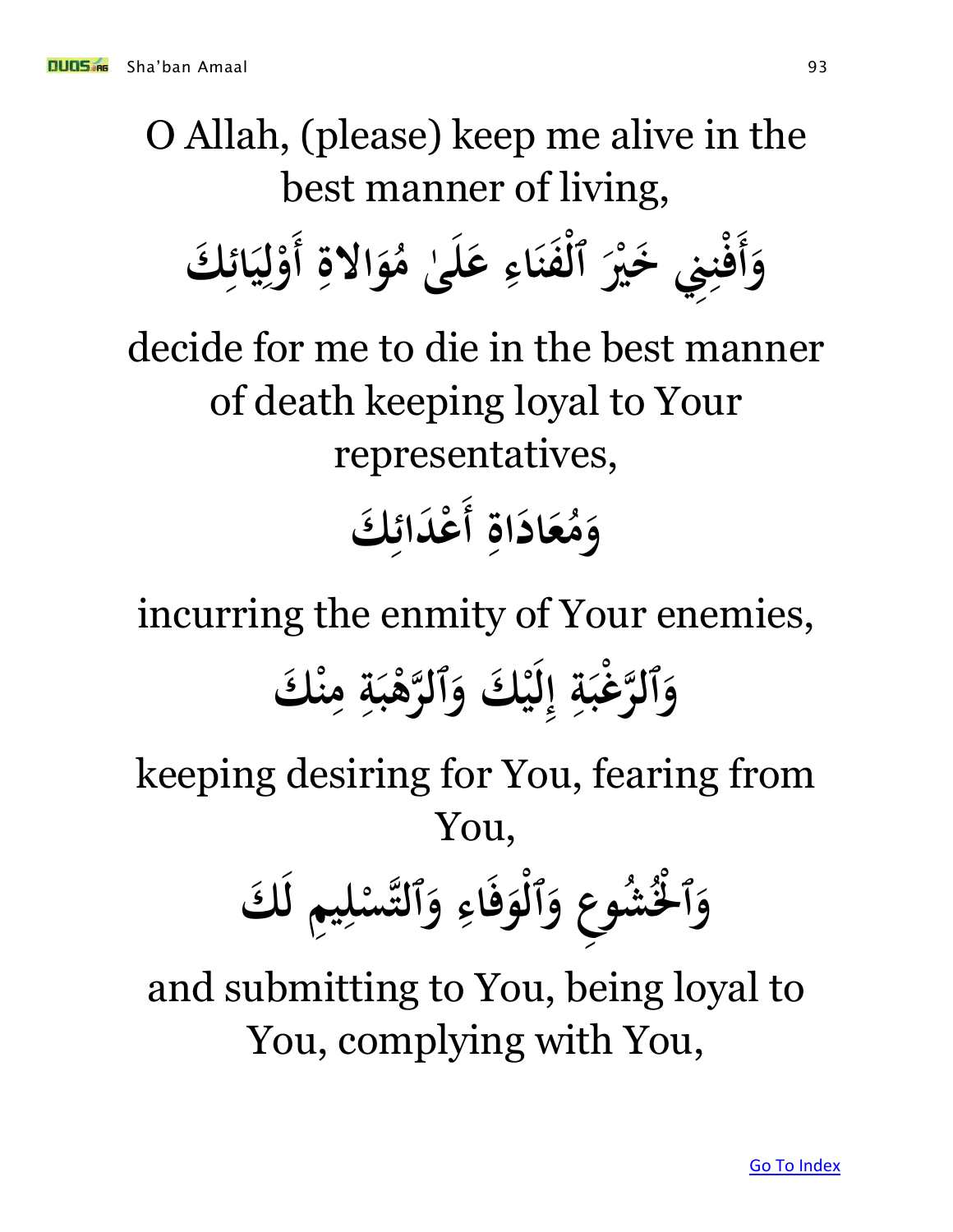O Allah, (please) keep me alive in the best manner of living,

وَأَفْنِنِي خَيْرَ ٱلْفَنَاءِ عَلَىٰ مُوَالاةِ أَوْلِيَائِكَ

decide for me to die in the best manner of death keeping loyal to Your representatives,

وَمُعَادَاةِ أَعْدَائِكَ

incurring the enmity of Your enemies,

وَٱلرَّغْبَةِ إِلَيْكَ وَٱلرَّهْبَةِ مِنْكَ

keeping desiring for You, fearing from You,

وَٱلْخُشُوعِ وَٱلْوَفَاءِ وَٱلتَّسْلِيمِ لَكَ

and submitting to You, being loyal to You, complying with You,

Go To Index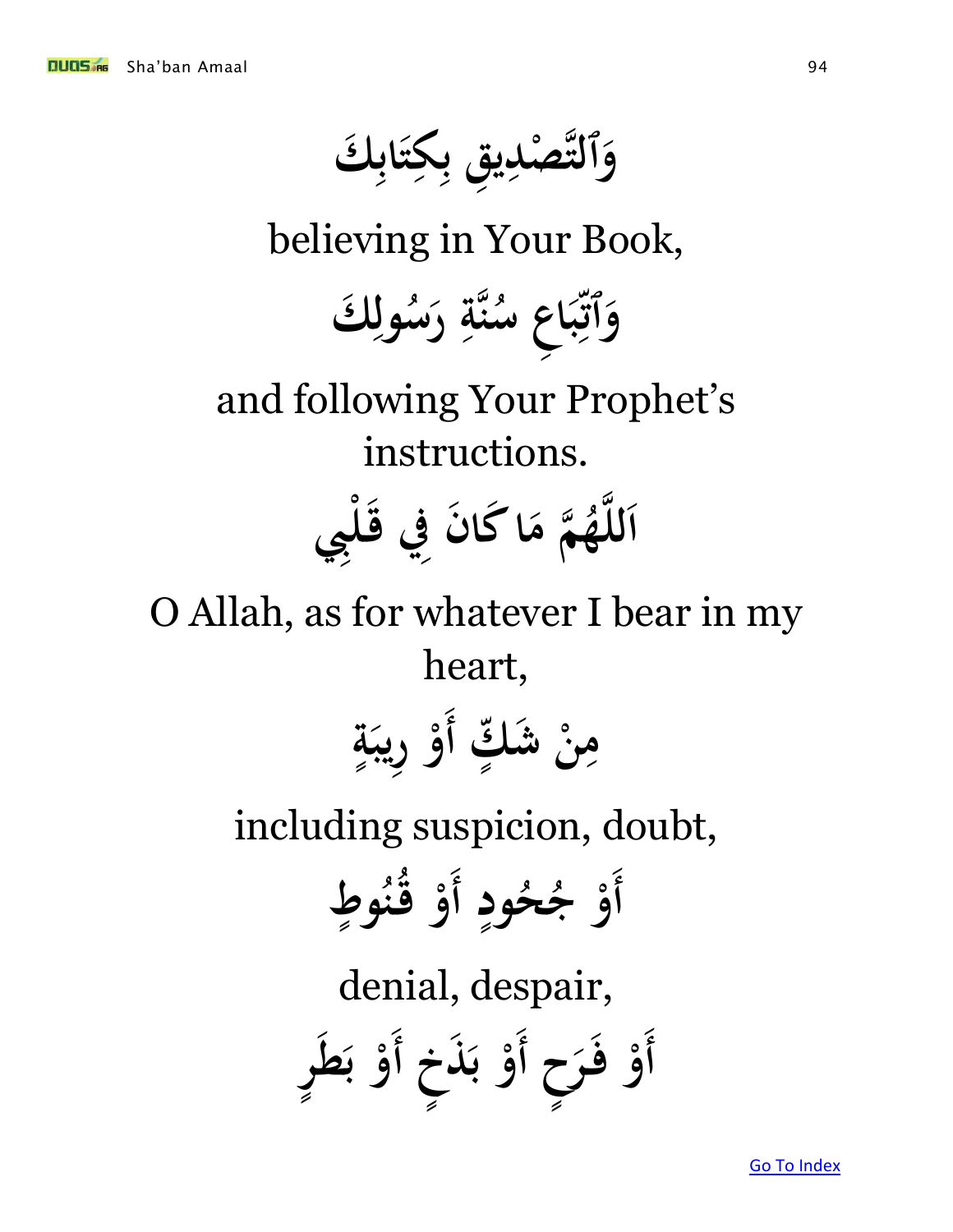وَٱلتَّصْدِيقِ بِكِتَابِكَ

believing in Your Book,

وَٱتِّبَاعِ سُنَّةِ رَسُولِكَ

and following Your Prophet's instructions.

اَللَّهُمَّ مَا كَانَ فِي قَلْبِي

O Allah, as for whatever I bear in my heart,

مِنْ شَكٍّ أَوْ رِيبَةٍ

including suspicion, doubt,

أَوْ جُحُودٍ أَوْ قُنُوطٍ

denial, despair,

أَوْ فَرَحٍ أَوْ بَذَخٍ أَوْ بَطَرٍ

Go To Index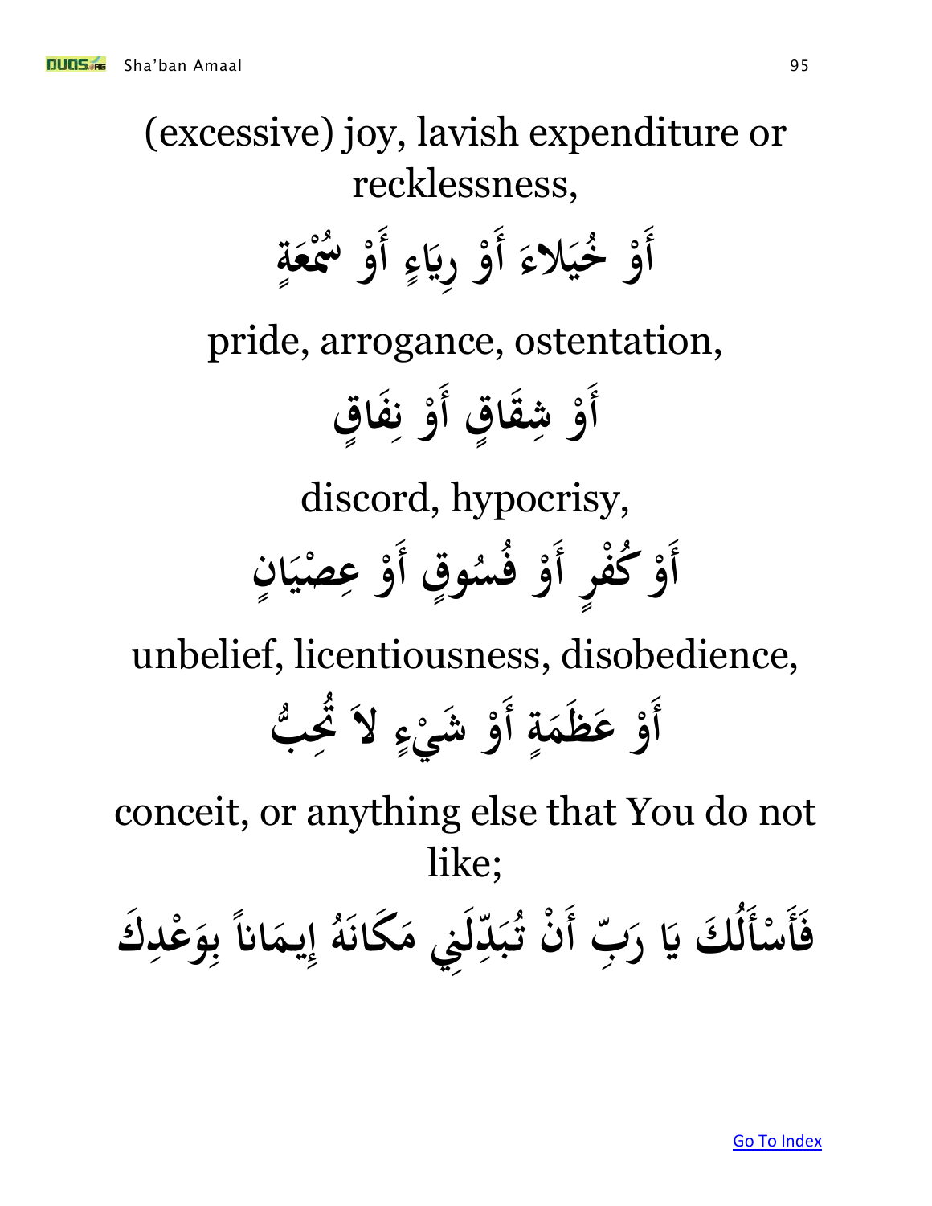(excessive) joy, lavish expenditure or recklessness,

أَوْ خُيَلاءَ أَوْ رِيَاءٍ أَوْ سُمْعَةٍ

pride, arrogance, ostentation,

أَوْ شِقَاقٍ أَوْ نِفَاقٍ

discord, hypocrisy,

أَوْ كُفْرٍ أَوْ فُسُوقٍ أَوْ عِصْيَانٍ

unbelief, licentiousness, disobedience,

أَوْ عَظَمَةٍ أَوْ شَيْءٍ لاَ تُحِبُّ

conceit, or anything else that You do not like;

فَأَسْأَلُكَ يَا رَبِّ أَنْ تُبَدِّلَنِي مَكَانَهُ إِيمَاناً بِوَعْدِكَ

Go To Index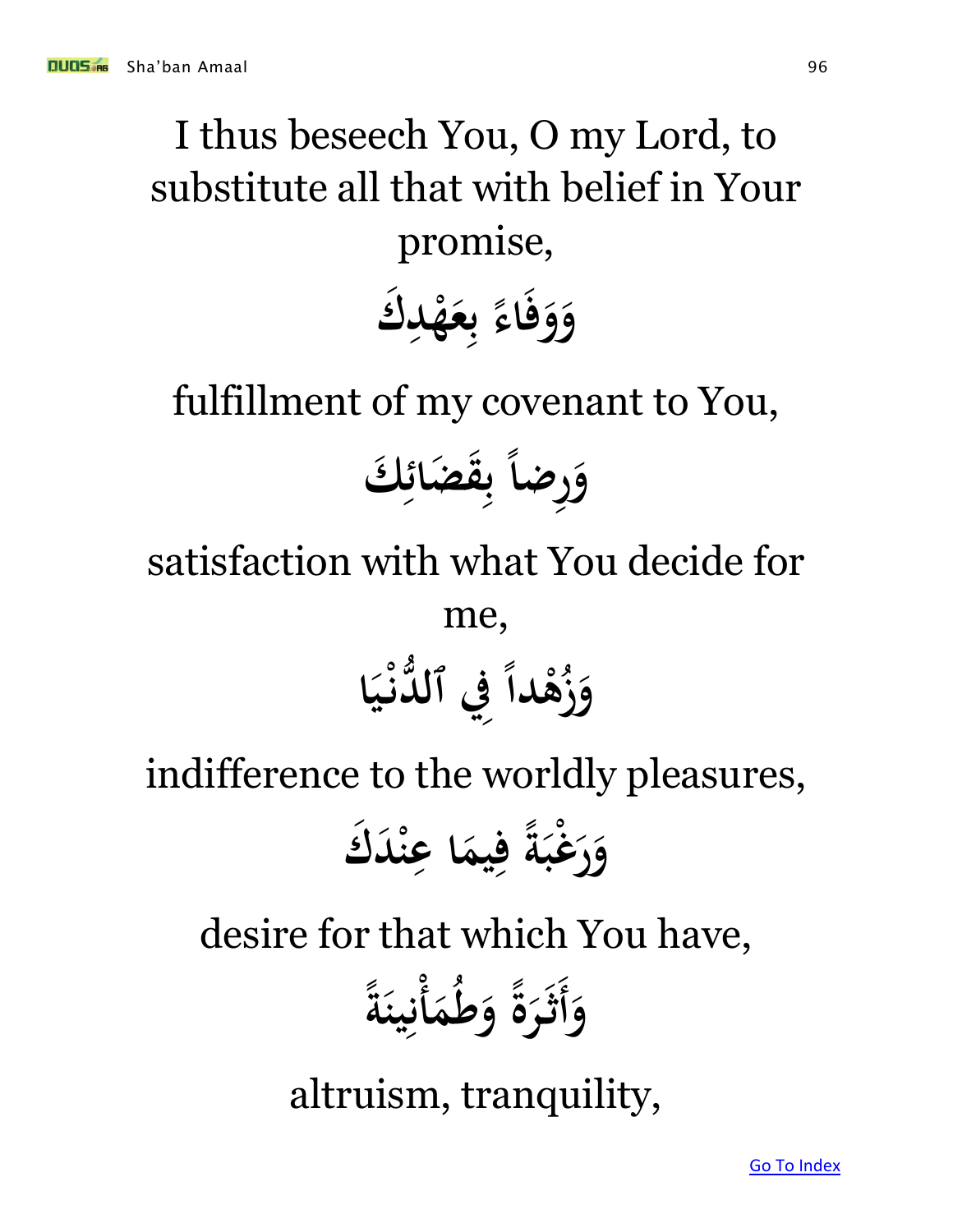I thus beseech You, O my Lord, to substitute all that with belief in Your promise,

وَوَفَاءً بِعَهْدِكَ

fulfillment of my covenant to You,

وَرِضاً بِقَضَائِكَ

satisfaction with what You decide for me,

وَزُهْداً فِي ٱلدُّنْيَا

indifference to the worldly pleasures,

وَرَغْبَةً فِيمَا عِنْدَكَ

desire for that which You have,

وَأَثَرَةً وَطُمَأْنِينَةً

altruism, tranquility,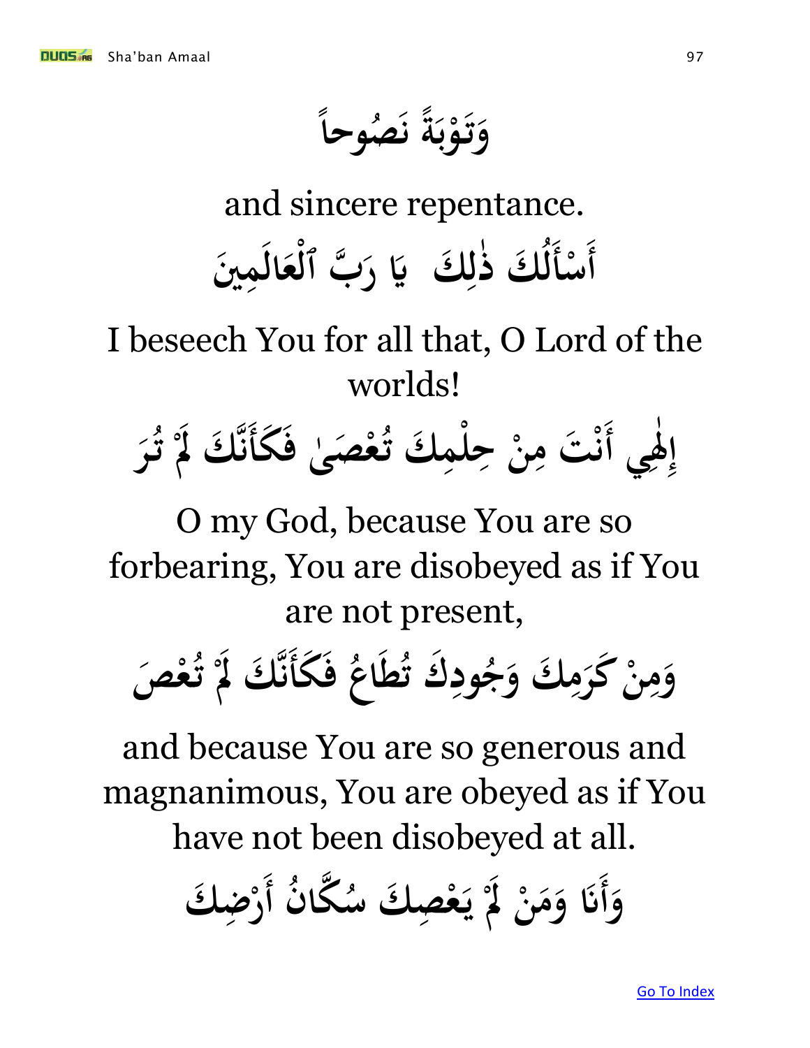وَتَوْبَةً نَصُوحاً

and sincere repentance.

أَسْأَلُكَ ذٰلِكَ يَا رَبَّ ٱلْعَالَمِينَ

I beseech You for all that, O Lord of the worlds!

إِلٰهِي أَنْتَ مِنْ حِلْمِكَ تُعْصَىٰ فَكَأَنَّكَ لَمْ تُرَ

O my God, because You are so forbearing, You are disobeyed as if You are not present,

وَمِنْ كَرَمِكَ وَجُودِكَ تُطَاعُ فَكَأَنَّكَ لَمْ تُعْصَ

and because You are so generous and magnanimous, You are obeyed as if You have not been disobeyed at all.

وَأَنَا وَمَنْ لَمْ يَعْصِكَ سُكَّانُ أَرْضِكَ

[Go To Index]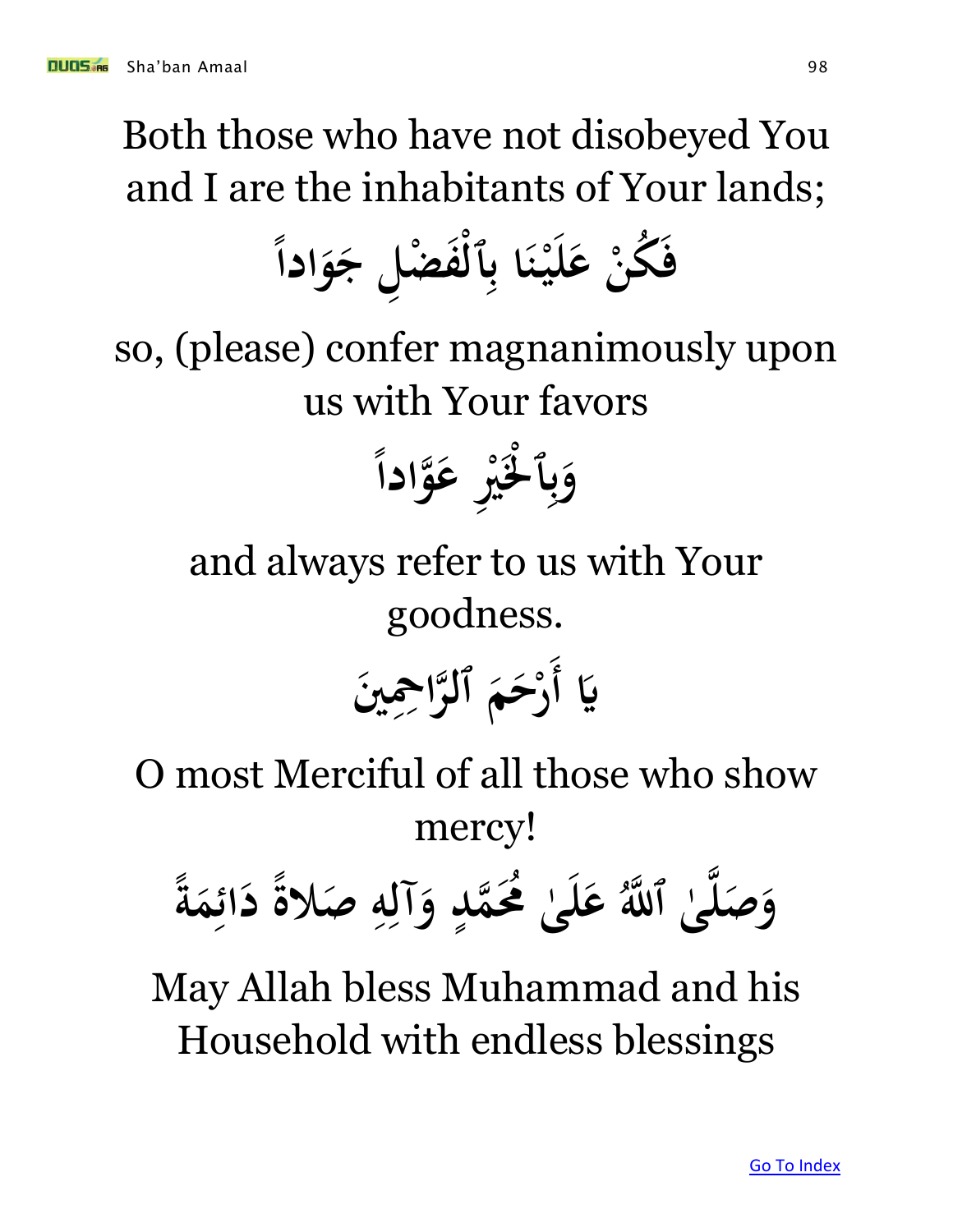Both those who have not disobeyed You and I are the inhabitants of Your lands;

فَكُنْ عَلَيْنَا بِٱلْفَضْلِ جَوَاداً

so, (please) confer magnanimously upon us with Your favors

وَبِٱلْخَيْرِ عَوَّاداً

and always refer to us with Your goodness.

يَا أَرْحَمَ ٱلرَّاحِمِينَ

O most Merciful of all those who show mercy!

وَصَلَّىٰ ٱللَّهُ عَلَىٰ مُحَمَّدٍ وَآلِهِ صَلاةً دَائِمَةً

May Allah bless Muhammad and his Household with endless blessings

Go To Index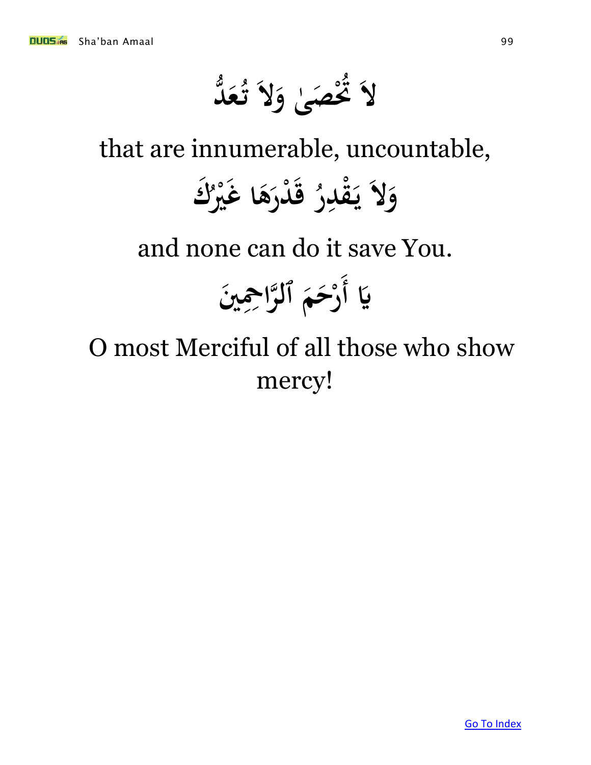لاَ تُحْصَىٰ وَلاَ تُعَدُّ

that are innumerable, uncountable,

وَلاَ يَقْدِرُ قَدْرَهَا غَيْرُكَ

and none can do it save You.

يَا أَرْحَمَ ٱلرَّاحِمِينَ

O most Merciful of all those who show mercy!

Go To Index